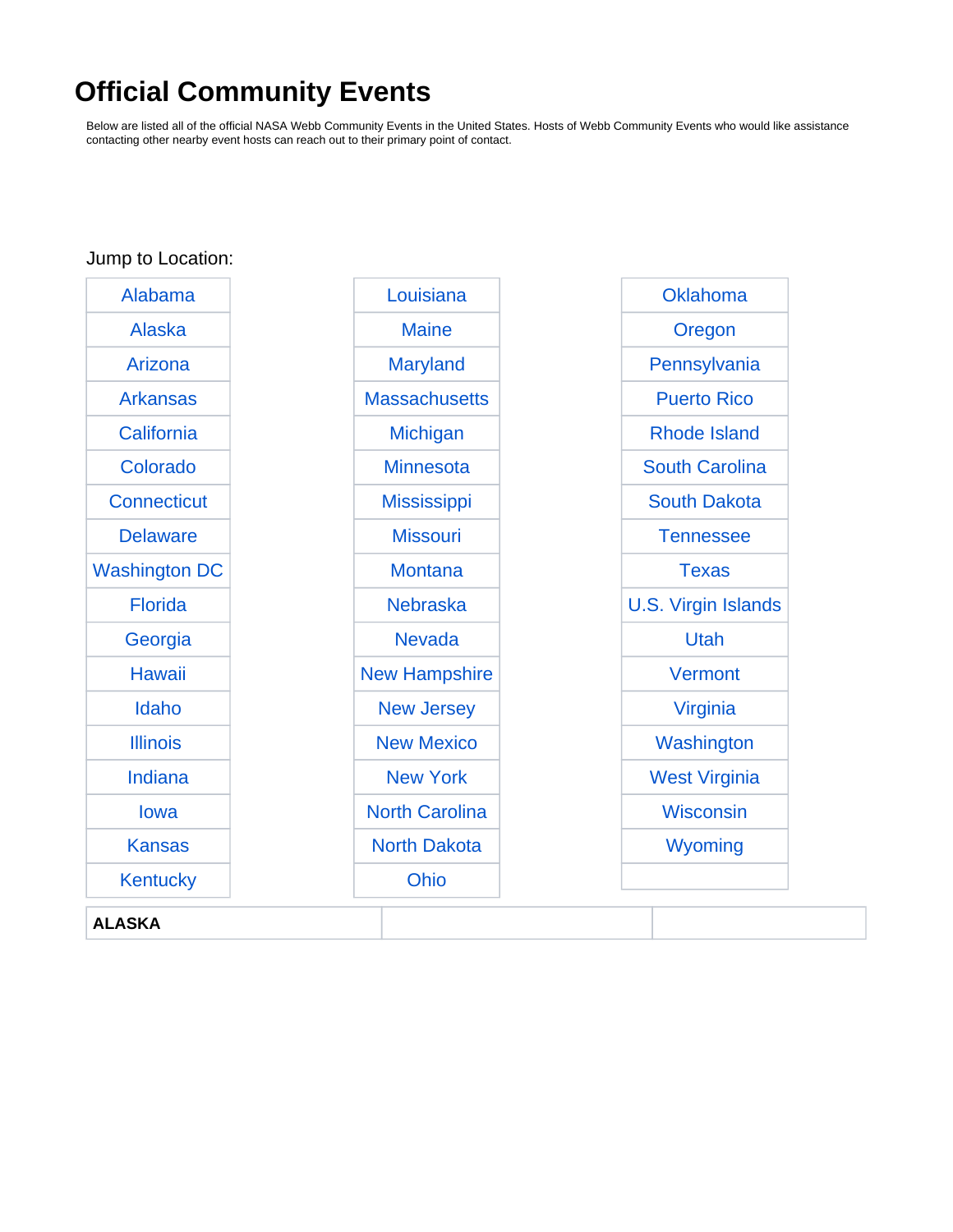# Official Community Events

Below are listed all of the official NASA Webb Community Events in the United States. Hosts of Webb Community Events who would like assistance contacting other nearby event hosts can reach out to their primary point of contact.

Jump to Location:

| | | |
|---|---|---|
| Alabama | Louisiana | Oklahoma |
| Alaska | Maine | Oregon |
| Arizona | Maryland | Pennsylvania |
| Arkansas | Massachusetts | Puerto Rico |
| California | Michigan | Rhode Island |
| Colorado | Minnesota | South Carolina |
| Connecticut | Mississippi | South Dakota |
| Delaware | Missouri | Tennessee |
| Washington DC | Montana | Texas |
| Florida | Nebraska | U.S. Virgin Islands |
| Georgia | Nevada | Utah |
| Hawaii | New Hampshire | Vermont |
| Idaho | New Jersey | Virginia |
| Illinois | New Mexico | Washington |
| Indiana | New York | West Virginia |
| Iowa | North Carolina | Wisconsin |
| Kansas | North Dakota | Wyoming |
| Kentucky | Ohio | |

| **ALASKA** | | |
|---|---|---|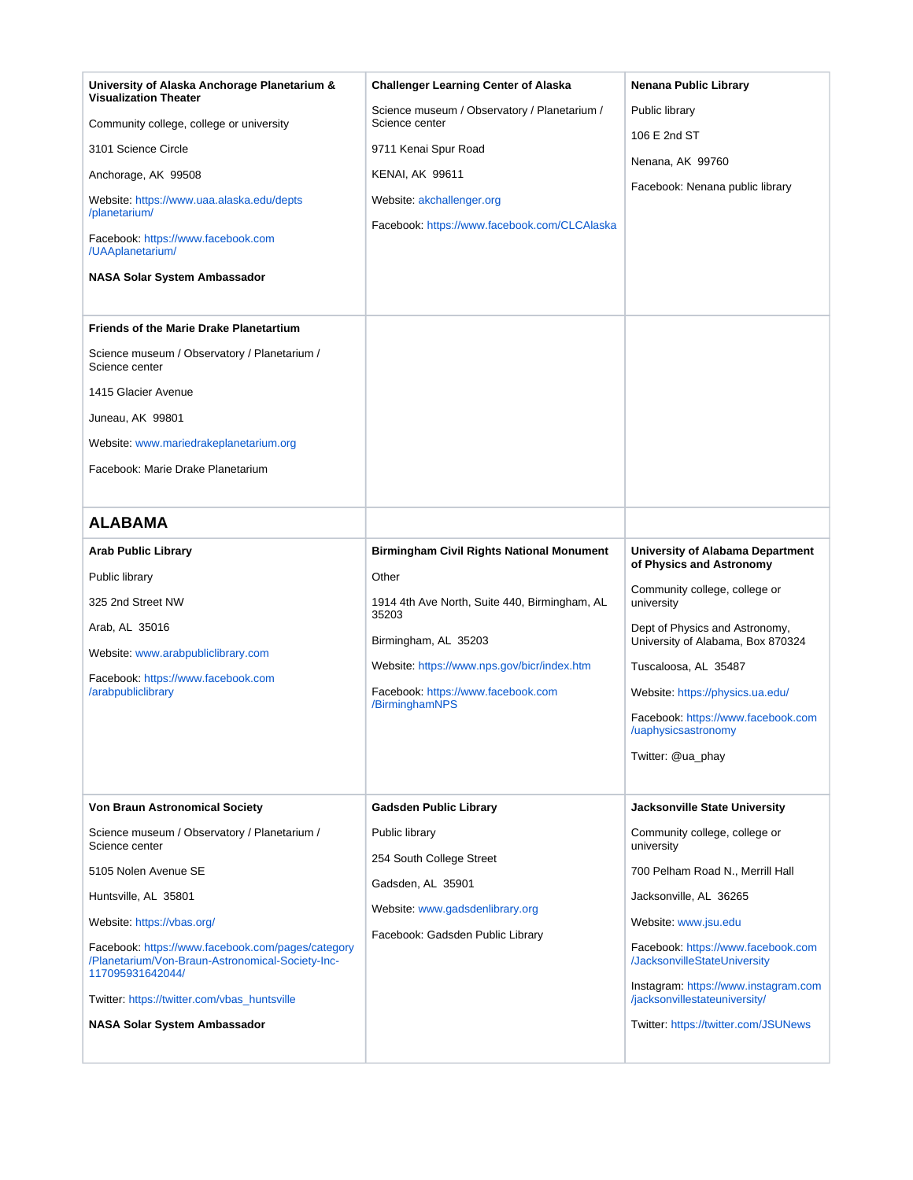**University of Alaska Anchorage Planetarium & Visualization Theater**

Community college, college or university

3101 Science Circle

Anchorage, AK 99508

Website: https://www.uaa.alaska.edu/depts/planetarium/

Facebook: https://www.facebook.com/UAAplanetarium/

**NASA Solar System Ambassador**

**Challenger Learning Center of Alaska**

Science museum / Observatory / Planetarium / Science center

9711 Kenai Spur Road

KENAI, AK 99611

Website: akchallenger.org

Facebook: https://www.facebook.com/CLCAlaska

**Nenana Public Library**

Public library

106 E 2nd ST

Nenana, AK 99760

Facebook: Nenana public library

**Friends of the Marie Drake Planetartium**

Science museum / Observatory / Planetarium / Science center

1415 Glacier Avenue

Juneau, AK 99801

Website: www.mariedrakeplanetarium.org

Facebook: Marie Drake Planetarium

## ALABAMA

**Arab Public Library**

Public library

325 2nd Street NW

Arab, AL 35016

Website: www.arabpubliclibrary.com

Facebook: https://www.facebook.com/arabpubliclibrary

**Birmingham Civil Rights National Monument**

Other

1914 4th Ave North, Suite 440, Birmingham, AL 35203

Birmingham, AL 35203

Website: https://www.nps.gov/bicr/index.htm

Facebook: https://www.facebook.com/BirminghamNPS

**University of Alabama Department of Physics and Astronomy**

Community college, college or university

Dept of Physics and Astronomy, University of Alabama, Box 870324

Tuscaloosa, AL 35487

Website: https://physics.ua.edu/

Facebook: https://www.facebook.com/uaphysicsastronomy

Twitter: @ua_phay

**Von Braun Astronomical Society**

Science museum / Observatory / Planetarium / Science center

5105 Nolen Avenue SE

Huntsville, AL 35801

Website: https://vbas.org/

Facebook: https://www.facebook.com/pages/category/Planetarium/Von-Braun-Astronomical-Society-Inc-117095931642044/

Twitter: https://twitter.com/vbas_huntsville

**NASA Solar System Ambassador**

**Gadsden Public Library**

Public library

254 South College Street

Gadsden, AL 35901

Website: www.gadsdenlibrary.org

Facebook: Gadsden Public Library

**Jacksonville State University**

Community college, college or university

700 Pelham Road N., Merrill Hall

Jacksonville, AL 36265

Website: www.jsu.edu

Facebook: https://www.facebook.com/JacksonvilleStateUniversity

Instagram: https://www.instagram.com/jacksonvillestateuniversity/

Twitter: https://twitter.com/JSUNews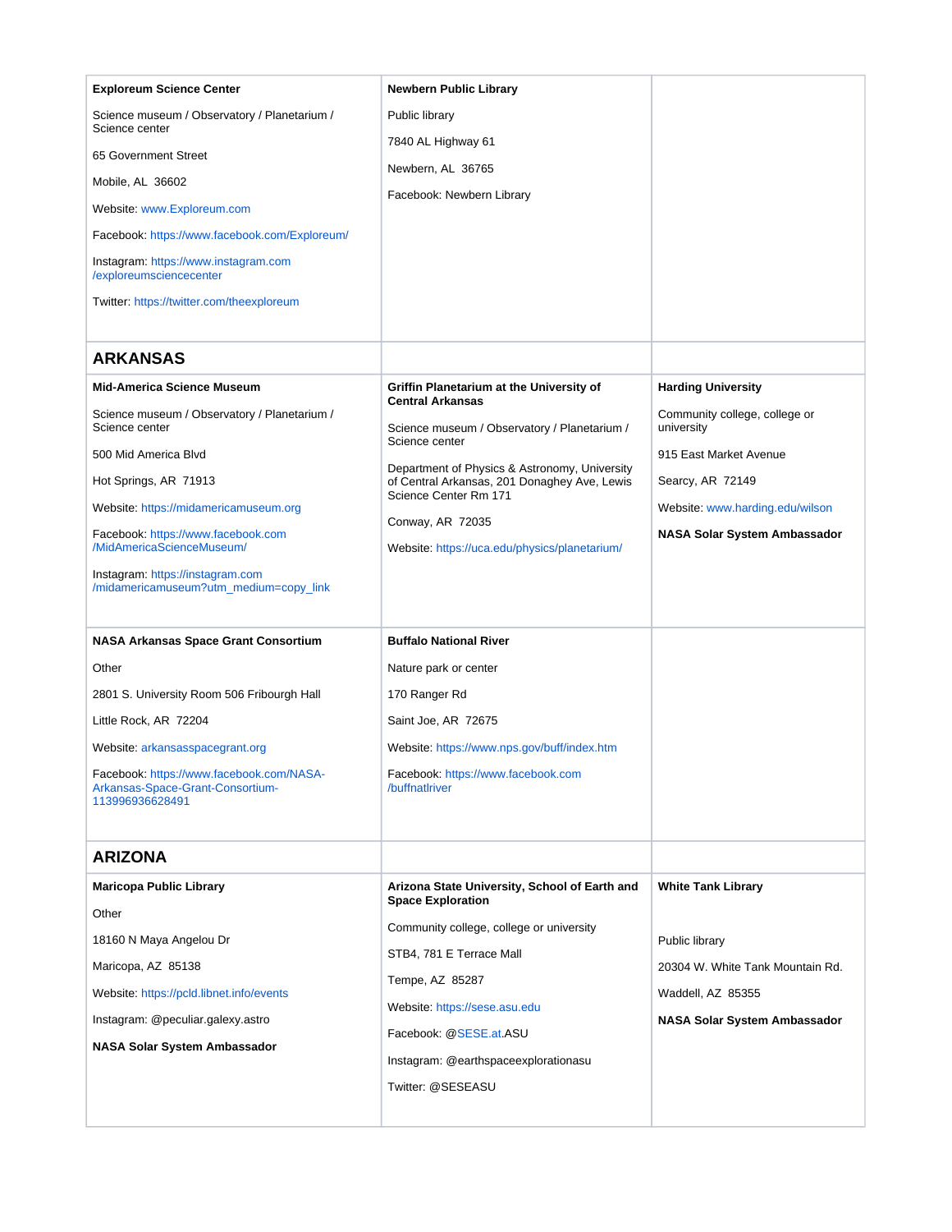| | | |
|---|---|---|
| **Exploreum Science Center**<br><br>Science museum / Observatory / Planetarium / Science center<br><br>65 Government Street<br><br>Mobile, AL 36602<br><br>Website: www.Exploreum.com<br><br>Facebook: https://www.facebook.com/Exploreum/<br><br>Instagram: https://www.instagram.com/exploreumsciencecenter<br><br>Twitter: https://twitter.com/theexploreum | **Newbern Public Library**<br><br>Public library<br><br>7840 AL Highway 61<br><br>Newbern, AL 36765<br><br>Facebook: Newbern Library | |

## ARKANSAS

| | | |
|---|---|---|
| **Mid-America Science Museum**<br><br>Science museum / Observatory / Planetarium / Science center<br><br>500 Mid America Blvd<br><br>Hot Springs, AR 71913<br><br>Website: https://midamericamuseum.org<br><br>Facebook: https://www.facebook.com/MidAmericaScienceMuseum/<br><br>Instagram: https://instagram.com/midamericamuseum?utm_medium=copy_link | **Griffin Planetarium at the University of Central Arkansas**<br><br>Science museum / Observatory / Planetarium / Science center<br><br>Department of Physics & Astronomy, University of Central Arkansas, 201 Donaghey Ave, Lewis Science Center Rm 171<br><br>Conway, AR 72035<br><br>Website: https://uca.edu/physics/planetarium/ | **Harding University**<br><br>Community college, college or university<br><br>915 East Market Avenue<br><br>Searcy, AR 72149<br><br>Website: www.harding.edu/wilson<br><br>**NASA Solar System Ambassador** |
| **NASA Arkansas Space Grant Consortium**<br><br>Other<br><br>2801 S. University Room 506 Fribourgh Hall<br><br>Little Rock, AR 72204<br><br>Website: arkansasspacegrant.org<br><br>Facebook: https://www.facebook.com/NASA-Arkansas-Space-Grant-Consortium-113996936628491 | **Buffalo National River**<br><br>Nature park or center<br><br>170 Ranger Rd<br><br>Saint Joe, AR 72675<br><br>Website: https://www.nps.gov/buff/index.htm<br><br>Facebook: https://www.facebook.com/buffnatlriver | |

## ARIZONA

| | | |
|---|---|---|
| **Maricopa Public Library**<br><br>Other<br><br>18160 N Maya Angelou Dr<br><br>Maricopa, AZ 85138<br><br>Website: https://pcld.libnet.info/events<br><br>Instagram: @peculiar.galexy.astro<br><br>**NASA Solar System Ambassador** | **Arizona State University, School of Earth and Space Exploration**<br><br>Community college, college or university<br><br>STB4, 781 E Terrace Mall<br><br>Tempe, AZ 85287<br><br>Website: https://sese.asu.edu<br><br>Facebook: @SESE.at.ASU<br><br>Instagram: @earthspaceexplorationasu<br><br>Twitter: @SESEASU | **White Tank Library**<br><br>Public library<br><br>20304 W. White Tank Mountain Rd.<br><br>Waddell, AZ 85355<br><br>**NASA Solar System Ambassador** |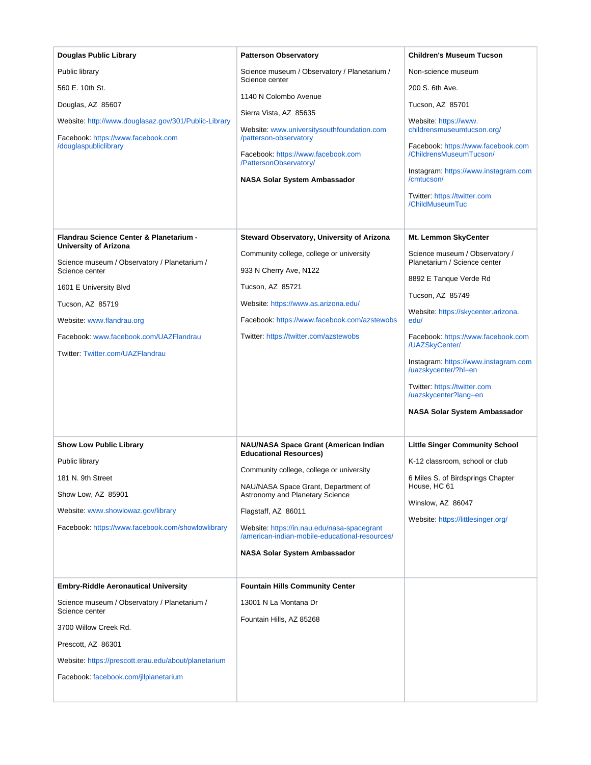**Douglas Public Library**

Public library

560 E. 10th St.

Douglas, AZ 85607

Website: http://www.douglasaz.gov/301/Public-Library

Facebook: https://www.facebook.com/douglaspubliclibrary

**Patterson Observatory**

Science museum / Observatory / Planetarium / Science center

1140 N Colombo Avenue

Sierra Vista, AZ 85635

Website: www.universitysouthfoundation.com/patterson-observatory

Facebook: https://www.facebook.com/PattersonObservatory/

**NASA Solar System Ambassador**

**Children's Museum Tucson**

Non-science museum

200 S. 6th Ave.

Tucson, AZ 85701

Website: https://www.childrensmuseumtucson.org/

Facebook: https://www.facebook.com/ChildrensMuseumTucson/

Instagram: https://www.instagram.com/cmtucson/

Twitter: https://twitter.com/ChildMuseumTuc

**Flandrau Science Center & Planetarium - University of Arizona**

Science museum / Observatory / Planetarium / Science center

1601 E University Blvd

Tucson, AZ 85719

Website: www.flandrau.org

Facebook: www.facebook.com/UAZFlandrau

Twitter: Twitter.com/UAZFlandrau

**Steward Observatory, University of Arizona**

Community college, college or university

933 N Cherry Ave, N122

Tucson, AZ 85721

Website: https://www.as.arizona.edu/

Facebook: https://www.facebook.com/azstewobs

Twitter: https://twitter.com/azstewobs

**Mt. Lemmon SkyCenter**

Science museum / Observatory / Planetarium / Science center

8892 E Tanque Verde Rd

Tucson, AZ 85749

Website: https://skycenter.arizona.edu/

Facebook: https://www.facebook.com/UAZSkyCenter/

Instagram: https://www.instagram.com/uazskycenter/?hl=en

Twitter: https://twitter.com/uazskycenter?lang=en

**NASA Solar System Ambassador**

**Show Low Public Library**

Public library

181 N. 9th Street

Show Low, AZ 85901

Website: www.showlowaz.gov/library

Facebook: https://www.facebook.com/showlowlibrary

**NAU/NASA Space Grant (American Indian Educational Resources)**

Community college, college or university

NAU/NASA Space Grant, Department of Astronomy and Planetary Science

Flagstaff, AZ 86011

Website: https://in.nau.edu/nasa-spacegrant/american-indian-mobile-educational-resources/

**NASA Solar System Ambassador**

**Little Singer Community School**

K-12 classroom, school or club

6 Miles S. of Birdsprings Chapter House, HC 61

Winslow, AZ 86047

Website: https://littlesinger.org/

**Embry-Riddle Aeronautical University**

Science museum / Observatory / Planetarium / Science center

3700 Willow Creek Rd.

Prescott, AZ 86301

Website: https://prescott.erau.edu/about/planetarium

Facebook: facebook.com/jllplanetarium

**Fountain Hills Community Center**

13001 N La Montana Dr

Fountain Hills, AZ 85268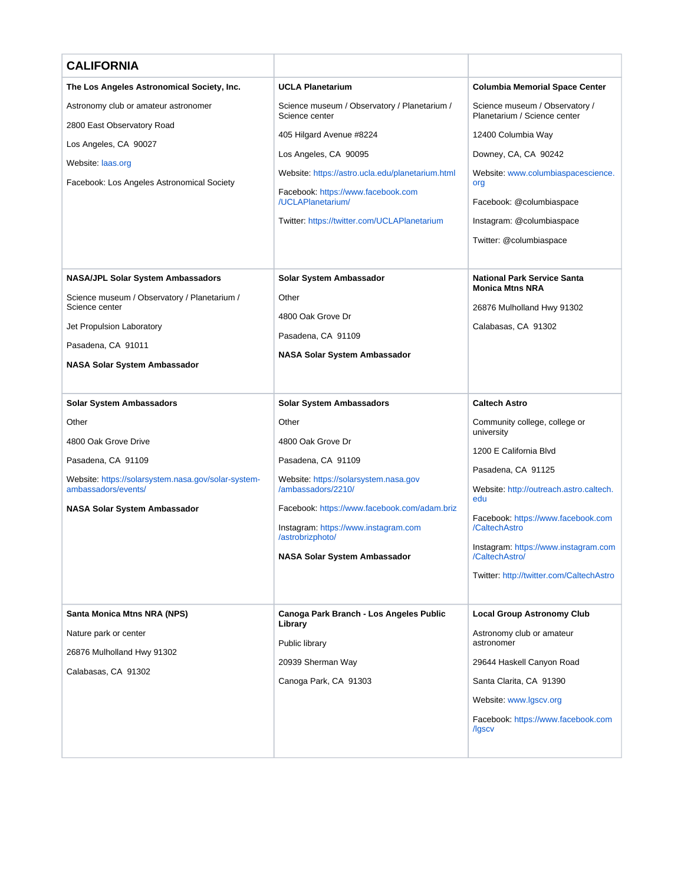| CALIFORNIA | | |
|---|---|---|
| **The Los Angeles Astronomical Society, Inc.**<br><br>Astronomy club or amateur astronomer<br><br>2800 East Observatory Road<br><br>Los Angeles, CA 90027<br><br>Website: laas.org<br><br>Facebook: Los Angeles Astronomical Society | **UCLA Planetarium**<br><br>Science museum / Observatory / Planetarium / Science center<br><br>405 Hilgard Avenue #8224<br><br>Los Angeles, CA 90095<br><br>Website: https://astro.ucla.edu/planetarium.html<br><br>Facebook: https://www.facebook.com/UCLAPlanetarium/<br><br>Twitter: https://twitter.com/UCLAPlanetarium | **Columbia Memorial Space Center**<br><br>Science museum / Observatory / Planetarium / Science center<br><br>12400 Columbia Way<br><br>Downey, CA, CA 90242<br><br>Website: www.columbiaspacescience.org<br><br>Facebook: @columbiaspace<br><br>Instagram: @columbiaspace<br><br>Twitter: @columbiaspace |
| **NASA/JPL Solar System Ambassadors**<br><br>Science museum / Observatory / Planetarium / Science center<br><br>Jet Propulsion Laboratory<br><br>Pasadena, CA 91011<br><br>**NASA Solar System Ambassador** | **Solar System Ambassador**<br><br>Other<br><br>4800 Oak Grove Dr<br><br>Pasadena, CA 91109<br><br>**NASA Solar System Ambassador** | **National Park Service Santa Monica Mtns NRA**<br><br>26876 Mulholland Hwy 91302<br><br>Calabasas, CA 91302 |
| **Solar System Ambassadors**<br><br>Other<br><br>4800 Oak Grove Drive<br><br>Pasadena, CA 91109<br><br>Website: https://solarsystem.nasa.gov/solar-system-ambassadors/events/<br><br>**NASA Solar System Ambassador** | **Solar System Ambassadors**<br><br>Other<br><br>4800 Oak Grove Dr<br><br>Pasadena, CA 91109<br><br>Website: https://solarsystem.nasa.gov/ambassadors/2210/<br><br>Facebook: https://www.facebook.com/adam.briz<br><br>Instagram: https://www.instagram.com/astrobrizphoto/<br><br>**NASA Solar System Ambassador** | **Caltech Astro**<br><br>Community college, college or university<br><br>1200 E California Blvd<br><br>Pasadena, CA 91125<br><br>Website: http://outreach.astro.caltech.edu<br><br>Facebook: https://www.facebook.com/CaltechAstro<br><br>Instagram: https://www.instagram.com/CaltechAstro/<br><br>Twitter: http://twitter.com/CaltechAstro |
| **Santa Monica Mtns NRA (NPS)**<br><br>Nature park or center<br><br>26876 Mulholland Hwy 91302<br><br>Calabasas, CA 91302 | **Canoga Park Branch - Los Angeles Public Library**<br><br>Public library<br><br>20939 Sherman Way<br><br>Canoga Park, CA 91303 | **Local Group Astronomy Club**<br><br>Astronomy club or amateur astronomer<br><br>29644 Haskell Canyon Road<br><br>Santa Clarita, CA 91390<br><br>Website: www.lgscv.org<br><br>Facebook: https://www.facebook.com/lgscv |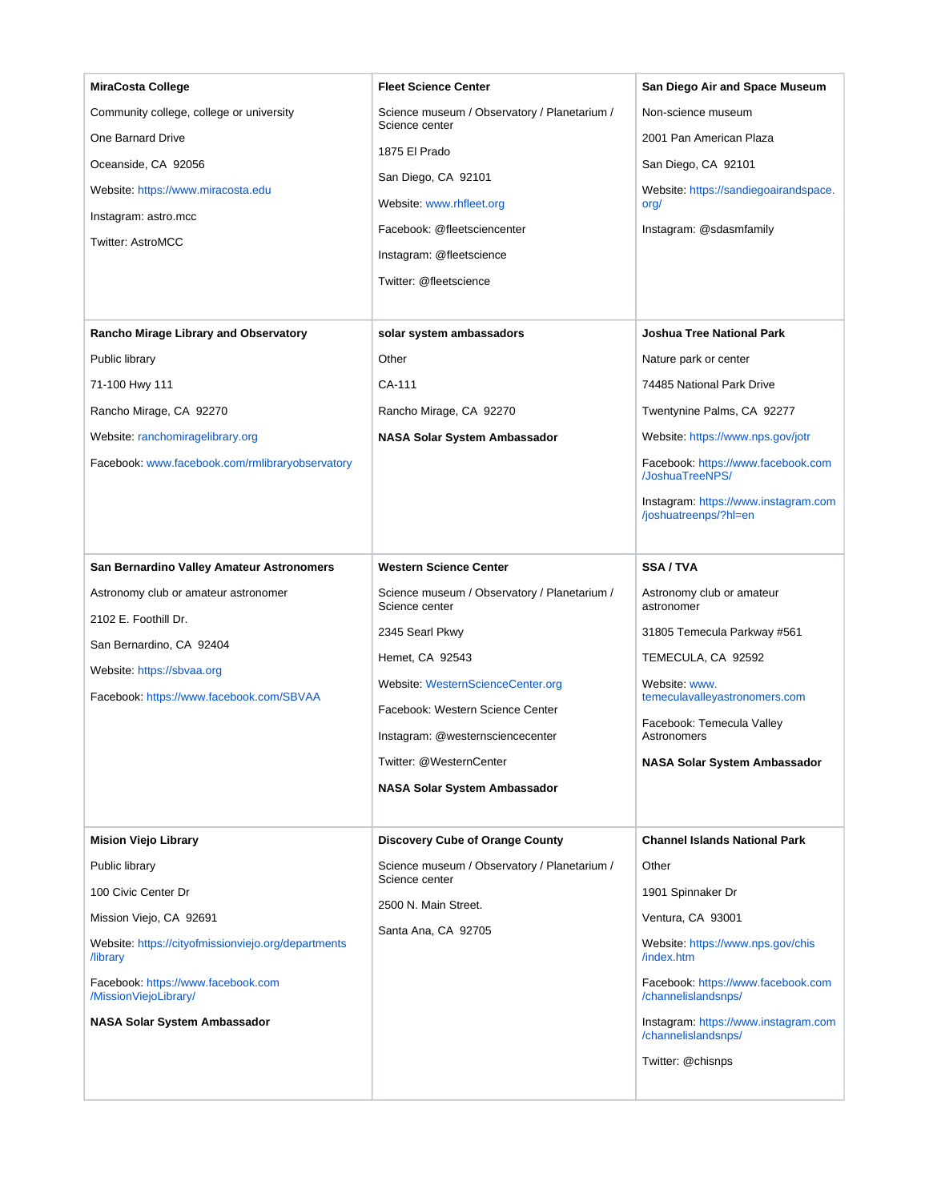| MiraCosta College<br><br>Community college, college or university<br><br>One Barnard Drive<br><br>Oceanside, CA 92056<br><br>Website: https://www.miracosta.edu<br><br>Instagram: astro.mcc<br><br>Twitter: AstroMCC | Fleet Science Center<br><br>Science museum / Observatory / Planetarium / Science center<br><br>1875 El Prado<br><br>San Diego, CA 92101<br><br>Website: www.rhfleet.org<br><br>Facebook: @fleetsciencenter<br><br>Instagram: @fleetscience<br><br>Twitter: @fleetscience | San Diego Air and Space Museum<br><br>Non-science museum<br><br>2001 Pan American Plaza<br><br>San Diego, CA 92101<br><br>Website: https://sandiegoairandspace.org/<br><br>Instagram: @sdasmfamily |
|---|---|---|
| **Rancho Mirage Library and Observatory**<br><br>Public library<br><br>71-100 Hwy 111<br><br>Rancho Mirage, CA 92270<br><br>Website: ranchomiragelibrary.org<br><br>Facebook: www.facebook.com/rmlibraryobservatory | **solar system ambassadors**<br><br>Other<br><br>CA-111<br><br>Rancho Mirage, CA 92270<br><br>**NASA Solar System Ambassador** | **Joshua Tree National Park**<br><br>Nature park or center<br><br>74485 National Park Drive<br><br>Twentynine Palms, CA 92277<br><br>Website: https://www.nps.gov/jotr<br><br>Facebook: https://www.facebook.com/JoshuaTreeNPS/<br><br>Instagram: https://www.instagram.com/joshuatreenps/?hl=en |
| **San Bernardino Valley Amateur Astronomers**<br><br>Astronomy club or amateur astronomer<br><br>2102 E. Foothill Dr.<br><br>San Bernardino, CA 92404<br><br>Website: https://sbvaa.org<br><br>Facebook: https://www.facebook.com/SBVAA | **Western Science Center**<br><br>Science museum / Observatory / Planetarium / Science center<br><br>2345 Searl Pkwy<br><br>Hemet, CA 92543<br><br>Website: WesternScienceCenter.org<br><br>Facebook: Western Science Center<br><br>Instagram: @westernsciencecenter<br><br>Twitter: @WesternCenter<br><br>**NASA Solar System Ambassador** | **SSA / TVA**<br><br>Astronomy club or amateur astronomer<br><br>31805 Temecula Parkway #561<br><br>TEMECULA, CA 92592<br><br>Website: www.temeculavalleyastronomers.com<br><br>Facebook: Temecula Valley Astronomers<br><br>**NASA Solar System Ambassador** |
| **Mission Viejo Library**<br><br>Public library<br><br>100 Civic Center Dr<br><br>Mission Viejo, CA 92691<br><br>Website: https://cityofmissionviejo.org/departments/library<br><br>Facebook: https://www.facebook.com/MissionViejoLibrary/<br><br>**NASA Solar System Ambassador** | **Discovery Cube of Orange County**<br><br>Science museum / Observatory / Planetarium / Science center<br><br>2500 N. Main Street.<br><br>Santa Ana, CA 92705 | **Channel Islands National Park**<br><br>Other<br><br>1901 Spinnaker Dr<br><br>Ventura, CA 93001<br><br>Website: https://www.nps.gov/chis/index.htm<br><br>Facebook: https://www.facebook.com/channelislandsnps/<br><br>Instagram: https://www.instagram.com/channelislandsnps/<br><br>Twitter: @chisnps |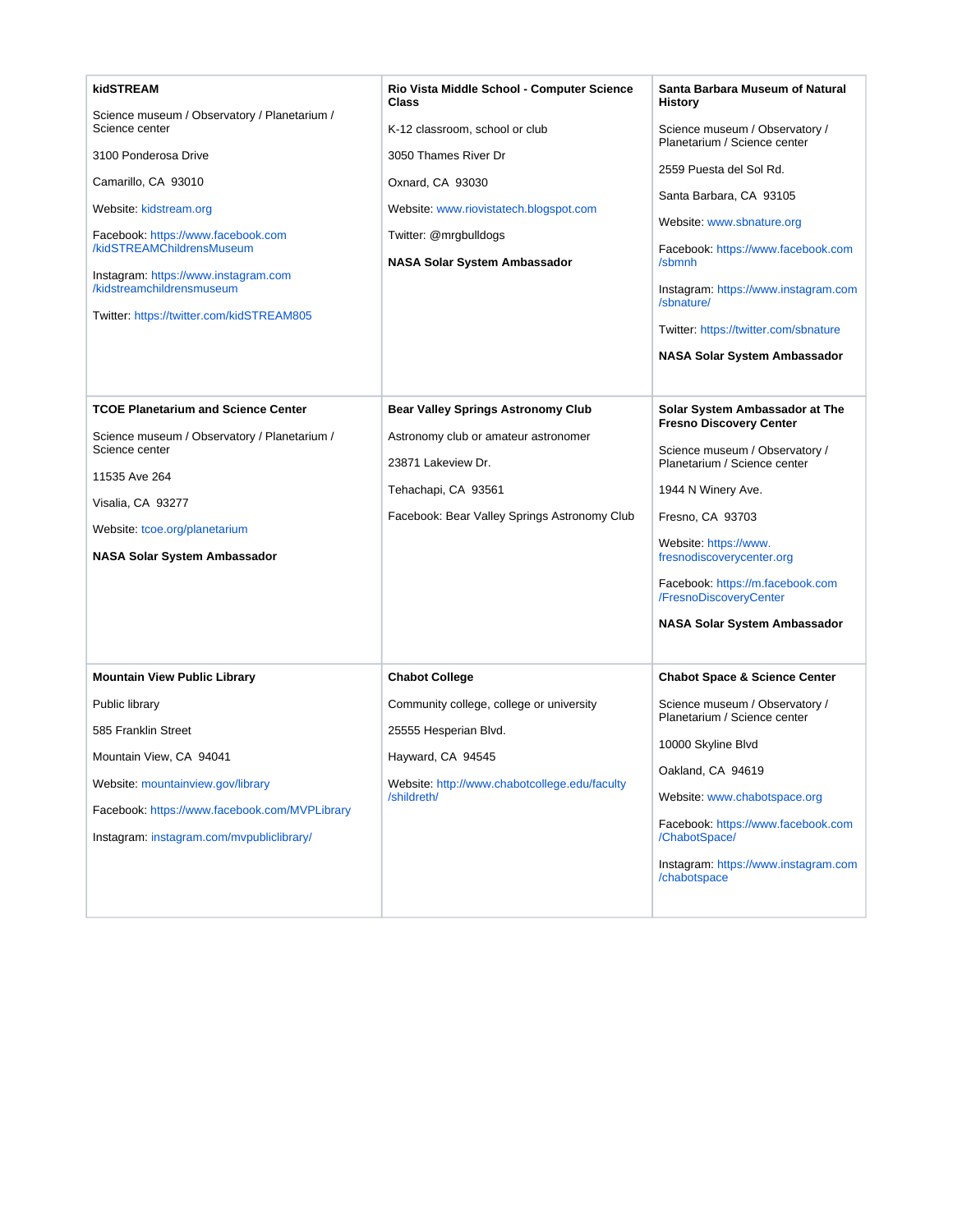**kidSTREAM**

Science museum / Observatory / Planetarium / Science center

3100 Ponderosa Drive

Camarillo, CA 93010

Website: kidstream.org

Facebook: https://www.facebook.com/kidSTREAMChildrensMuseum

Instagram: https://www.instagram.com/kidstreamchildrensmuseum

Twitter: https://twitter.com/kidSTREAM805

**Rio Vista Middle School - Computer Science Class**

K-12 classroom, school or club

3050 Thames River Dr

Oxnard, CA 93030

Website: www.riovistatech.blogspot.com

Twitter: @mrgbulldogs

**NASA Solar System Ambassador**

**Santa Barbara Museum of Natural History**

Science museum / Observatory / Planetarium / Science center

2559 Puesta del Sol Rd.

Santa Barbara, CA 93105

Website: www.sbnature.org

Facebook: https://www.facebook.com/sbmnh

Instagram: https://www.instagram.com/sbnature/

Twitter: https://twitter.com/sbnature

**NASA Solar System Ambassador**

**TCOE Planetarium and Science Center**

Science museum / Observatory / Planetarium / Science center

11535 Ave 264

Visalia, CA 93277

Website: tcoe.org/planetarium

**NASA Solar System Ambassador**

**Bear Valley Springs Astronomy Club**

Astronomy club or amateur astronomer

23871 Lakeview Dr.

Tehachapi, CA 93561

Facebook: Bear Valley Springs Astronomy Club

**Solar System Ambassador at The Fresno Discovery Center**

Science museum / Observatory / Planetarium / Science center

1944 N Winery Ave.

Fresno, CA 93703

Website: https://www.fresnodiscoverycenter.org

Facebook: https://m.facebook.com/FresnoDiscoveryCenter

**NASA Solar System Ambassador**

**Mountain View Public Library**

Public library

585 Franklin Street

Mountain View, CA 94041

Website: mountainview.gov/library

Facebook: https://www.facebook.com/MVPLibrary

Instagram: instagram.com/mvpubliclibrary/

**Chabot College**

Community college, college or university

25555 Hesperian Blvd.

Hayward, CA 94545

Website: http://www.chabotcollege.edu/faculty/shildreth/

**Chabot Space & Science Center**

Science museum / Observatory / Planetarium / Science center

10000 Skyline Blvd

Oakland, CA 94619

Website: www.chabotspace.org

Facebook: https://www.facebook.com/ChabotSpace/

Instagram: https://www.instagram.com/chabotspace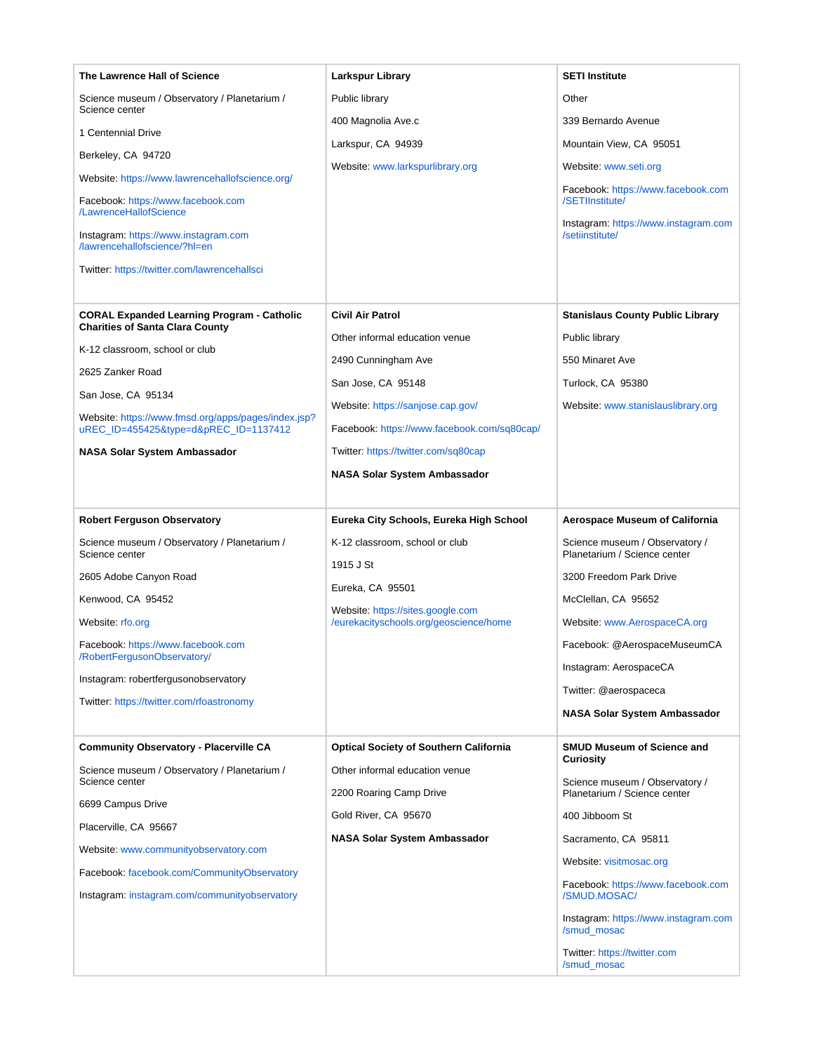| | | |
|---|---|---|
| **The Lawrence Hall of Science**<br><br>Science museum / Observatory / Planetarium / Science center<br><br>1 Centennial Drive<br><br>Berkeley, CA 94720<br><br>Website: https://www.lawrencehallofscience.org/<br><br>Facebook: https://www.facebook.com/LawrenceHallofScience<br><br>Instagram: https://www.instagram.com/lawrencehallofscience/?hl=en<br><br>Twitter: https://twitter.com/lawrencehallsci | **Larkspur Library**<br><br>Public library<br><br>400 Magnolia Ave.c<br><br>Larkspur, CA 94939<br><br>Website: www.larkspurlibrary.org | **SETI Institute**<br><br>Other<br><br>339 Bernardo Avenue<br><br>Mountain View, CA 95051<br><br>Website: www.seti.org<br><br>Facebook: https://www.facebook.com/SETIInstitute/<br><br>Instagram: https://www.instagram.com/setiinstitute/ |
| **CORAL Expanded Learning Program - Catholic Charities of Santa Clara County**<br><br>K-12 classroom, school or club<br><br>2625 Zanker Road<br><br>San Jose, CA 95134<br><br>Website: https://www.fmsd.org/apps/pages/index.jsp?uREC_ID=455425&type=d&pREC_ID=1137412<br><br>**NASA Solar System Ambassador** | **Civil Air Patrol**<br><br>Other informal education venue<br><br>2490 Cunningham Ave<br><br>San Jose, CA 95148<br><br>Website: https://sanjose.cap.gov/<br><br>Facebook: https://www.facebook.com/sq80cap/<br><br>Twitter: https://twitter.com/sq80cap<br><br>**NASA Solar System Ambassador** | **Stanislaus County Public Library**<br><br>Public library<br><br>550 Minaret Ave<br><br>Turlock, CA 95380<br><br>Website: www.stanislauslibrary.org |
| **Robert Ferguson Observatory**<br><br>Science museum / Observatory / Planetarium / Science center<br><br>2605 Adobe Canyon Road<br><br>Kenwood, CA 95452<br><br>Website: rfo.org<br><br>Facebook: https://www.facebook.com/RobertFergusonObservatory/<br><br>Instagram: robertfergusonobservatory<br><br>Twitter: https://twitter.com/rfoastronomy | **Eureka City Schools, Eureka High School**<br><br>K-12 classroom, school or club<br><br>1915 J St<br><br>Eureka, CA 95501<br><br>Website: https://sites.google.com/eurekacityschools.org/geoscience/home | **Aerospace Museum of California**<br><br>Science museum / Observatory / Planetarium / Science center<br><br>3200 Freedom Park Drive<br><br>McClellan, CA 95652<br><br>Website: www.AerospaceCA.org<br><br>Facebook: @AerospaceMuseumCA<br><br>Instagram: AerospaceCA<br><br>Twitter: @aerospaceca<br><br>**NASA Solar System Ambassador** |
| **Community Observatory - Placerville CA**<br><br>Science museum / Observatory / Planetarium / Science center<br><br>6699 Campus Drive<br><br>Placerville, CA 95667<br><br>Website: www.communityobservatory.com<br><br>Facebook: facebook.com/CommunityObservatory<br><br>Instagram: instagram.com/communityobservatory | **Optical Society of Southern California**<br><br>Other informal education venue<br><br>2200 Roaring Camp Drive<br><br>Gold River, CA 95670<br><br>**NASA Solar System Ambassador** | **SMUD Museum of Science and Curiosity**<br><br>Science museum / Observatory / Planetarium / Science center<br><br>400 Jibboom St<br><br>Sacramento, CA 95811<br><br>Website: visitmosac.org<br><br>Facebook: https://www.facebook.com/SMUD.MOSAC/<br><br>Instagram: https://www.instagram.com/smud_mosac<br><br>Twitter: https://twitter.com/smud_mosac |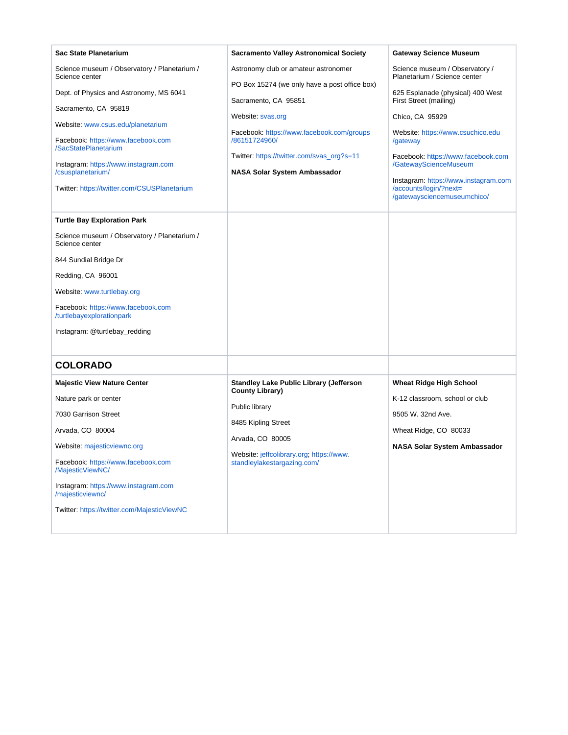**Sac State Planetarium**

Science museum / Observatory / Planetarium / Science center

Dept. of Physics and Astronomy, MS 6041

Sacramento, CA 95819

Website: www.csus.edu/planetarium

Facebook: https://www.facebook.com/SacStatePlanetarium

Instagram: https://www.instagram.com/csusplanetarium/

Twitter: https://twitter.com/CSUSPlanetarium

**Sacramento Valley Astronomical Society**

Astronomy club or amateur astronomer

PO Box 15274 (we only have a post office box)

Sacramento, CA 95851

Website: svas.org

Facebook: https://www.facebook.com/groups/86151724960/

Twitter: https://twitter.com/svas_org?s=11

**NASA Solar System Ambassador**

**Gateway Science Museum**

Science museum / Observatory / Planetarium / Science center

625 Esplanade (physical) 400 West First Street (mailing)

Chico, CA 95929

Website: https://www.csuchico.edu/gateway

Facebook: https://www.facebook.com/GatewayScienceMuseum

Instagram: https://www.instagram.com/accounts/login/?next=/gatewaysciencemuseumchico/

**Turtle Bay Exploration Park**

Science museum / Observatory / Planetarium / Science center

844 Sundial Bridge Dr

Redding, CA 96001

Website: www.turtlebay.org

Facebook: https://www.facebook.com/turtlebayexplorationpark

Instagram: @turtlebay_redding

## COLORADO

**Majestic View Nature Center**

Nature park or center

7030 Garrison Street

Arvada, CO 80004

Website: majesticviewnc.org

Facebook: https://www.facebook.com/MajesticViewNC/

Instagram: https://www.instagram.com/majesticviewnc/

Twitter: https://twitter.com/MajesticViewNC

**Standley Lake Public Library (Jefferson County Library)**

Public library

8485 Kipling Street

Arvada, CO 80005

Website: jeffcolibrary.org; https://www.standleylakestargazing.com/

**Wheat Ridge High School**

K-12 classroom, school or club

9505 W. 32nd Ave.

Wheat Ridge, CO 80033

**NASA Solar System Ambassador**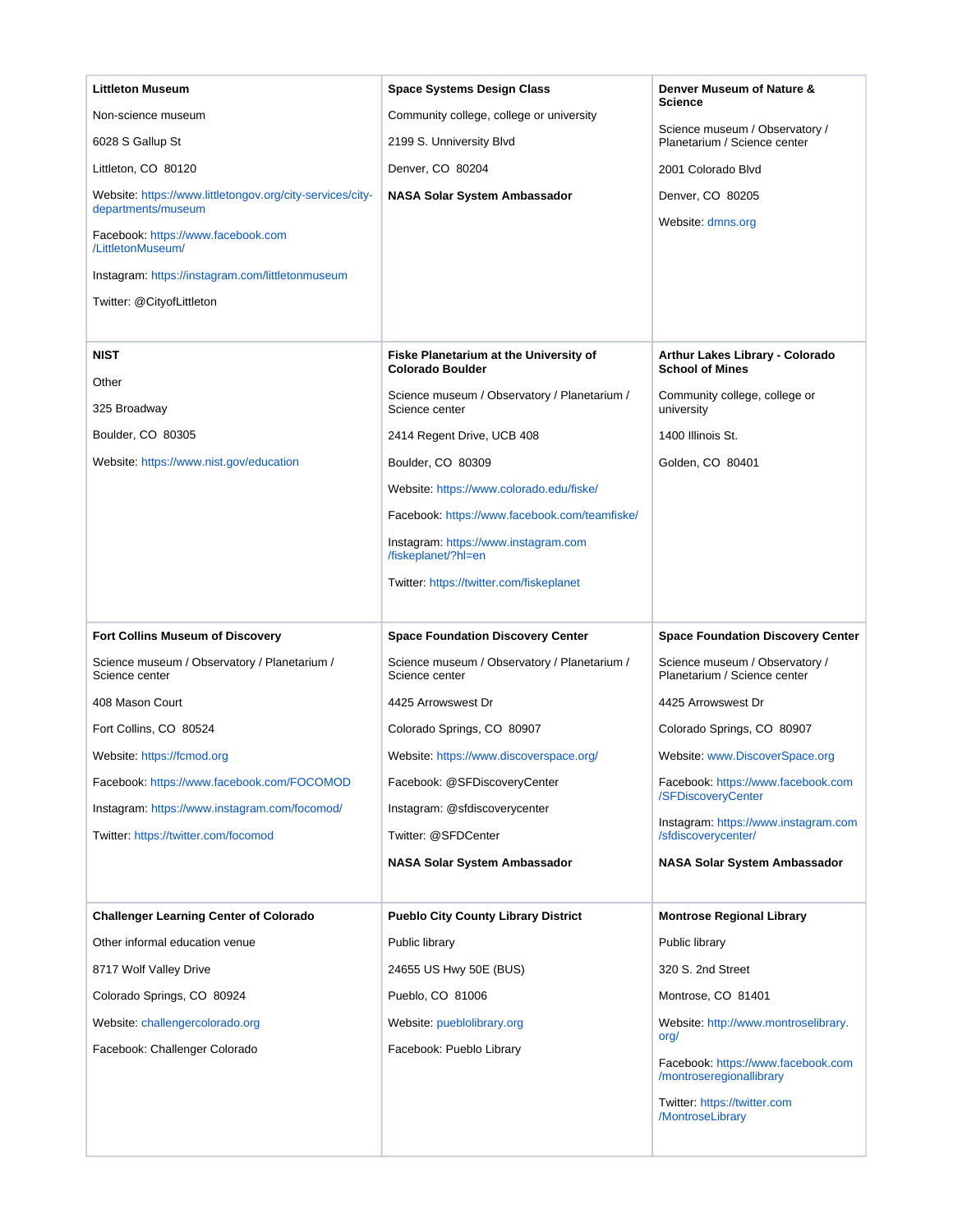| | | |
|---|---|---|
| **Littleton Museum**<br><br>Non-science museum<br><br>6028 S Gallup St<br><br>Littleton, CO 80120<br><br>Website: https://www.littletongov.org/city-services/city-departments/museum<br><br>Facebook: https://www.facebook.com/LittletonMuseum/<br><br>Instagram: https://instagram.com/littletonmuseum<br><br>Twitter: @CityofLittleton | **Space Systems Design Class**<br><br>Community college, college or university<br><br>2199 S. Unniversity Blvd<br><br>Denver, CO 80204<br><br>**NASA Solar System Ambassador** | **Denver Museum of Nature & Science**<br><br>Science museum / Observatory / Planetarium / Science center<br><br>2001 Colorado Blvd<br><br>Denver, CO 80205<br><br>Website: dmns.org |
| **NIST**<br><br>Other<br><br>325 Broadway<br><br>Boulder, CO 80305<br><br>Website: https://www.nist.gov/education | **Fiske Planetarium at the University of Colorado Boulder**<br><br>Science museum / Observatory / Planetarium / Science center<br><br>2414 Regent Drive, UCB 408<br><br>Boulder, CO 80309<br><br>Website: https://www.colorado.edu/fiske/<br><br>Facebook: https://www.facebook.com/teamfiske/<br><br>Instagram: https://www.instagram.com/fiskeplanet/?hl=en<br><br>Twitter: https://twitter.com/fiskeplanet | **Arthur Lakes Library - Colorado School of Mines**<br><br>Community college, college or university<br><br>1400 Illinois St.<br><br>Golden, CO 80401 |
| **Fort Collins Museum of Discovery**<br><br>Science museum / Observatory / Planetarium / Science center<br><br>408 Mason Court<br><br>Fort Collins, CO 80524<br><br>Website: https://fcmod.org<br><br>Facebook: https://www.facebook.com/FOCOMOD<br><br>Instagram: https://www.instagram.com/focomod/<br><br>Twitter: https://twitter.com/focomod | **Space Foundation Discovery Center**<br><br>Science museum / Observatory / Planetarium / Science center<br><br>4425 Arrowswest Dr<br><br>Colorado Springs, CO 80907<br><br>Website: https://www.discoverspace.org/<br><br>Facebook: @SFDiscoveryCenter<br><br>Instagram: @sfdiscoverycenter<br><br>Twitter: @SFDCenter<br><br>**NASA Solar System Ambassador** | **Space Foundation Discovery Center**<br><br>Science museum / Observatory / Planetarium / Science center<br><br>4425 Arrowswest Dr<br><br>Colorado Springs, CO 80907<br><br>Website: www.DiscoverSpace.org<br><br>Facebook: https://www.facebook.com/SFDiscoveryCenter<br><br>Instagram: https://www.instagram.com/sfdiscoverycenter/<br><br>**NASA Solar System Ambassador** |
| **Challenger Learning Center of Colorado**<br><br>Other informal education venue<br><br>8717 Wolf Valley Drive<br><br>Colorado Springs, CO 80924<br><br>Website: challengercolorado.org<br><br>Facebook: Challenger Colorado | **Pueblo City County Library District**<br><br>Public library<br><br>24655 US Hwy 50E (BUS)<br><br>Pueblo, CO 81006<br><br>Website: pueblolibrary.org<br><br>Facebook: Pueblo Library | **Montrose Regional Library**<br><br>Public library<br><br>320 S. 2nd Street<br><br>Montrose, CO 81401<br><br>Website: http://www.montroselibrary.org/<br><br>Facebook: https://www.facebook.com/montroseregionallibrary<br><br>Twitter: https://twitter.com/MontroseLibrary |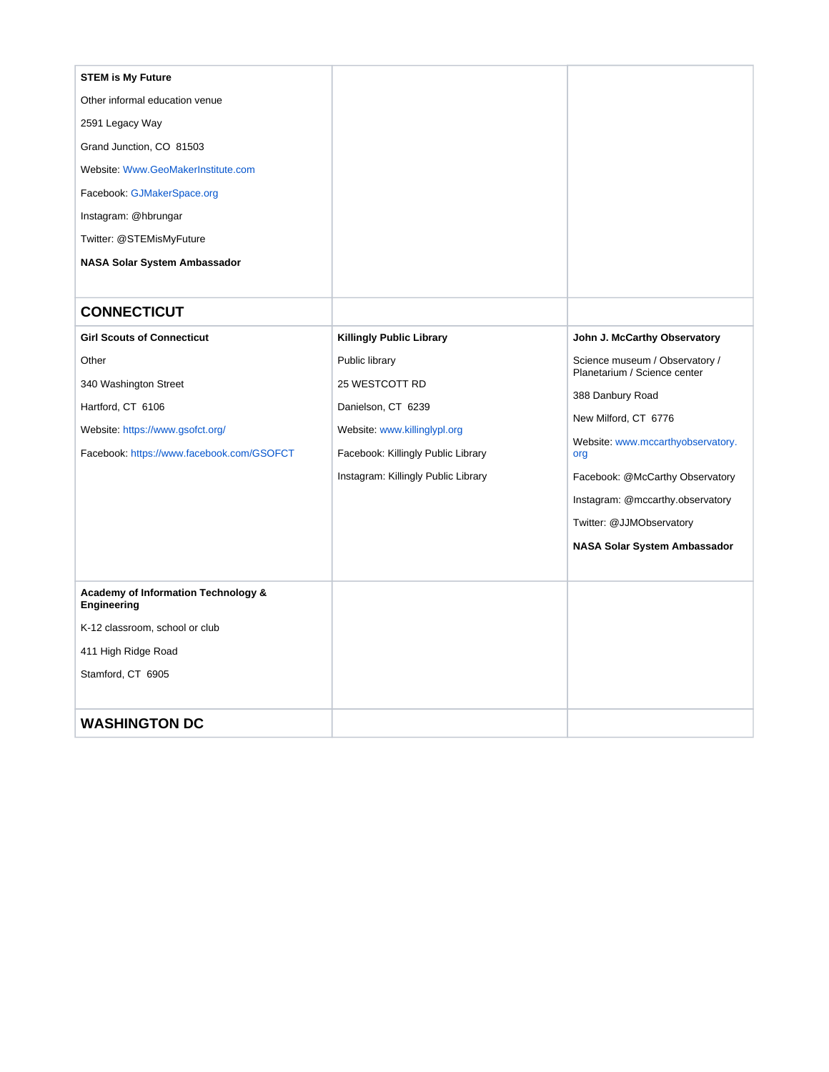| | | |
|---|---|---|
| **STEM is My Future**<br><br>Other informal education venue<br><br>2591 Legacy Way<br><br>Grand Junction, CO  81503<br><br>Website: Www.GeoMakerInstitute.com<br><br>Facebook: GJMakerSpace.org<br><br>Instagram: @hbrungar<br><br>Twitter: @STEMisMyFuture<br><br>**NASA Solar System Ambassador** | | |
| **CONNECTICUT** | | |
| **Girl Scouts of Connecticut**<br><br>Other<br><br>340 Washington Street<br><br>Hartford, CT  6106<br><br>Website: https://www.gsofct.org/<br><br>Facebook: https://www.facebook.com/GSOFCT | **Killingly Public Library**<br><br>Public library<br><br>25 WESTCOTT RD<br><br>Danielson, CT  6239<br><br>Website: www.killinglypl.org<br><br>Facebook: Killingly Public Library<br><br>Instagram: Killingly Public Library | **John J. McCarthy Observatory**<br><br>Science museum / Observatory / Planetarium / Science center<br><br>388 Danbury Road<br><br>New Milford, CT  6776<br><br>Website: www.mccarthyobservatory.org<br><br>Facebook: @McCarthy Observatory<br><br>Instagram: @mccarthy.observatory<br><br>Twitter: @JJMObservatory<br><br>**NASA Solar System Ambassador** |
| **Academy of Information Technology & Engineering**<br><br>K-12 classroom, school or club<br><br>411 High Ridge Road<br><br>Stamford, CT  6905 | | |
| **WASHINGTON DC** | | |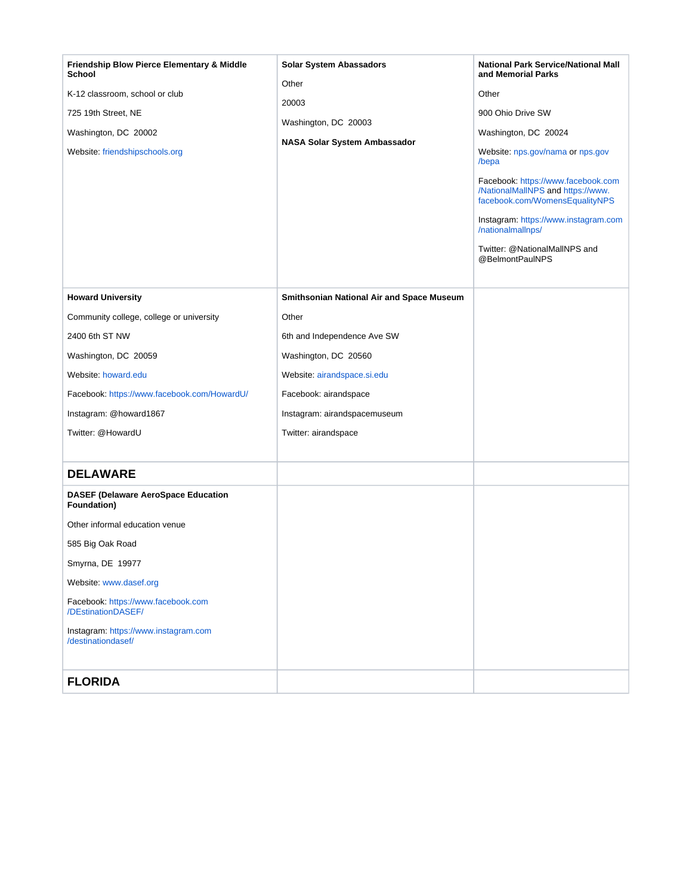| | | |
|---|---|---|
| **Friendship Blow Pierce Elementary & Middle School**<br><br>K-12 classroom, school or club<br><br>725 19th Street, NE<br><br>Washington, DC 20002<br><br>Website: friendshipschools.org | **Solar System Abassadors**<br><br>Other<br><br>20003<br><br>Washington, DC 20003<br><br>**NASA Solar System Ambassador** | **National Park Service/National Mall and Memorial Parks**<br><br>Other<br><br>900 Ohio Drive SW<br><br>Washington, DC 20024<br><br>Website: nps.gov/nama or nps.gov/bepa<br><br>Facebook: https://www.facebook.com/NationalMallNPS and https://www.facebook.com/WomensEqualityNPS<br><br>Instagram: https://www.instagram.com/nationalmallnps/<br><br>Twitter: @NationalMallNPS and @BelmontPaulNPS |
| **Howard University**<br><br>Community college, college or university<br><br>2400 6th ST NW<br><br>Washington, DC 20059<br><br>Website: howard.edu<br><br>Facebook: https://www.facebook.com/HowardU/<br><br>Instagram: @howard1867<br><br>Twitter: @HowardU | **Smithsonian National Air and Space Museum**<br><br>Other<br><br>6th and Independence Ave SW<br><br>Washington, DC 20560<br><br>Website: airandspace.si.edu<br><br>Facebook: airandspace<br><br>Instagram: airandspacemuseum<br><br>Twitter: airandspace | |
| **DELAWARE** | | |
| **DASEF (Delaware AeroSpace Education Foundation)**<br><br>Other informal education venue<br><br>585 Big Oak Road<br><br>Smyrna, DE 19977<br><br>Website: www.dasef.org<br><br>Facebook: https://www.facebook.com/DEstinationDASEF/<br><br>Instagram: https://www.instagram.com/destinationdasef/ | | |
| **FLORIDA** | | |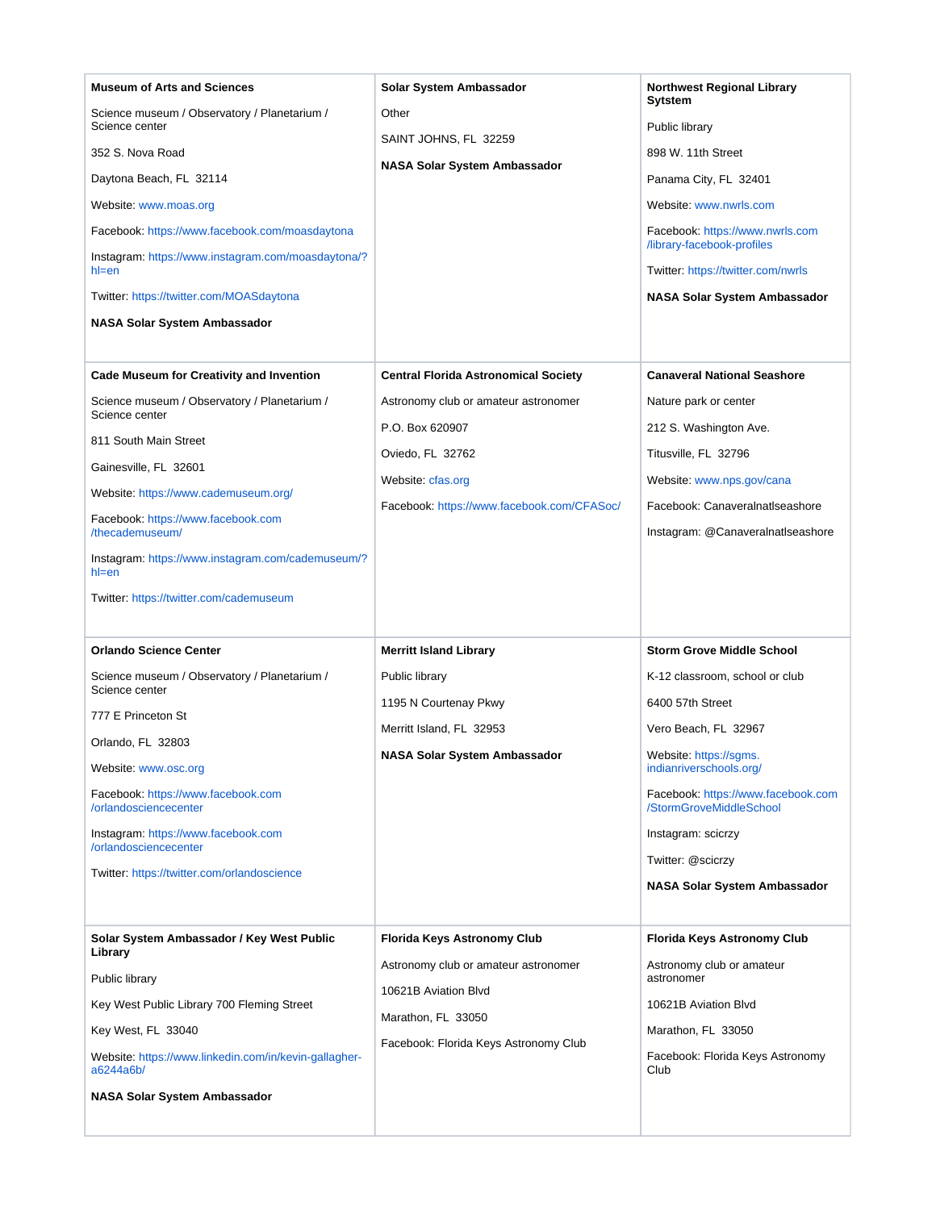**Museum of Arts and Sciences**

Science museum / Observatory / Planetarium / Science center

352 S. Nova Road

Daytona Beach, FL 32114

Website: www.moas.org

Facebook: https://www.facebook.com/moasdaytona

Instagram: https://www.instagram.com/moasdaytona/?hl=en

Twitter: https://twitter.com/MOASdaytona

**NASA Solar System Ambassador**

---

**Solar System Ambassador**

Other

SAINT JOHNS, FL 32259

**NASA Solar System Ambassador**

---

**Northwest Regional Library Sytstem**

Public library

898 W. 11th Street

Panama City, FL 32401

Website: www.nwrls.com

Facebook: https://www.nwrls.com/library-facebook-profiles

Twitter: https://twitter.com/nwrls

**NASA Solar System Ambassador**

---

**Cade Museum for Creativity and Invention**

Science museum / Observatory / Planetarium / Science center

811 South Main Street

Gainesville, FL 32601

Website: https://www.cademuseum.org/

Facebook: https://www.facebook.com/thecademuseum/

Instagram: https://www.instagram.com/cademuseum/?hl=en

Twitter: https://twitter.com/cademuseum

---

**Central Florida Astronomical Society**

Astronomy club or amateur astronomer

P.O. Box 620907

Oviedo, FL 32762

Website: cfas.org

Facebook: https://www.facebook.com/CFASoc/

---

**Canaveral National Seashore**

Nature park or center

212 S. Washington Ave.

Titusville, FL 32796

Website: www.nps.gov/cana

Facebook: Canaveralnatlseashore

Instagram: @Canaveralnatlseashore

---

**Orlando Science Center**

Science museum / Observatory / Planetarium / Science center

777 E Princeton St

Orlando, FL 32803

Website: www.osc.org

Facebook: https://www.facebook.com/orlandosciencecenter

Instagram: https://www.facebook.com/orlandosciencecenter

Twitter: https://twitter.com/orlandoscience

---

**Merritt Island Library**

Public library

1195 N Courtenay Pkwy

Merritt Island, FL 32953

**NASA Solar System Ambassador**

---

**Storm Grove Middle School**

K-12 classroom, school or club

6400 57th Street

Vero Beach, FL 32967

Website: https://sgms.indianriverschools.org/

Facebook: https://www.facebook.com/StormGroveMiddleSchool

Instagram: scicrzy

Twitter: @scicrzy

**NASA Solar System Ambassador**

---

**Solar System Ambassador / Key West Public Library**

Public library

Key West Public Library 700 Fleming Street

Key West, FL 33040

Website: https://www.linkedin.com/in/kevin-gallagher-a6244a6b/

**NASA Solar System Ambassador**

---

**Florida Keys Astronomy Club**

Astronomy club or amateur astronomer

10621B Aviation Blvd

Marathon, FL 33050

Facebook: Florida Keys Astronomy Club

---

**Florida Keys Astronomy Club**

Astronomy club or amateur astronomer

10621B Aviation Blvd

Marathon, FL 33050

Facebook: Florida Keys Astronomy Club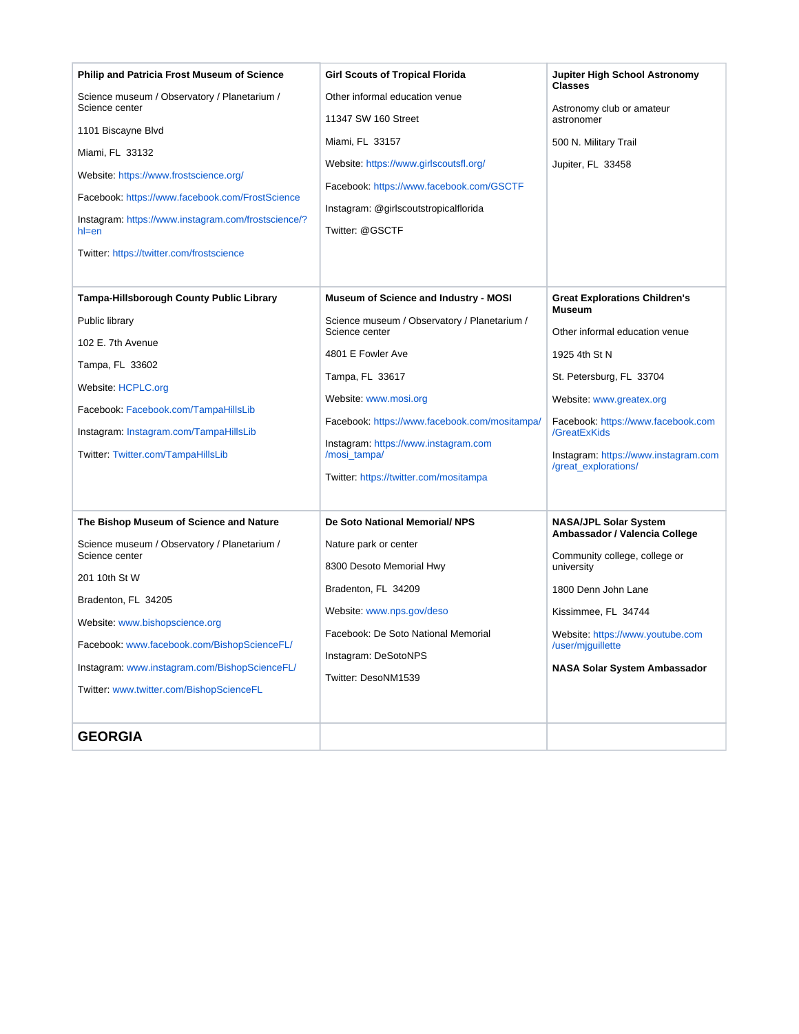| | | |
|---|---|---|
| **Philip and Patricia Frost Museum of Science**<br><br>Science museum / Observatory / Planetarium / Science center<br><br>1101 Biscayne Blvd<br><br>Miami, FL 33132<br><br>Website: https://www.frostscience.org/<br><br>Facebook: https://www.facebook.com/FrostScience<br><br>Instagram: https://www.instagram.com/frostscience/?hl=en<br><br>Twitter: https://twitter.com/frostscience | **Girl Scouts of Tropical Florida**<br><br>Other informal education venue<br><br>11347 SW 160 Street<br><br>Miami, FL 33157<br><br>Website: https://www.girlscoutsfl.org/<br><br>Facebook: https://www.facebook.com/GSCTF<br><br>Instagram: @girlscoutstropicalflorida<br><br>Twitter: @GSCTF | **Jupiter High School Astronomy Classes**<br><br>Astronomy club or amateur astronomer<br><br>500 N. Military Trail<br><br>Jupiter, FL 33458 |
| **Tampa-Hillsborough County Public Library**<br><br>Public library<br><br>102 E. 7th Avenue<br><br>Tampa, FL 33602<br><br>Website: HCPLC.org<br><br>Facebook: Facebook.com/TampaHillsLib<br><br>Instagram: Instagram.com/TampaHillsLib<br><br>Twitter: Twitter.com/TampaHillsLib | **Museum of Science and Industry - MOSI**<br><br>Science museum / Observatory / Planetarium / Science center<br><br>4801 E Fowler Ave<br><br>Tampa, FL 33617<br><br>Website: www.mosi.org<br><br>Facebook: https://www.facebook.com/mositampa/<br><br>Instagram: https://www.instagram.com/mosi_tampa/<br><br>Twitter: https://twitter.com/mositampa | **Great Explorations Children's Museum**<br><br>Other informal education venue<br><br>1925 4th St N<br><br>St. Petersburg, FL 33704<br><br>Website: www.greatex.org<br><br>Facebook: https://www.facebook.com/GreatExKids<br><br>Instagram: https://www.instagram.com/great_explorations/ |
| **The Bishop Museum of Science and Nature**<br><br>Science museum / Observatory / Planetarium / Science center<br><br>201 10th St W<br><br>Bradenton, FL 34205<br><br>Website: www.bishopscience.org<br><br>Facebook: www.facebook.com/BishopScienceFL/<br><br>Instagram: www.instagram.com/BishopScienceFL/<br><br>Twitter: www.twitter.com/BishopScienceFL | **De Soto National Memorial/ NPS**<br><br>Nature park or center<br><br>8300 Desoto Memorial Hwy<br><br>Bradenton, FL 34209<br><br>Website: www.nps.gov/deso<br><br>Facebook: De Soto National Memorial<br><br>Instagram: DeSotoNPS<br><br>Twitter: DesoNM1539 | **NASA/JPL Solar System Ambassador / Valencia College**<br><br>Community college, college or university<br><br>1800 Denn John Lane<br><br>Kissimmee, FL 34744<br><br>Website: https://www.youtube.com/user/mjguillette<br><br>**NASA Solar System Ambassador** |
| **GEORGIA** | | |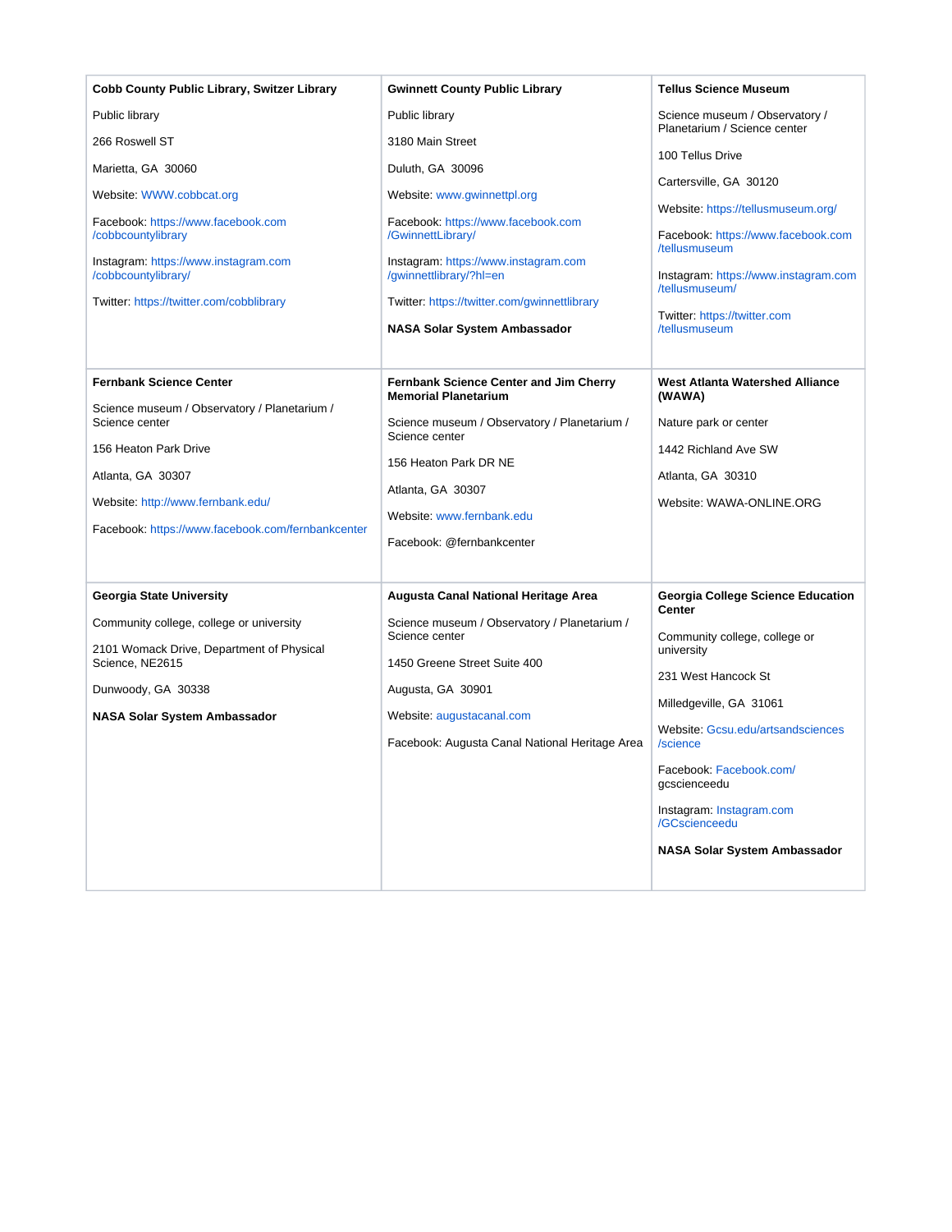| | | |
|---|---|---|
| **Cobb County Public Library, Switzer Library**<br><br>Public library<br><br>266 Roswell ST<br><br>Marietta, GA 30060<br><br>Website: WWW.cobbcat.org<br><br>Facebook: https://www.facebook.com/cobbcountylibrary<br><br>Instagram: https://www.instagram.com/cobbcountylibrary/<br><br>Twitter: https://twitter.com/cobblibrary | **Gwinnett County Public Library**<br><br>Public library<br><br>3180 Main Street<br><br>Duluth, GA 30096<br><br>Website: www.gwinnettpl.org<br><br>Facebook: https://www.facebook.com/GwinnettLibrary/<br><br>Instagram: https://www.instagram.com/gwinnettlibrary/?hl=en<br><br>Twitter: https://twitter.com/gwinnettlibrary<br><br>**NASA Solar System Ambassador** | **Tellus Science Museum**<br><br>Science museum / Observatory / Planetarium / Science center<br><br>100 Tellus Drive<br><br>Cartersville, GA 30120<br><br>Website: https://tellusmuseum.org/<br><br>Facebook: https://www.facebook.com/tellusmuseum<br><br>Instagram: https://www.instagram.com/tellusmuseum/<br><br>Twitter: https://twitter.com/tellusmuseum |
| **Fernbank Science Center**<br><br>Science museum / Observatory / Planetarium / Science center<br><br>156 Heaton Park Drive<br><br>Atlanta, GA 30307<br><br>Website: http://www.fernbank.edu/<br><br>Facebook: https://www.facebook.com/fernbankcenter | **Fernbank Science Center and Jim Cherry Memorial Planetarium**<br><br>Science museum / Observatory / Planetarium / Science center<br><br>156 Heaton Park DR NE<br><br>Atlanta, GA 30307<br><br>Website: www.fernbank.edu<br><br>Facebook: @fernbankcenter | **West Atlanta Watershed Alliance (WAWA)**<br><br>Nature park or center<br><br>1442 Richland Ave SW<br><br>Atlanta, GA 30310<br><br>Website: WAWA-ONLINE.ORG |
| **Georgia State University**<br><br>Community college, college or university<br><br>2101 Womack Drive, Department of Physical Science, NE2615<br><br>Dunwoody, GA 30338<br><br>**NASA Solar System Ambassador** | **Augusta Canal National Heritage Area**<br><br>Science museum / Observatory / Planetarium / Science center<br><br>1450 Greene Street Suite 400<br><br>Augusta, GA 30901<br><br>Website: augustacanal.com<br><br>Facebook: Augusta Canal National Heritage Area | **Georgia College Science Education Center**<br><br>Community college, college or university<br><br>231 West Hancock St<br><br>Milledgeville, GA 31061<br><br>Website: Gcsu.edu/artsandsciences/science<br><br>Facebook: Facebook.com/gcscienceedu<br><br>Instagram: Instagram.com/GCscienceedu<br><br>**NASA Solar System Ambassador** |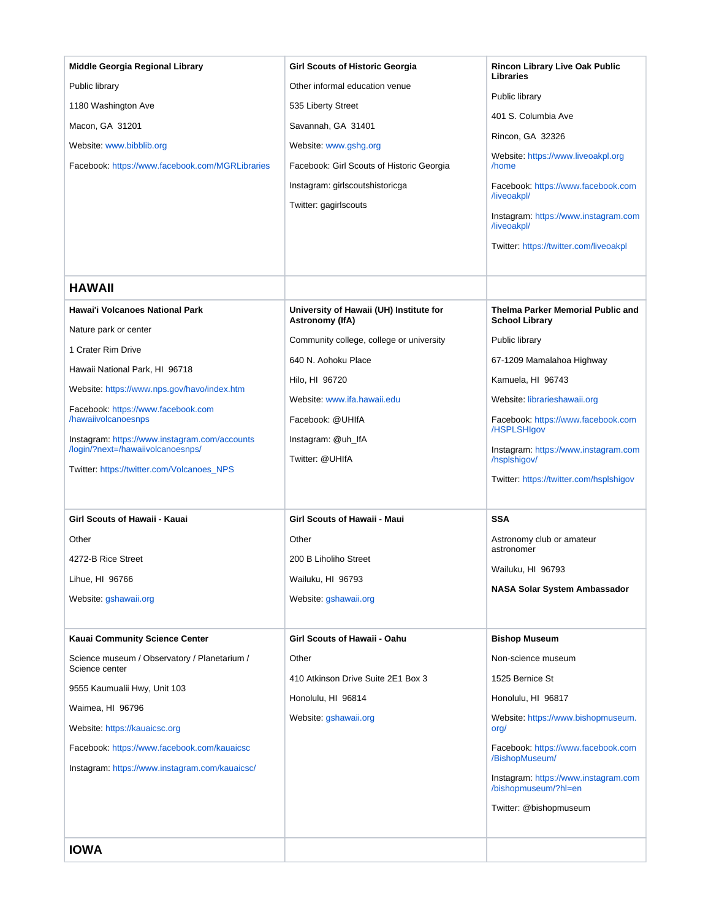| | | |
|---|---|---|
| **Middle Georgia Regional Library**<br><br>Public library<br><br>1180 Washington Ave<br><br>Macon, GA 31201<br><br>Website: www.bibblib.org<br><br>Facebook: https://www.facebook.com/MGRLibraries | **Girl Scouts of Historic Georgia**<br><br>Other informal education venue<br><br>535 Liberty Street<br><br>Savannah, GA 31401<br><br>Website: www.gshg.org<br><br>Facebook: Girl Scouts of Historic Georgia<br><br>Instagram: girlscoutshistoricga<br><br>Twitter: gagirlscouts | **Rincon Library Live Oak Public Libraries**<br><br>Public library<br><br>401 S. Columbia Ave<br><br>Rincon, GA 32326<br><br>Website: https://www.liveoakpl.org/home<br><br>Facebook: https://www.facebook.com/liveoakpl/<br><br>Instagram: https://www.instagram.com/liveoakpl/<br><br>Twitter: https://twitter.com/liveoakpl |
| **HAWAII** | | |
| **Hawai'i Volcanoes National Park**<br><br>Nature park or center<br><br>1 Crater Rim Drive<br><br>Hawaii National Park, HI 96718<br><br>Website: https://www.nps.gov/havo/index.htm<br><br>Facebook: https://www.facebook.com/hawaiivolcanoesnps<br><br>Instagram: https://www.instagram.com/accounts/login/?next=/hawaiivolcanoesnps/<br><br>Twitter: https://twitter.com/Volcanoes_NPS | **University of Hawaii (UH) Institute for Astronomy (IfA)**<br><br>Community college, college or university<br><br>640 N. Aohoku Place<br><br>Hilo, HI 96720<br><br>Website: www.ifa.hawaii.edu<br><br>Facebook: @UHIfA<br><br>Instagram: @uh_IfA<br><br>Twitter: @UHIfA | **Thelma Parker Memorial Public and School Library**<br><br>Public library<br><br>67-1209 Mamalahoa Highway<br><br>Kamuela, HI 96743<br><br>Website: librarieshawaii.org<br><br>Facebook: https://www.facebook.com/HSPLSHIgov<br><br>Instagram: https://www.instagram.com/hsplshigov/<br><br>Twitter: https://twitter.com/hsplshigov |
| **Girl Scouts of Hawaii - Kauai**<br><br>Other<br><br>4272-B Rice Street<br><br>Lihue, HI 96766<br><br>Website: gshawaii.org | **Girl Scouts of Hawaii - Maui**<br><br>Other<br><br>200 B Liholiho Street<br><br>Wailuku, HI 96793<br><br>Website: gshawaii.org | **SSA**<br><br>Astronomy club or amateur astronomer<br><br>Wailuku, HI 96793<br><br>**NASA Solar System Ambassador** |
| **Kauai Community Science Center**<br><br>Science museum / Observatory / Planetarium / Science center<br><br>9555 Kaumualii Hwy, Unit 103<br><br>Waimea, HI 96796<br><br>Website: https://kauaicsc.org<br><br>Facebook: https://www.facebook.com/kauaicsc<br><br>Instagram: https://www.instagram.com/kauaicsc/ | **Girl Scouts of Hawaii - Oahu**<br><br>Other<br><br>410 Atkinson Drive Suite 2E1 Box 3<br><br>Honolulu, HI 96814<br><br>Website: gshawaii.org | **Bishop Museum**<br><br>Non-science museum<br><br>1525 Bernice St<br><br>Honolulu, HI 96817<br><br>Website: https://www.bishopmuseum.org/<br><br>Facebook: https://www.facebook.com/BishopMuseum/<br><br>Instagram: https://www.instagram.com/bishopmuseum/?hl=en<br><br>Twitter: @bishopmuseum |
| **IOWA** | | |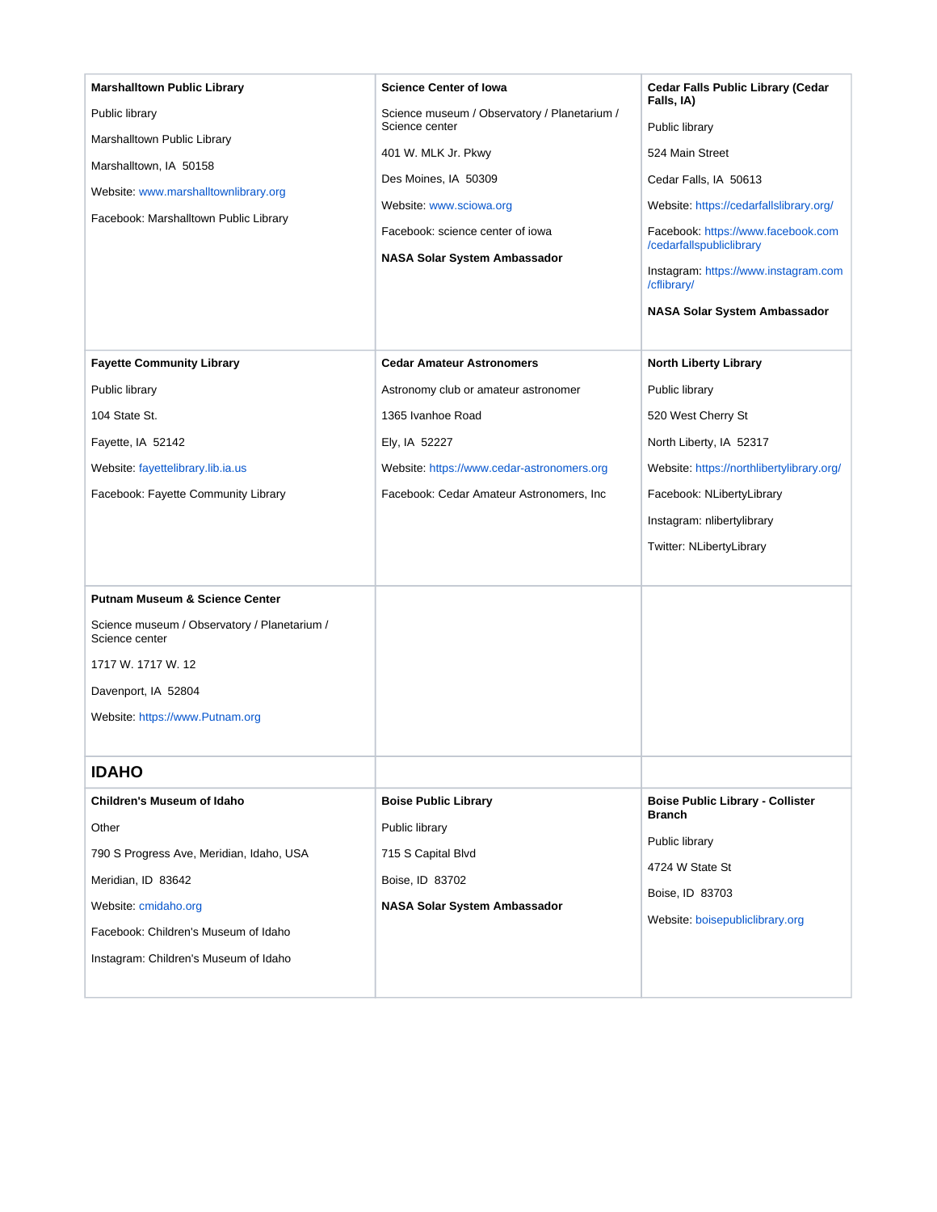| **Marshalltown Public Library**<br><br>Public library<br><br>Marshalltown Public Library<br><br>Marshalltown, IA 50158<br><br>Website: www.marshalltownlibrary.org<br><br>Facebook: Marshalltown Public Library | **Science Center of Iowa**<br><br>Science museum / Observatory / Planetarium / Science center<br><br>401 W. MLK Jr. Pkwy<br><br>Des Moines, IA 50309<br><br>Website: www.sciowa.org<br><br>Facebook: science center of iowa<br><br>**NASA Solar System Ambassador** | **Cedar Falls Public Library (Cedar Falls, IA)**<br><br>Public library<br><br>524 Main Street<br><br>Cedar Falls, IA 50613<br><br>Website: https://cedarfallslibrary.org/<br><br>Facebook: https://www.facebook.com/cedarfallspubliclibrary<br><br>Instagram: https://www.instagram.com/cflibrary/<br><br>**NASA Solar System Ambassador** |
|---|---|---|
| **Fayette Community Library**<br><br>Public library<br><br>104 State St.<br><br>Fayette, IA 52142<br><br>Website: fayettelibrary.lib.ia.us<br><br>Facebook: Fayette Community Library | **Cedar Amateur Astronomers**<br><br>Astronomy club or amateur astronomer<br><br>1365 Ivanhoe Road<br><br>Ely, IA 52227<br><br>Website: https://www.cedar-astronomers.org<br><br>Facebook: Cedar Amateur Astronomers, Inc | **North Liberty Library**<br><br>Public library<br><br>520 West Cherry St<br><br>North Liberty, IA 52317<br><br>Website: https://northlibertylibrary.org/<br><br>Facebook: NLibertyLibrary<br><br>Instagram: nlibertylibrary<br><br>Twitter: NLibertyLibrary |
| **Putnam Museum & Science Center**<br><br>Science museum / Observatory / Planetarium / Science center<br><br>1717 W. 1717 W. 12<br><br>Davenport, IA 52804<br><br>Website: https://www.Putnam.org | | |

## IDAHO

| **Children's Museum of Idaho**<br><br>Other<br><br>790 S Progress Ave, Meridian, Idaho, USA<br><br>Meridian, ID 83642<br><br>Website: cmidaho.org<br><br>Facebook: Children's Museum of Idaho<br><br>Instagram: Children's Museum of Idaho | **Boise Public Library**<br><br>Public library<br><br>715 S Capital Blvd<br><br>Boise, ID 83702<br><br>**NASA Solar System Ambassador** | **Boise Public Library - Collister Branch**<br><br>Public library<br><br>4724 W State St<br><br>Boise, ID 83703<br><br>Website: boisepubliclibrary.org |
|---|---|---|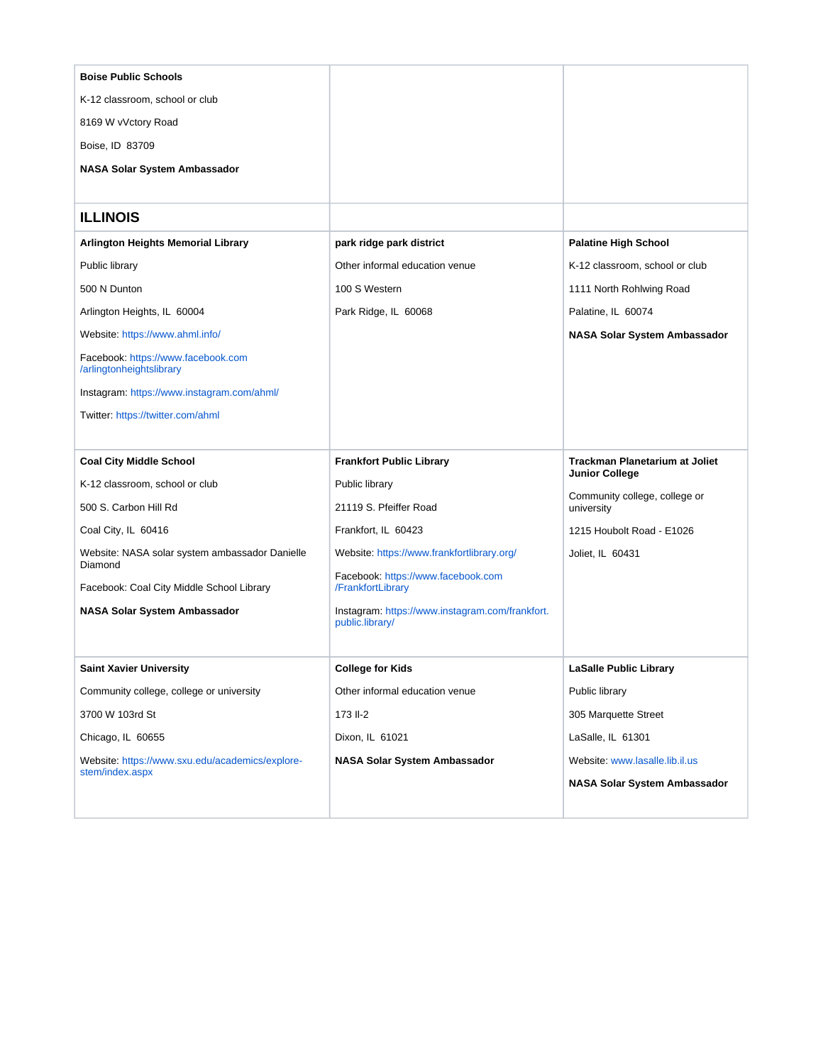| **Boise Public Schools**<br><br>K-12 classroom, school or club<br><br>8169 W vVctory Road<br><br>Boise, ID 83709<br><br>**NASA Solar System Ambassador** | | |
|---|---|---|
| **ILLINOIS** | | |
| **Arlington Heights Memorial Library**<br><br>Public library<br><br>500 N Dunton<br><br>Arlington Heights, IL 60004<br><br>Website: https://www.ahml.info/<br><br>Facebook: https://www.facebook.com/arlingtonheightslibrary<br><br>Instagram: https://www.instagram.com/ahml/<br><br>Twitter: https://twitter.com/ahml | **park ridge park district**<br><br>Other informal education venue<br><br>100 S Western<br><br>Park Ridge, IL 60068 | **Palatine High School**<br><br>K-12 classroom, school or club<br><br>1111 North Rohlwing Road<br><br>Palatine, IL 60074<br><br>**NASA Solar System Ambassador** |
| **Coal City Middle School**<br><br>K-12 classroom, school or club<br><br>500 S. Carbon Hill Rd<br><br>Coal City, IL 60416<br><br>Website: NASA solar system ambassador Danielle Diamond<br><br>Facebook: Coal City Middle School Library<br><br>**NASA Solar System Ambassador** | **Frankfort Public Library**<br><br>Public library<br><br>21119 S. Pfeiffer Road<br><br>Frankfort, IL 60423<br><br>Website: https://www.frankfortlibrary.org/<br><br>Facebook: https://www.facebook.com/FrankfortLibrary<br><br>Instagram: https://www.instagram.com/frankfort.public.library/ | **Trackman Planetarium at Joliet Junior College**<br><br>Community college, college or university<br><br>1215 Houbolt Road - E1026<br><br>Joliet, IL 60431 |
| **Saint Xavier University**<br><br>Community college, college or university<br><br>3700 W 103rd St<br><br>Chicago, IL 60655<br><br>Website: https://www.sxu.edu/academics/explore-stem/index.aspx | **College for Kids**<br><br>Other informal education venue<br><br>173 Il-2<br><br>Dixon, IL 61021<br><br>**NASA Solar System Ambassador** | **LaSalle Public Library**<br><br>Public library<br><br>305 Marquette Street<br><br>LaSalle, IL 61301<br><br>Website: www.lasalle.lib.il.us<br><br>**NASA Solar System Ambassador** |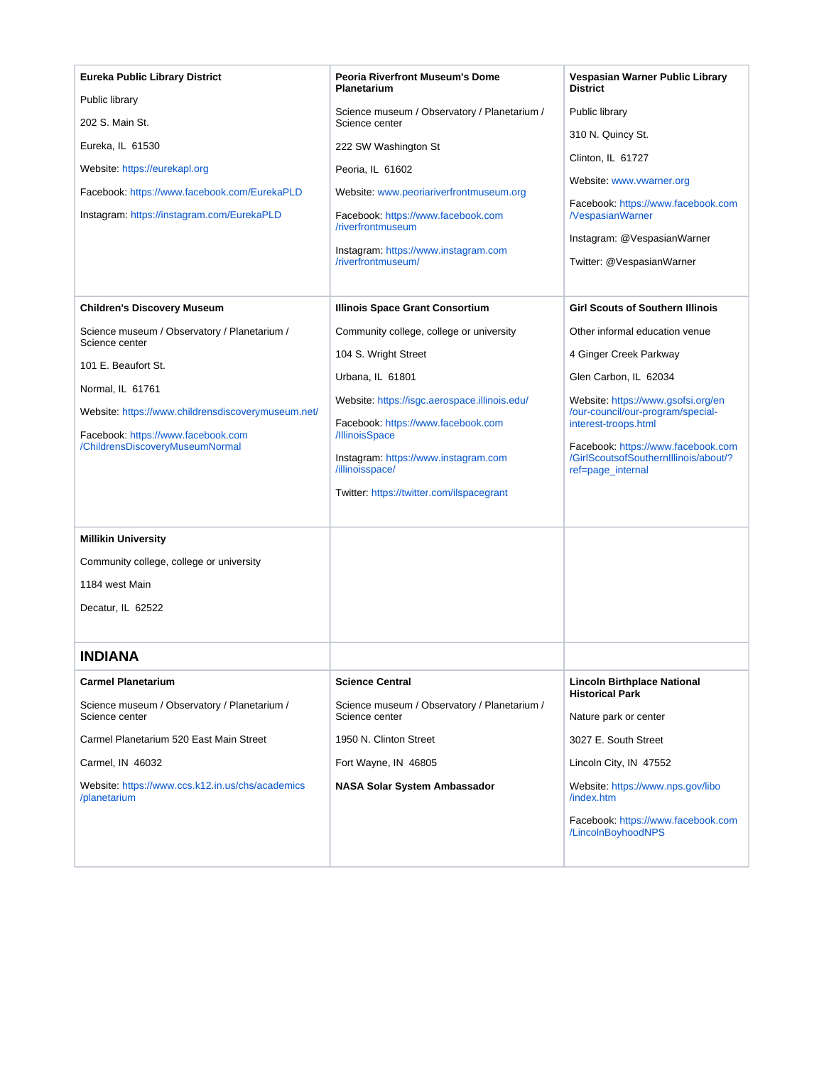| | | |
|---|---|---|
| **Eureka Public Library District**<br><br>Public library<br><br>202 S. Main St.<br><br>Eureka, IL 61530<br><br>Website: https://eurekapl.org<br><br>Facebook: https://www.facebook.com/EurekaPLD<br><br>Instagram: https://instagram.com/EurekaPLD | **Peoria Riverfront Museum's Dome Planetarium**<br><br>Science museum / Observatory / Planetarium / Science center<br><br>222 SW Washington St<br><br>Peoria, IL 61602<br><br>Website: www.peoriariverfrontmuseum.org<br><br>Facebook: https://www.facebook.com/riverfrontmuseum<br><br>Instagram: https://www.instagram.com/riverfrontmuseum/ | **Vespasian Warner Public Library District**<br><br>Public library<br><br>310 N. Quincy St.<br><br>Clinton, IL 61727<br><br>Website: www.vwarner.org<br><br>Facebook: https://www.facebook.com/VespasianWarner<br><br>Instagram: @VespasianWarner<br><br>Twitter: @VespasianWarner |
| **Children's Discovery Museum**<br><br>Science museum / Observatory / Planetarium / Science center<br><br>101 E. Beaufort St.<br><br>Normal, IL 61761<br><br>Website: https://www.childrensdiscoverymuseum.net/<br><br>Facebook: https://www.facebook.com/ChildrensDiscoveryMuseumNormal | **Illinois Space Grant Consortium**<br><br>Community college, college or university<br><br>104 S. Wright Street<br><br>Urbana, IL 61801<br><br>Website: https://isgc.aerospace.illinois.edu/<br><br>Facebook: https://www.facebook.com/IllinoisSpace<br><br>Instagram: https://www.instagram.com/illinoisspace/<br><br>Twitter: https://twitter.com/ilspacegrant | **Girl Scouts of Southern Illinois**<br><br>Other informal education venue<br><br>4 Ginger Creek Parkway<br><br>Glen Carbon, IL 62034<br><br>Website: https://www.gsofsi.org/en/our-council/our-program/special-interest-troops.html<br><br>Facebook: https://www.facebook.com/GirlScoutsofSouthernIllinois/about/?ref=page_internal |
| **Millikin University**<br><br>Community college, college or university<br><br>1184 west Main<br><br>Decatur, IL 62522 | | |
| **INDIANA** | | |
| **Carmel Planetarium**<br><br>Science museum / Observatory / Planetarium / Science center<br><br>Carmel Planetarium 520 East Main Street<br><br>Carmel, IN 46032<br><br>Website: https://www.ccs.k12.in.us/chs/academics/planetarium | **Science Central**<br><br>Science museum / Observatory / Planetarium / Science center<br><br>1950 N. Clinton Street<br><br>Fort Wayne, IN 46805<br><br>**NASA Solar System Ambassador** | **Lincoln Birthplace National Historical Park**<br><br>Nature park or center<br><br>3027 E. South Street<br><br>Lincoln City, IN 47552<br><br>Website: https://www.nps.gov/libo/index.htm<br><br>Facebook: https://www.facebook.com/LincolnBoyhoodNPS |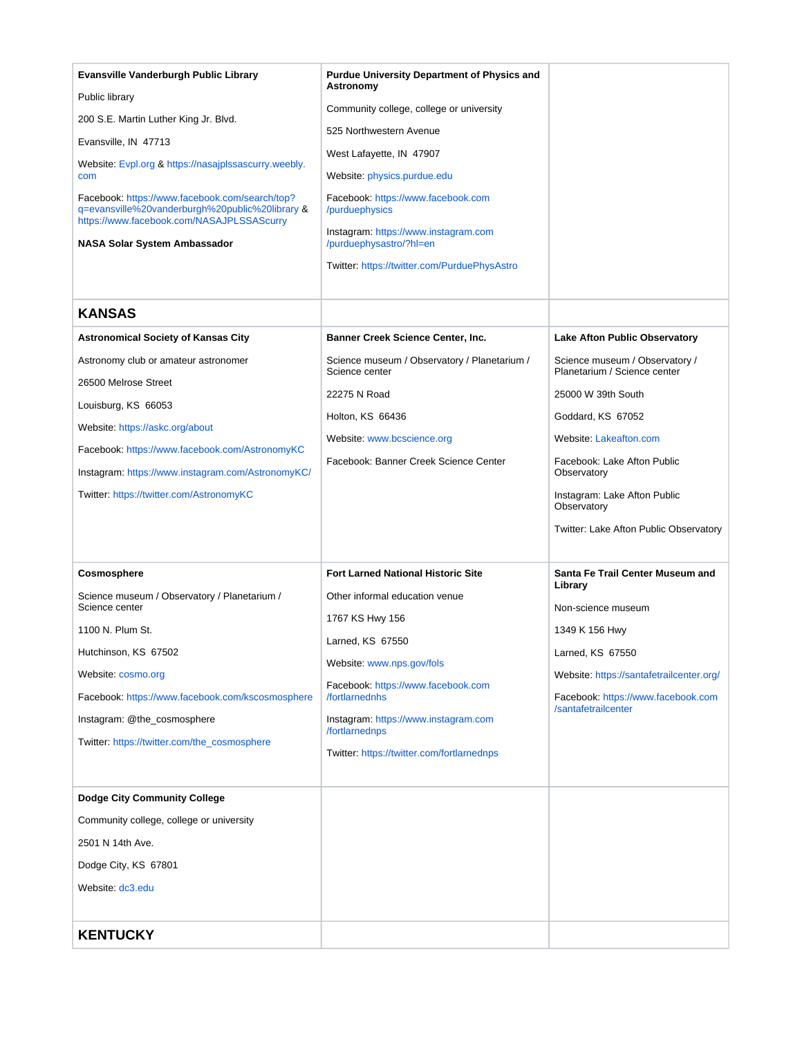| **Evansville Vanderburgh Public Library**<br><br>Public library<br><br>200 S.E. Martin Luther King Jr. Blvd.<br><br>Evansville, IN 47713<br><br>Website: Evpl.org & https://nasajplssascurry.weebly.com<br><br>Facebook: https://www.facebook.com/search/top?q=evansville%20vanderburgh%20public%20library & https://www.facebook.com/NASAJPLSSAScurry<br><br>**NASA Solar System Ambassador** | **Purdue University Department of Physics and Astronomy**<br><br>Community college, college or university<br><br>525 Northwestern Avenue<br><br>West Lafayette, IN 47907<br><br>Website: physics.purdue.edu<br><br>Facebook: https://www.facebook.com/purduephysics<br><br>Instagram: https://www.instagram.com/purduephysastro/?hl=en<br><br>Twitter: https://twitter.com/PurduePhysAstro | |
|---|---|---|
| **KANSAS** | | |
| **Astronomical Society of Kansas City**<br><br>Astronomy club or amateur astronomer<br><br>26500 Melrose Street<br><br>Louisburg, KS 66053<br><br>Website: https://askc.org/about<br><br>Facebook: https://www.facebook.com/AstronomyKC<br><br>Instagram: https://www.instagram.com/AstronomyKC/<br><br>Twitter: https://twitter.com/AstronomyKC | **Banner Creek Science Center, Inc.**<br><br>Science museum / Observatory / Planetarium / Science center<br><br>22275 N Road<br><br>Holton, KS 66436<br><br>Website: www.bcscience.org<br><br>Facebook: Banner Creek Science Center | **Lake Afton Public Observatory**<br><br>Science museum / Observatory / Planetarium / Science center<br><br>25000 W 39th South<br><br>Goddard, KS 67052<br><br>Website: Lakeafton.com<br><br>Facebook: Lake Afton Public Observatory<br><br>Instagram: Lake Afton Public Observatory<br><br>Twitter: Lake Afton Public Observatory |
| **Cosmosphere**<br><br>Science museum / Observatory / Planetarium / Science center<br><br>1100 N. Plum St.<br><br>Hutchinson, KS 67502<br><br>Website: cosmo.org<br><br>Facebook: https://www.facebook.com/kscosmosphere<br><br>Instagram: @the_cosmosphere<br><br>Twitter: https://twitter.com/the_cosmosphere | **Fort Larned National Historic Site**<br><br>Other informal education venue<br><br>1767 KS Hwy 156<br><br>Larned, KS 67550<br><br>Website: www.nps.gov/fols<br><br>Facebook: https://www.facebook.com/fortlarnednhs<br><br>Instagram: https://www.instagram.com/fortlarnednps<br><br>Twitter: https://twitter.com/fortlarnednps | **Santa Fe Trail Center Museum and Library**<br><br>Non-science museum<br><br>1349 K 156 Hwy<br><br>Larned, KS 67550<br><br>Website: https://santafetrailcenter.org/<br><br>Facebook: https://www.facebook.com/santafetrailcenter |
| **Dodge City Community College**<br><br>Community college, college or university<br><br>2501 N 14th Ave.<br><br>Dodge City, KS 67801<br><br>Website: dc3.edu | | |
| **KENTUCKY** | | |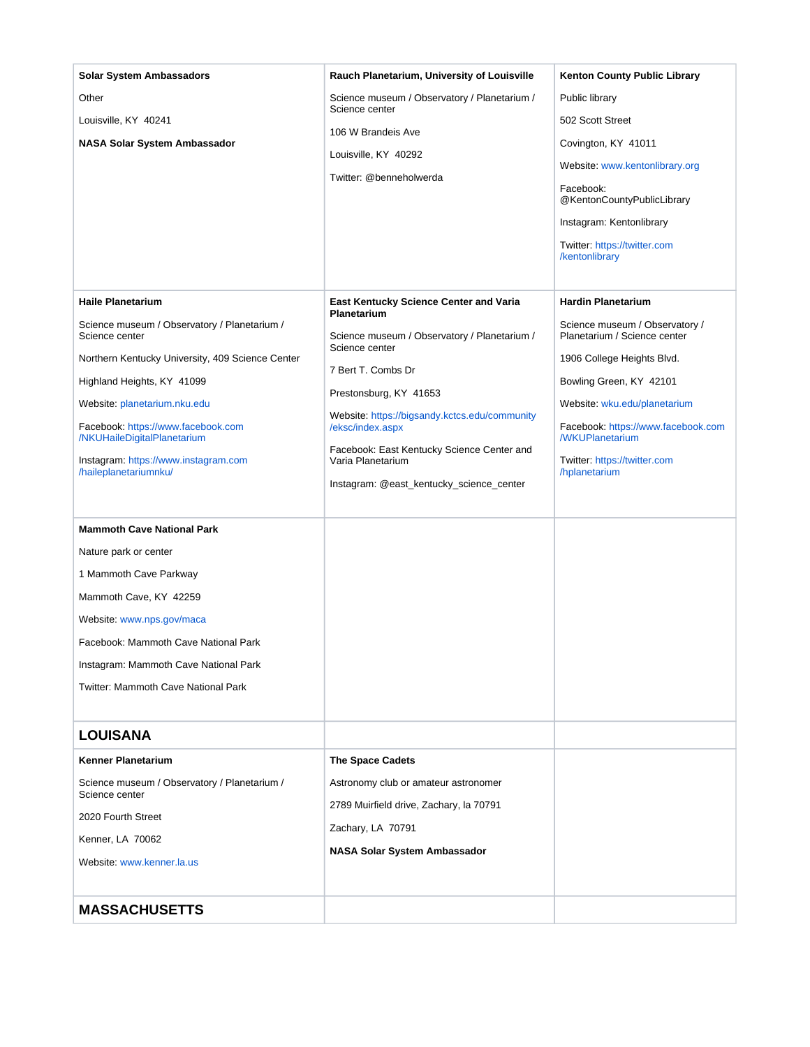| | | |
|---|---|---|
| **Solar System Ambassadors**<br><br>Other<br><br>Louisville, KY 40241<br><br>**NASA Solar System Ambassador** | **Rauch Planetarium, University of Louisville**<br><br>Science museum / Observatory / Planetarium / Science center<br><br>106 W Brandeis Ave<br><br>Louisville, KY 40292<br><br>Twitter: @benneholwerda | **Kenton County Public Library**<br><br>Public library<br><br>502 Scott Street<br><br>Covington, KY 41011<br><br>Website: www.kentonlibrary.org<br><br>Facebook: @KentonCountyPublicLibrary<br><br>Instagram: Kentonlibrary<br><br>Twitter: https://twitter.com/kentonlibrary |
| **Haile Planetarium**<br><br>Science museum / Observatory / Planetarium / Science center<br><br>Northern Kentucky University, 409 Science Center<br><br>Highland Heights, KY 41099<br><br>Website: planetarium.nku.edu<br><br>Facebook: https://www.facebook.com/NKUHaileDigitalPlanetarium<br><br>Instagram: https://www.instagram.com/haileplanetariumnku/ | **East Kentucky Science Center and Varia Planetarium**<br><br>Science museum / Observatory / Planetarium / Science center<br><br>7 Bert T. Combs Dr<br><br>Prestonsburg, KY 41653<br><br>Website: https://bigsandy.kctcs.edu/community/eksc/index.aspx<br><br>Facebook: East Kentucky Science Center and Varia Planetarium<br><br>Instagram: @east_kentucky_science_center | **Hardin Planetarium**<br><br>Science museum / Observatory / Planetarium / Science center<br><br>1906 College Heights Blvd.<br><br>Bowling Green, KY 42101<br><br>Website: wku.edu/planetarium<br><br>Facebook: https://www.facebook.com/WKUPlanetarium<br><br>Twitter: https://twitter.com/hplanetarium |
| **Mammoth Cave National Park**<br><br>Nature park or center<br><br>1 Mammoth Cave Parkway<br><br>Mammoth Cave, KY 42259<br><br>Website: www.nps.gov/maca<br><br>Facebook: Mammoth Cave National Park<br><br>Instagram: Mammoth Cave National Park<br><br>Twitter: Mammoth Cave National Park | | |
| **LOUISANA** | | |
| **Kenner Planetarium**<br><br>Science museum / Observatory / Planetarium / Science center<br><br>2020 Fourth Street<br><br>Kenner, LA 70062<br><br>Website: www.kenner.la.us | **The Space Cadets**<br><br>Astronomy club or amateur astronomer<br><br>2789 Muirfield drive, Zachary, la 70791<br><br>Zachary, LA 70791<br><br>**NASA Solar System Ambassador** | |
| **MASSACHUSETTS** | | |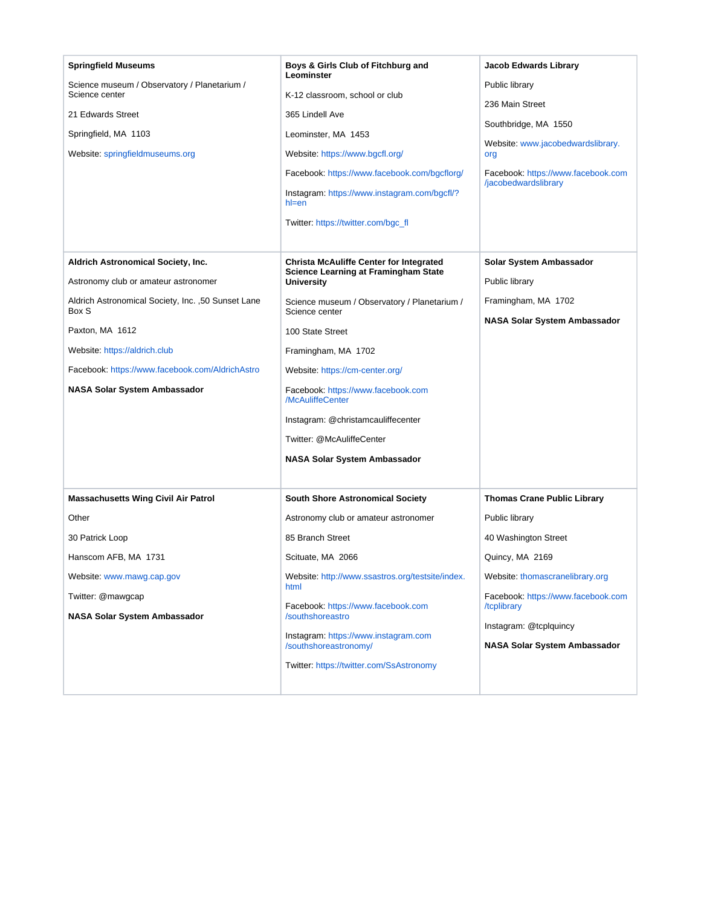**Springfield Museums**

Science museum / Observatory / Planetarium / Science center

21 Edwards Street

Springfield, MA 1103

Website: springfieldmuseums.org

**Boys & Girls Club of Fitchburg and Leominster**

K-12 classroom, school or club

365 Lindell Ave

Leominster, MA 1453

Website: https://www.bgcfl.org/

Facebook: https://www.facebook.com/bgcflorg/

Instagram: https://www.instagram.com/bgcfl/?hl=en

Twitter: https://twitter.com/bgc_fl

**Jacob Edwards Library**

Public library

236 Main Street

Southbridge, MA 1550

Website: www.jacobedwardslibrary.org

Facebook: https://www.facebook.com/jacobedwardslibrary

**Aldrich Astronomical Society, Inc.**

Astronomy club or amateur astronomer

Aldrich Astronomical Society, Inc. ,50 Sunset Lane Box S

Paxton, MA 1612

Website: https://aldrich.club

Facebook: https://www.facebook.com/AldrichAstro

**NASA Solar System Ambassador**

**Christa McAuliffe Center for Integrated Science Learning at Framingham State University**

Science museum / Observatory / Planetarium / Science center

100 State Street

Framingham, MA 1702

Website: https://cm-center.org/

Facebook: https://www.facebook.com/McAuliffeCenter

Instagram: @christamcauliffecenter

Twitter: @McAuliffeCenter

**NASA Solar System Ambassador**

**Solar System Ambassador**

Public library

Framingham, MA 1702

**NASA Solar System Ambassador**

**Massachusetts Wing Civil Air Patrol**

Other

30 Patrick Loop

Hanscom AFB, MA 1731

Website: www.mawg.cap.gov

Twitter: @mawgcap

**NASA Solar System Ambassador**

**South Shore Astronomical Society**

Astronomy club or amateur astronomer

85 Branch Street

Scituate, MA 2066

Website: http://www.ssastros.org/testsite/index.html

Facebook: https://www.facebook.com/southshoreastro

Instagram: https://www.instagram.com/southshoreastronomy/

Twitter: https://twitter.com/SsAstronomy

**Thomas Crane Public Library**

Public library

40 Washington Street

Quincy, MA 2169

Website: thomascranelibrary.org

Facebook: https://www.facebook.com/tcplibrary

Instagram: @tcplquincy

**NASA Solar System Ambassador**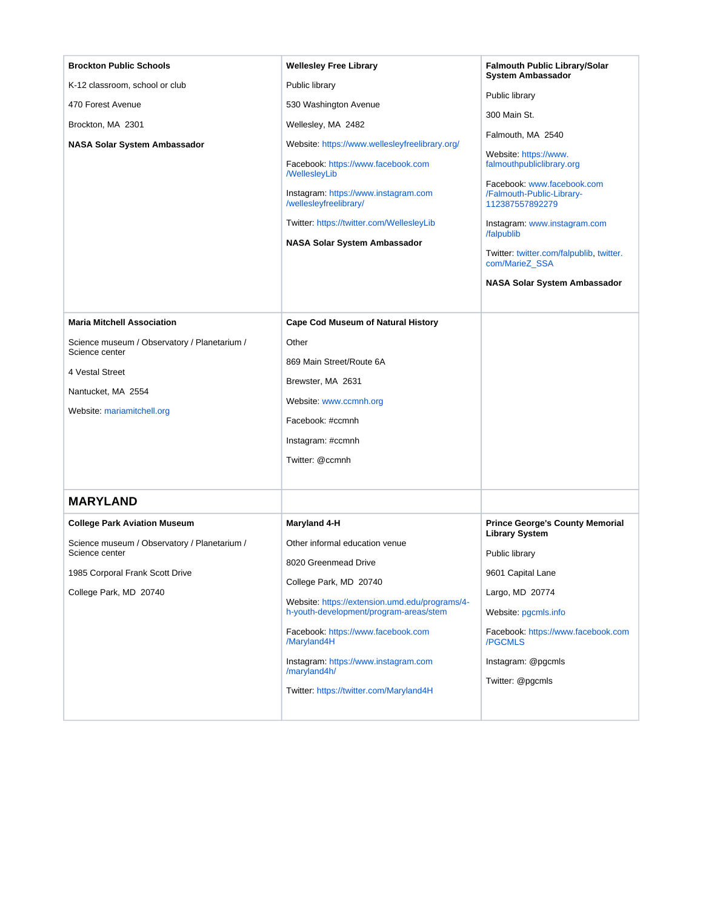| | | |
|---|---|---|
| **Brockton Public Schools**<br><br>K-12 classroom, school or club<br><br>470 Forest Avenue<br><br>Brockton, MA 2301<br><br>**NASA Solar System Ambassador** | **Wellesley Free Library**<br><br>Public library<br><br>530 Washington Avenue<br><br>Wellesley, MA 2482<br><br>Website: https://www.wellesleyfreelibrary.org/<br><br>Facebook: https://www.facebook.com/WellesleyLib<br><br>Instagram: https://www.instagram.com/wellesleyfreelibrary/<br><br>Twitter: https://twitter.com/WellesleyLib<br><br>**NASA Solar System Ambassador** | **Falmouth Public Library/Solar System Ambassador**<br><br>Public library<br><br>300 Main St.<br><br>Falmouth, MA 2540<br><br>Website: https://www.falmouthpubliclibrary.org<br><br>Facebook: www.facebook.com/Falmouth-Public-Library-112387557892279<br><br>Instagram: www.instagram.com/falpublib<br><br>Twitter: twitter.com/falpublib, twitter.com/MarieZ_SSA<br><br>**NASA Solar System Ambassador** |
| **Maria Mitchell Association**<br><br>Science museum / Observatory / Planetarium / Science center<br><br>4 Vestal Street<br><br>Nantucket, MA 2554<br><br>Website: mariamitchell.org | **Cape Cod Museum of Natural History**<br><br>Other<br><br>869 Main Street/Route 6A<br><br>Brewster, MA 2631<br><br>Website: www.ccmnh.org<br><br>Facebook: #ccmnh<br><br>Instagram: #ccmnh<br><br>Twitter: @ccmnh | |
| **MARYLAND** | | |
| **College Park Aviation Museum**<br><br>Science museum / Observatory / Planetarium / Science center<br><br>1985 Corporal Frank Scott Drive<br><br>College Park, MD 20740 | **Maryland 4-H**<br><br>Other informal education venue<br><br>8020 Greenmead Drive<br><br>College Park, MD 20740<br><br>Website: https://extension.umd.edu/programs/4-h-youth-development/program-areas/stem<br><br>Facebook: https://www.facebook.com/Maryland4H<br><br>Instagram: https://www.instagram.com/maryland4h/<br><br>Twitter: https://twitter.com/Maryland4H | **Prince George's County Memorial Library System**<br><br>Public library<br><br>9601 Capital Lane<br><br>Largo, MD 20774<br><br>Website: pgcmls.info<br><br>Facebook: https://www.facebook.com/PGCMLS<br><br>Instagram: @pgcmls<br><br>Twitter: @pgcmls |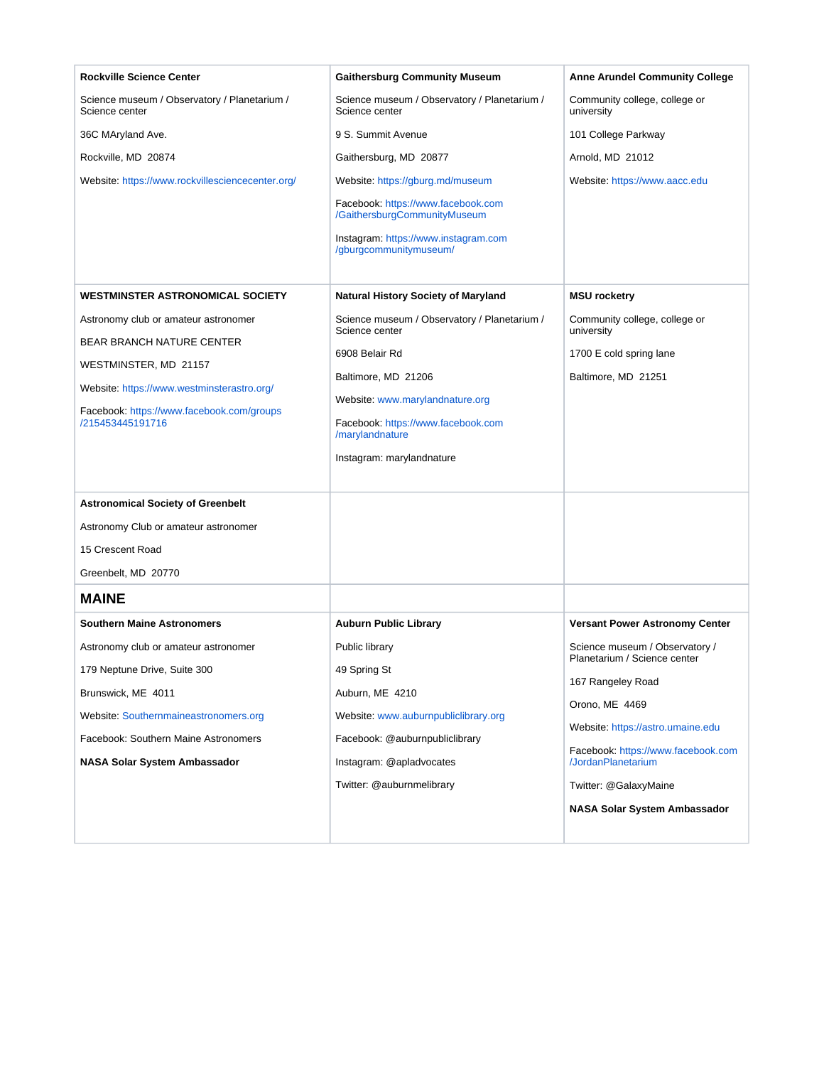**Rockville Science Center**

Science museum / Observatory / Planetarium / Science center

36C MAryland Ave.

Rockville, MD 20874

Website: https://www.rockvillesciencecenter.org/

**Gaithersburg Community Museum**

Science museum / Observatory / Planetarium / Science center

9 S. Summit Avenue

Gaithersburg, MD 20877

Website: https://gburg.md/museum

Facebook: https://www.facebook.com/GaithersburgCommunityMuseum

Instagram: https://www.instagram.com/gburgcommunitymuseum/

**Anne Arundel Community College**

Community college, college or university

101 College Parkway

Arnold, MD 21012

Website: https://www.aacc.edu

**WESTMINSTER ASTRONOMICAL SOCIETY**

Astronomy club or amateur astronomer

BEAR BRANCH NATURE CENTER

WESTMINSTER, MD 21157

Website: https://www.westminsterastro.org/

Facebook: https://www.facebook.com/groups/215453445191716

**Natural History Society of Maryland**

Science museum / Observatory / Planetarium / Science center

6908 Belair Rd

Baltimore, MD 21206

Website: www.marylandnature.org

Facebook: https://www.facebook.com/marylandnature

Instagram: marylandnature

**MSU rocketry**

Community college, college or university

1700 E cold spring lane

Baltimore, MD 21251

**Astronomical Society of Greenbelt**

Astronomy Club or amateur astronomer

15 Crescent Road

Greenbelt, MD 20770

## MAINE

**Southern Maine Astronomers**

Astronomy club or amateur astronomer

179 Neptune Drive, Suite 300

Brunswick, ME 4011

Website: Southernmaineastronomers.org

Facebook: Southern Maine Astronomers

**NASA Solar System Ambassador**

**Auburn Public Library**

Public library

49 Spring St

Auburn, ME 4210

Website: www.auburnpubliclibrary.org

Facebook: @auburnpubliclibrary

Instagram: @apladvocates

Twitter: @auburnmelibrary

**Versant Power Astronomy Center**

Science museum / Observatory / Planetarium / Science center

167 Rangeley Road

Orono, ME 4469

Website: https://astro.umaine.edu

Facebook: https://www.facebook.com/JordanPlanetarium

Twitter: @GalaxyMaine

**NASA Solar System Ambassador**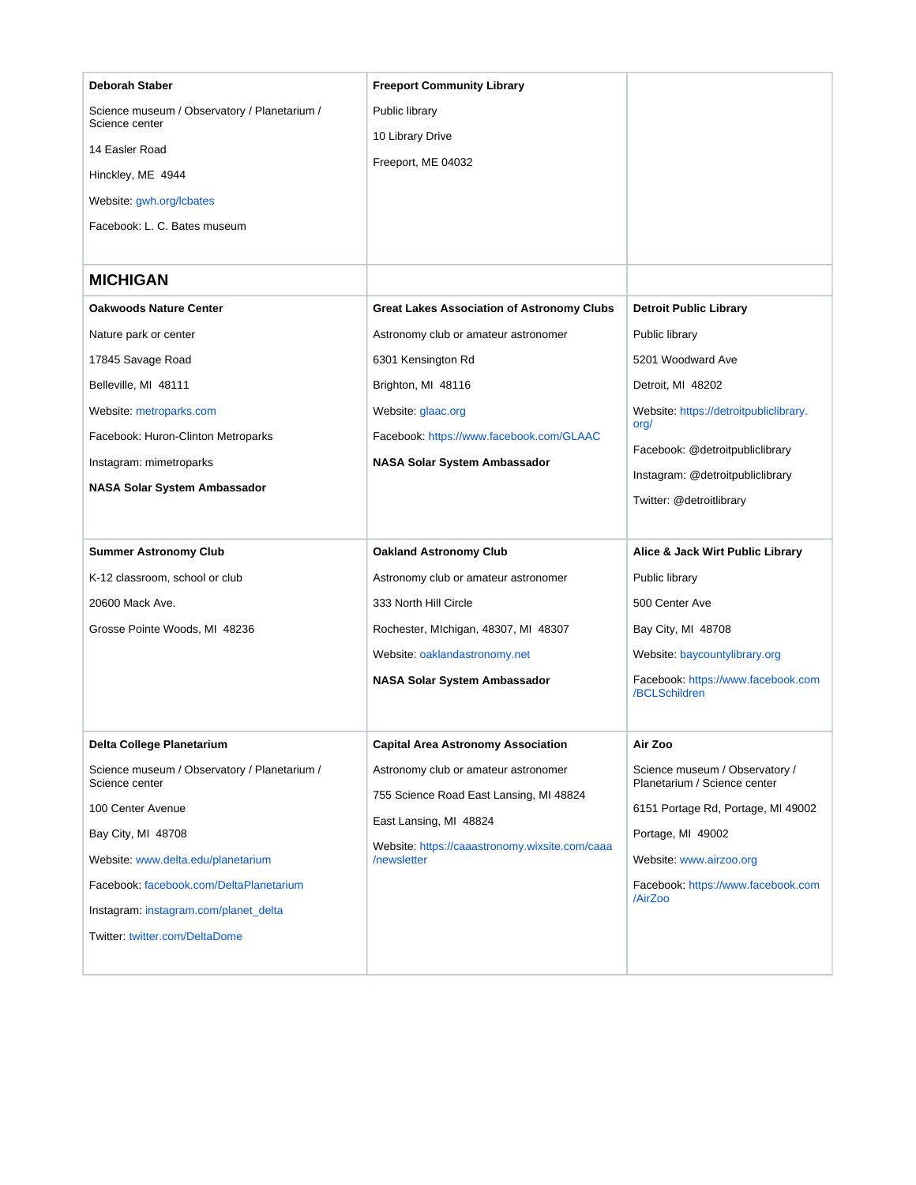| | | |
|---|---|---|
| **Deborah Staber**<br><br>Science museum / Observatory / Planetarium / Science center<br><br>14 Easler Road<br><br>Hinckley, ME 4944<br><br>Website: gwh.org/lcbates<br><br>Facebook: L. C. Bates museum | **Freeport Community Library**<br><br>Public library<br><br>10 Library Drive<br><br>Freeport, ME 04032 | |

## MICHIGAN

| | | |
|---|---|---|
| **Oakwoods Nature Center**<br><br>Nature park or center<br><br>17845 Savage Road<br><br>Belleville, MI 48111<br><br>Website: metroparks.com<br><br>Facebook: Huron-Clinton Metroparks<br><br>Instagram: mimetroparks<br><br>**NASA Solar System Ambassador** | **Great Lakes Association of Astronomy Clubs**<br><br>Astronomy club or amateur astronomer<br><br>6301 Kensington Rd<br><br>Brighton, MI 48116<br><br>Website: glaac.org<br><br>Facebook: https://www.facebook.com/GLAAC<br><br>**NASA Solar System Ambassador** | **Detroit Public Library**<br><br>Public library<br><br>5201 Woodward Ave<br><br>Detroit, MI 48202<br><br>Website: https://detroitpubliclibrary.org/<br><br>Facebook: @detroitpubliclibrary<br><br>Instagram: @detroitpubliclibrary<br><br>Twitter: @detroitlibrary |
| **Summer Astronomy Club**<br><br>K-12 classroom, school or club<br><br>20600 Mack Ave.<br><br>Grosse Pointe Woods, MI 48236 | **Oakland Astronomy Club**<br><br>Astronomy club or amateur astronomer<br><br>333 North Hill Circle<br><br>Rochester, MIchigan, 48307, MI 48307<br><br>Website: oaklandastronomy.net<br><br>**NASA Solar System Ambassador** | **Alice & Jack Wirt Public Library**<br><br>Public library<br><br>500 Center Ave<br><br>Bay City, MI 48708<br><br>Website: baycountylibrary.org<br><br>Facebook: https://www.facebook.com/BCLSchildren |
| **Delta College Planetarium**<br><br>Science museum / Observatory / Planetarium / Science center<br><br>100 Center Avenue<br><br>Bay City, MI 48708<br><br>Website: www.delta.edu/planetarium<br><br>Facebook: facebook.com/DeltaPlanetarium<br><br>Instagram: instagram.com/planet_delta<br><br>Twitter: twitter.com/DeltaDome | **Capital Area Astronomy Association**<br><br>Astronomy club or amateur astronomer<br><br>755 Science Road East Lansing, MI 48824<br><br>East Lansing, MI 48824<br><br>Website: https://caaastronomy.wixsite.com/caaa/newsletter | **Air Zoo**<br><br>Science museum / Observatory / Planetarium / Science center<br><br>6151 Portage Rd, Portage, MI 49002<br><br>Portage, MI 49002<br><br>Website: www.airzoo.org<br><br>Facebook: https://www.facebook.com/AirZoo |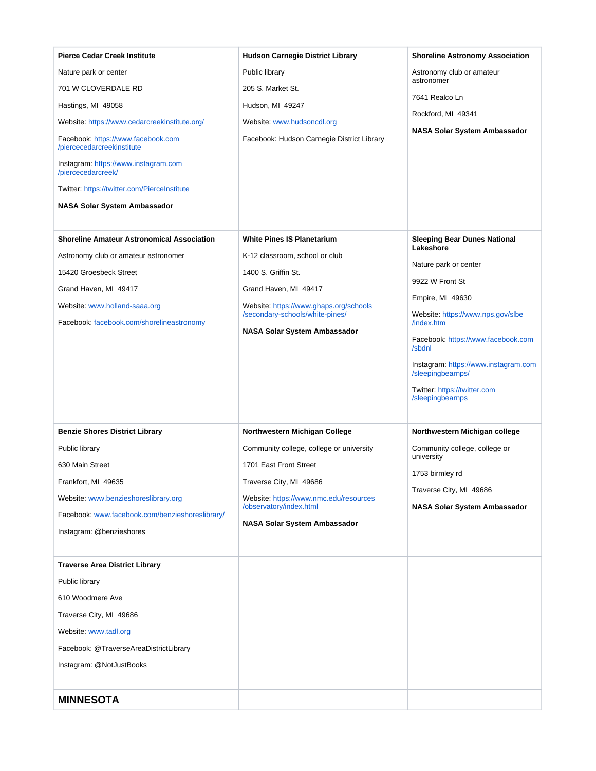| **Pierce Cedar Creek Institute**<br><br>Nature park or center<br><br>701 W CLOVERDALE RD<br><br>Hastings, MI 49058<br><br>Website: https://www.cedarcreekinstitute.org/<br><br>Facebook: https://www.facebook.com/piercecedarcreekinstitute<br><br>Instagram: https://www.instagram.com/piercecedarcreek/<br><br>Twitter: https://twitter.com/PierceInstitute<br><br>**NASA Solar System Ambassador** | **Hudson Carnegie District Library**<br><br>Public library<br><br>205 S. Market St.<br><br>Hudson, MI 49247<br><br>Website: www.hudsoncdl.org<br><br>Facebook: Hudson Carnegie District Library | **Shoreline Astronomy Association**<br><br>Astronomy club or amateur astronomer<br><br>7641 Realco Ln<br><br>Rockford, MI 49341<br><br>**NASA Solar System Ambassador** |
|---|---|---|
| **Shoreline Amateur Astronomical Association**<br><br>Astronomy club or amateur astronomer<br><br>15420 Groesbeck Street<br><br>Grand Haven, MI 49417<br><br>Website: www.holland-saaa.org<br><br>Facebook: facebook.com/shorelineastronomy | **White Pines IS Planetarium**<br><br>K-12 classroom, school or club<br><br>1400 S. Griffin St.<br><br>Grand Haven, MI 49417<br><br>Website: https://www.ghaps.org/schools/secondary-schools/white-pines/<br><br>**NASA Solar System Ambassador** | **Sleeping Bear Dunes National Lakeshore**<br><br>Nature park or center<br><br>9922 W Front St<br><br>Empire, MI 49630<br><br>Website: https://www.nps.gov/slbe/index.htm<br><br>Facebook: https://www.facebook.com/sbdnl<br><br>Instagram: https://www.instagram.com/sleepingbearnps/<br><br>Twitter: https://twitter.com/sleepingbearnps |
| **Benzie Shores District Library**<br><br>Public library<br><br>630 Main Street<br><br>Frankfort, MI 49635<br><br>Website: www.benzieshoreslibrary.org<br><br>Facebook: www.facebook.com/benzieshoreslibrary/<br><br>Instagram: @benzieshores | **Northwestern Michigan College**<br><br>Community college, college or university<br><br>1701 East Front Street<br><br>Traverse City, MI 49686<br><br>Website: https://www.nmc.edu/resources/observatory/index.html<br><br>**NASA Solar System Ambassador** | **Northwestern Michigan college**<br><br>Community college, college or university<br><br>1753 birmley rd<br><br>Traverse City, MI 49686<br><br>**NASA Solar System Ambassador** |
| **Traverse Area District Library**<br><br>Public library<br><br>610 Woodmere Ave<br><br>Traverse City, MI 49686<br><br>Website: www.tadl.org<br><br>Facebook: @TraverseAreaDistrictLibrary<br><br>Instagram: @NotJustBooks | | |
| **MINNESOTA** | | |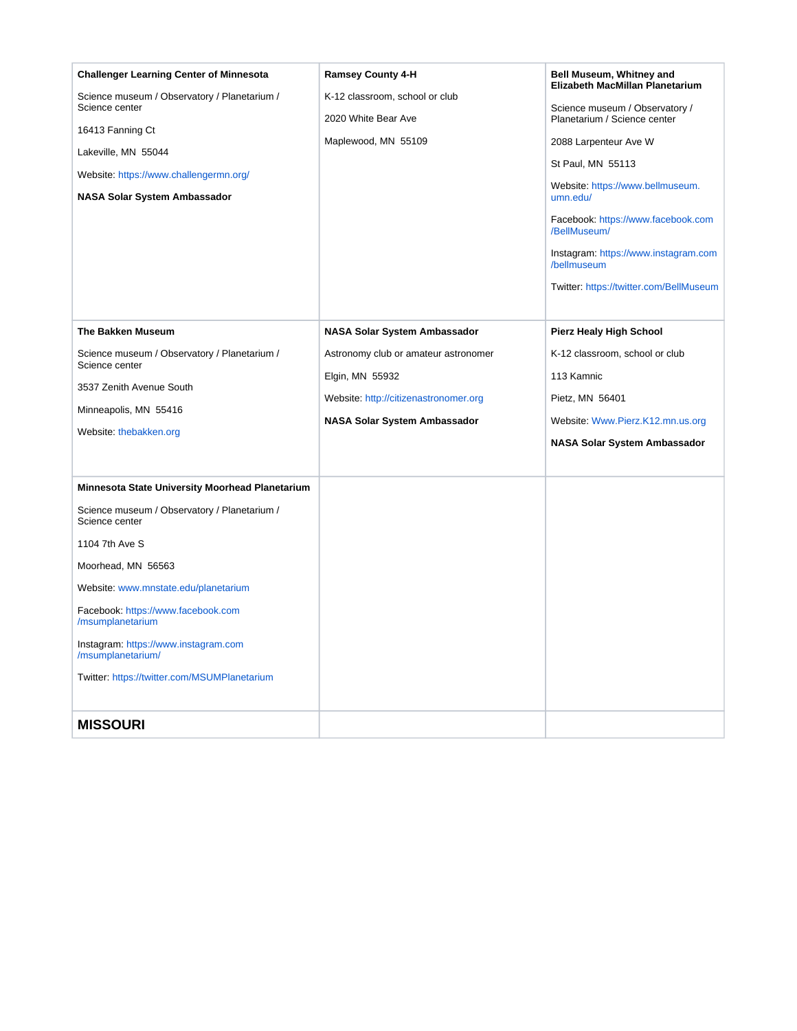| **Challenger Learning Center of Minnesota**<br><br>Science museum / Observatory / Planetarium / Science center<br><br>16413 Fanning Ct<br><br>Lakeville, MN 55044<br><br>Website: https://www.challengermn.org/<br><br>**NASA Solar System Ambassador** | **Ramsey County 4-H**<br><br>K-12 classroom, school or club<br><br>2020 White Bear Ave<br><br>Maplewood, MN 55109 | **Bell Museum, Whitney and Elizabeth MacMillan Planetarium**<br><br>Science museum / Observatory / Planetarium / Science center<br><br>2088 Larpenteur Ave W<br><br>St Paul, MN 55113<br><br>Website: https://www.bellmuseum.umn.edu/<br><br>Facebook: https://www.facebook.com/BellMuseum/<br><br>Instagram: https://www.instagram.com/bellmuseum<br><br>Twitter: https://twitter.com/BellMuseum |
|---|---|---|
| **The Bakken Museum**<br><br>Science museum / Observatory / Planetarium / Science center<br><br>3537 Zenith Avenue South<br><br>Minneapolis, MN 55416<br><br>Website: thebakken.org | **NASA Solar System Ambassador**<br><br>Astronomy club or amateur astronomer<br><br>Elgin, MN 55932<br><br>Website: http://citizenastronomer.org<br><br>**NASA Solar System Ambassador** | **Pierz Healy High School**<br><br>K-12 classroom, school or club<br><br>113 Kamnic<br><br>Pietz, MN 56401<br><br>Website: Www.Pierz.K12.mn.us.org<br><br>**NASA Solar System Ambassador** |
| **Minnesota State University Moorhead Planetarium**<br><br>Science museum / Observatory / Planetarium / Science center<br><br>1104 7th Ave S<br><br>Moorhead, MN 56563<br><br>Website: www.mnstate.edu/planetarium<br><br>Facebook: https://www.facebook.com/msumplanetarium<br><br>Instagram: https://www.instagram.com/msumplanetarium/<br><br>Twitter: https://twitter.com/MSUMPlanetarium | | |
| **MISSOURI** | | |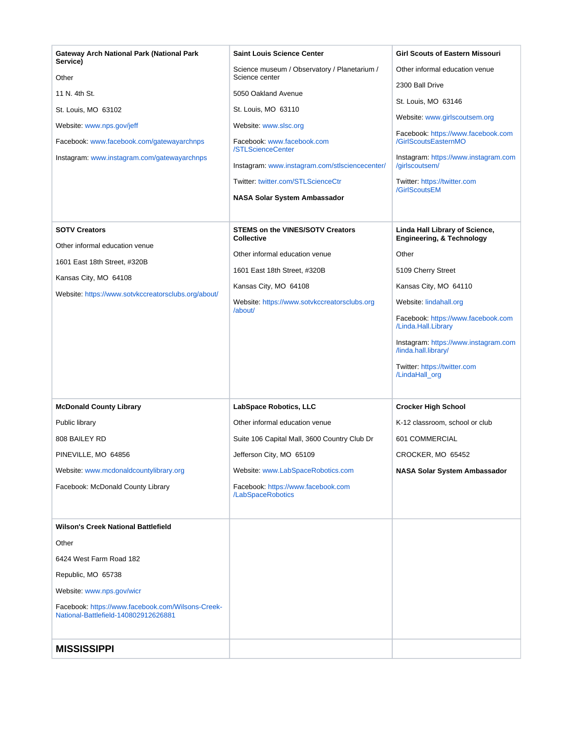| | | |
|---|---|---|
| **Gateway Arch National Park (National Park Service)**<br><br>Other<br><br>11 N. 4th St.<br><br>St. Louis, MO 63102<br><br>Website: www.nps.gov/jeff<br><br>Facebook: www.facebook.com/gatewayarchnps<br><br>Instagram: www.instagram.com/gatewayarchnps | **Saint Louis Science Center**<br><br>Science museum / Observatory / Planetarium / Science center<br><br>5050 Oakland Avenue<br><br>St. Louis, MO 63110<br><br>Website: www.slsc.org<br><br>Facebook: www.facebook.com/STLScienceCenter<br><br>Instagram: www.instagram.com/stlsciencecenter/<br><br>Twitter: twitter.com/STLScienceCtr<br><br>**NASA Solar System Ambassador** | **Girl Scouts of Eastern Missouri**<br><br>Other informal education venue<br><br>2300 Ball Drive<br><br>St. Louis, MO 63146<br><br>Website: www.girlscoutsem.org<br><br>Facebook: https://www.facebook.com/GirlScoutsEasternMO<br><br>Instagram: https://www.instagram.com/girlscoutsem/<br><br>Twitter: https://twitter.com/GirlScoutsEM |
| **SOTV Creators**<br><br>Other informal education venue<br><br>1601 East 18th Street, #320B<br><br>Kansas City, MO 64108<br><br>Website: https://www.sotvkccreatorsclubs.org/about/ | **STEMS on the VINES/SOTV Creators Collective**<br><br>Other informal education venue<br><br>1601 East 18th Street, #320B<br><br>Kansas City, MO 64108<br><br>Website: https://www.sotvkccreatorsclubs.org/about/ | **Linda Hall Library of Science, Engineering, & Technology**<br><br>Other<br><br>5109 Cherry Street<br><br>Kansas City, MO 64110<br><br>Website: lindahall.org<br><br>Facebook: https://www.facebook.com/Linda.Hall.Library<br><br>Instagram: https://www.instagram.com/linda.hall.library/<br><br>Twitter: https://twitter.com/LindaHall_org |
| **McDonald County Library**<br><br>Public library<br><br>808 BAILEY RD<br><br>PINEVILLE, MO 64856<br><br>Website: www.mcdonaldcountylibrary.org<br><br>Facebook: McDonald County Library | **LabSpace Robotics, LLC**<br><br>Other informal education venue<br><br>Suite 106 Capital Mall, 3600 Country Club Dr<br><br>Jefferson City, MO 65109<br><br>Website: www.LabSpaceRobotics.com<br><br>Facebook: https://www.facebook.com/LabSpaceRobotics | **Crocker High School**<br><br>K-12 classroom, school or club<br><br>601 COMMERCIAL<br><br>CROCKER, MO 65452<br><br>**NASA Solar System Ambassador** |
| **Wilson's Creek National Battlefield**<br><br>Other<br><br>6424 West Farm Road 182<br><br>Republic, MO 65738<br><br>Website: www.nps.gov/wicr<br><br>Facebook: https://www.facebook.com/Wilsons-Creek-National-Battlefield-140802912626881 | | |
| **MISSISSIPPI** | | |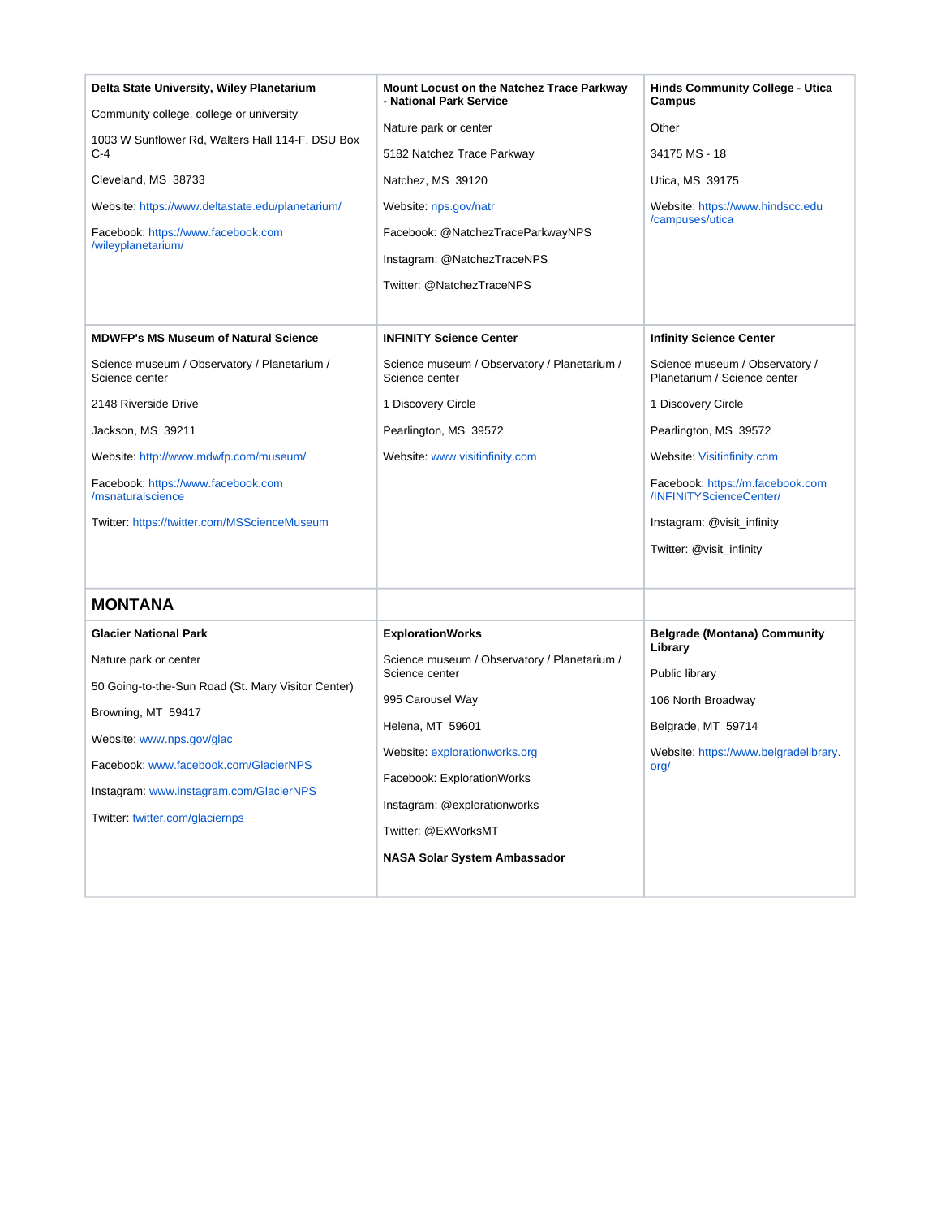| | | |
|---|---|---|
| **Delta State University, Wiley Planetarium**<br><br>Community college, college or university<br><br>1003 W Sunflower Rd, Walters Hall 114-F, DSU Box C-4<br><br>Cleveland, MS 38733<br><br>Website: https://www.deltastate.edu/planetarium/<br><br>Facebook: https://www.facebook.com/wileyplanetarium/ | **Mount Locust on the Natchez Trace Parkway - National Park Service**<br><br>Nature park or center<br><br>5182 Natchez Trace Parkway<br><br>Natchez, MS 39120<br><br>Website: nps.gov/natr<br><br>Facebook: @NatchezTraceParkwayNPS<br><br>Instagram: @NatchezTraceNPS<br><br>Twitter: @NatchezTraceNPS | **Hinds Community College - Utica Campus**<br><br>Other<br><br>34175 MS - 18<br><br>Utica, MS 39175<br><br>Website: https://www.hindscc.edu/campuses/utica |
| **MDWFP's MS Museum of Natural Science**<br><br>Science museum / Observatory / Planetarium / Science center<br><br>2148 Riverside Drive<br><br>Jackson, MS 39211<br><br>Website: http://www.mdwfp.com/museum/<br><br>Facebook: https://www.facebook.com/msnaturalscience<br><br>Twitter: https://twitter.com/MSScienceMuseum | **INFINITY Science Center**<br><br>Science museum / Observatory / Planetarium / Science center<br><br>1 Discovery Circle<br><br>Pearlington, MS 39572<br><br>Website: www.visitinfinity.com | **Infinity Science Center**<br><br>Science museum / Observatory / Planetarium / Science center<br><br>1 Discovery Circle<br><br>Pearlington, MS 39572<br><br>Website: Visitinfinity.com<br><br>Facebook: https://m.facebook.com/INFINITYScienceCenter/<br><br>Instagram: @visit_infinity<br><br>Twitter: @visit_infinity |
| **MONTANA** | | |
| **Glacier National Park**<br><br>Nature park or center<br><br>50 Going-to-the-Sun Road (St. Mary Visitor Center)<br><br>Browning, MT 59417<br><br>Website: www.nps.gov/glac<br><br>Facebook: www.facebook.com/GlacierNPS<br><br>Instagram: www.instagram.com/GlacierNPS<br><br>Twitter: twitter.com/glaciernps | **ExplorationWorks**<br><br>Science museum / Observatory / Planetarium / Science center<br><br>995 Carousel Way<br><br>Helena, MT 59601<br><br>Website: explorationworks.org<br><br>Facebook: ExplorationWorks<br><br>Instagram: @explorationworks<br><br>Twitter: @ExWorksMT<br><br>**NASA Solar System Ambassador** | **Belgrade (Montana) Community Library**<br><br>Public library<br><br>106 North Broadway<br><br>Belgrade, MT 59714<br><br>Website: https://www.belgradelibrary.org/ |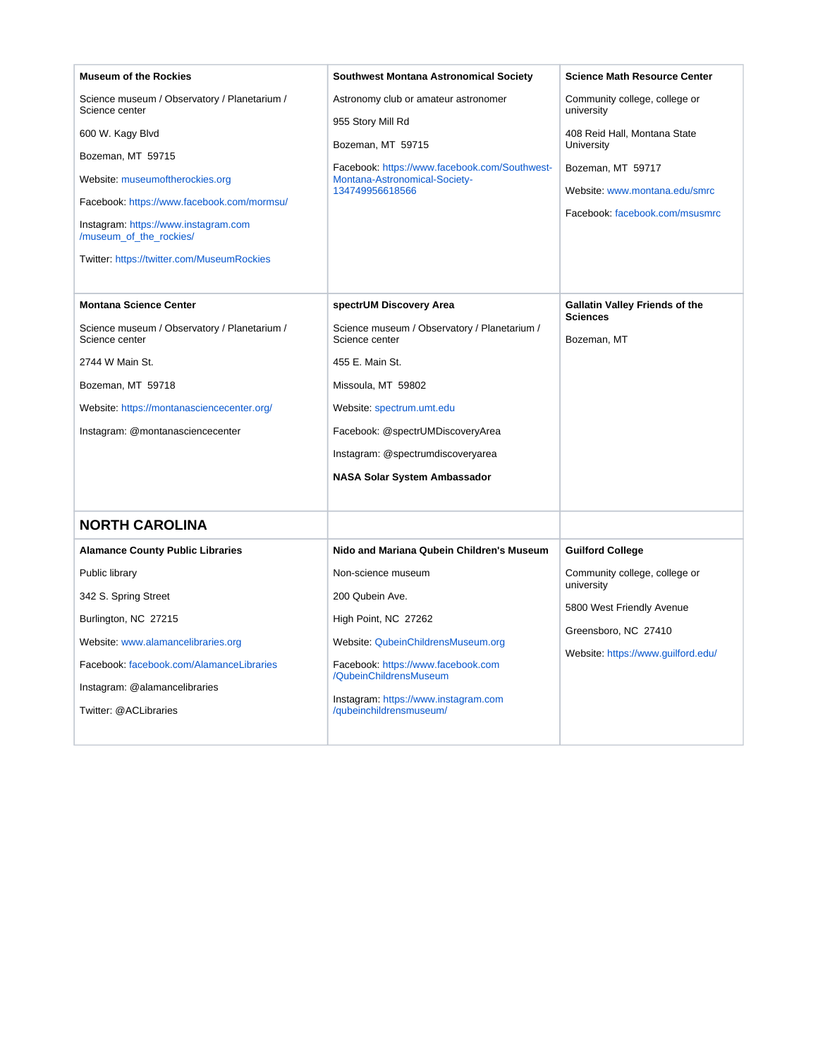| | | |
|---|---|---|
| **Museum of the Rockies**<br><br>Science museum / Observatory / Planetarium / Science center<br><br>600 W. Kagy Blvd<br><br>Bozeman, MT 59715<br><br>Website: museumoftherockies.org<br><br>Facebook: https://www.facebook.com/mormsu/<br><br>Instagram: https://www.instagram.com/museum_of_the_rockies/<br><br>Twitter: https://twitter.com/MuseumRockies | **Southwest Montana Astronomical Society**<br><br>Astronomy club or amateur astronomer<br><br>955 Story Mill Rd<br><br>Bozeman, MT 59715<br><br>Facebook: https://www.facebook.com/Southwest-Montana-Astronomical-Society-134749956618566 | **Science Math Resource Center**<br><br>Community college, college or university<br><br>408 Reid Hall, Montana State University<br><br>Bozeman, MT 59717<br><br>Website: www.montana.edu/smrc<br><br>Facebook: facebook.com/msusmrc |
| **Montana Science Center**<br><br>Science museum / Observatory / Planetarium / Science center<br><br>2744 W Main St.<br><br>Bozeman, MT 59718<br><br>Website: https://montanasciencecenter.org/<br><br>Instagram: @montanasciencecenter | **spectrUM Discovery Area**<br><br>Science museum / Observatory / Planetarium / Science center<br><br>455 E. Main St.<br><br>Missoula, MT 59802<br><br>Website: spectrum.umt.edu<br><br>Facebook: @spectrUMDiscoveryArea<br><br>Instagram: @spectrumdiscoveryarea<br><br>**NASA Solar System Ambassador** | **Gallatin Valley Friends of the Sciences**<br><br>Bozeman, MT |
| **NORTH CAROLINA** | | |
| **Alamance County Public Libraries**<br><br>Public library<br><br>342 S. Spring Street<br><br>Burlington, NC 27215<br><br>Website: www.alamancelibraries.org<br><br>Facebook: facebook.com/AlamanceLibraries<br><br>Instagram: @alamancelibraries<br><br>Twitter: @ACLibraries | **Nido and Mariana Qubein Children's Museum**<br><br>Non-science museum<br><br>200 Qubein Ave.<br><br>High Point, NC 27262<br><br>Website: QubeinChildrensMuseum.org<br><br>Facebook: https://www.facebook.com/QubeinChildrensMuseum<br><br>Instagram: https://www.instagram.com/qubeinchildrensmuseum/ | **Guilford College**<br><br>Community college, college or university<br><br>5800 West Friendly Avenue<br><br>Greensboro, NC 27410<br><br>Website: https://www.guilford.edu/ |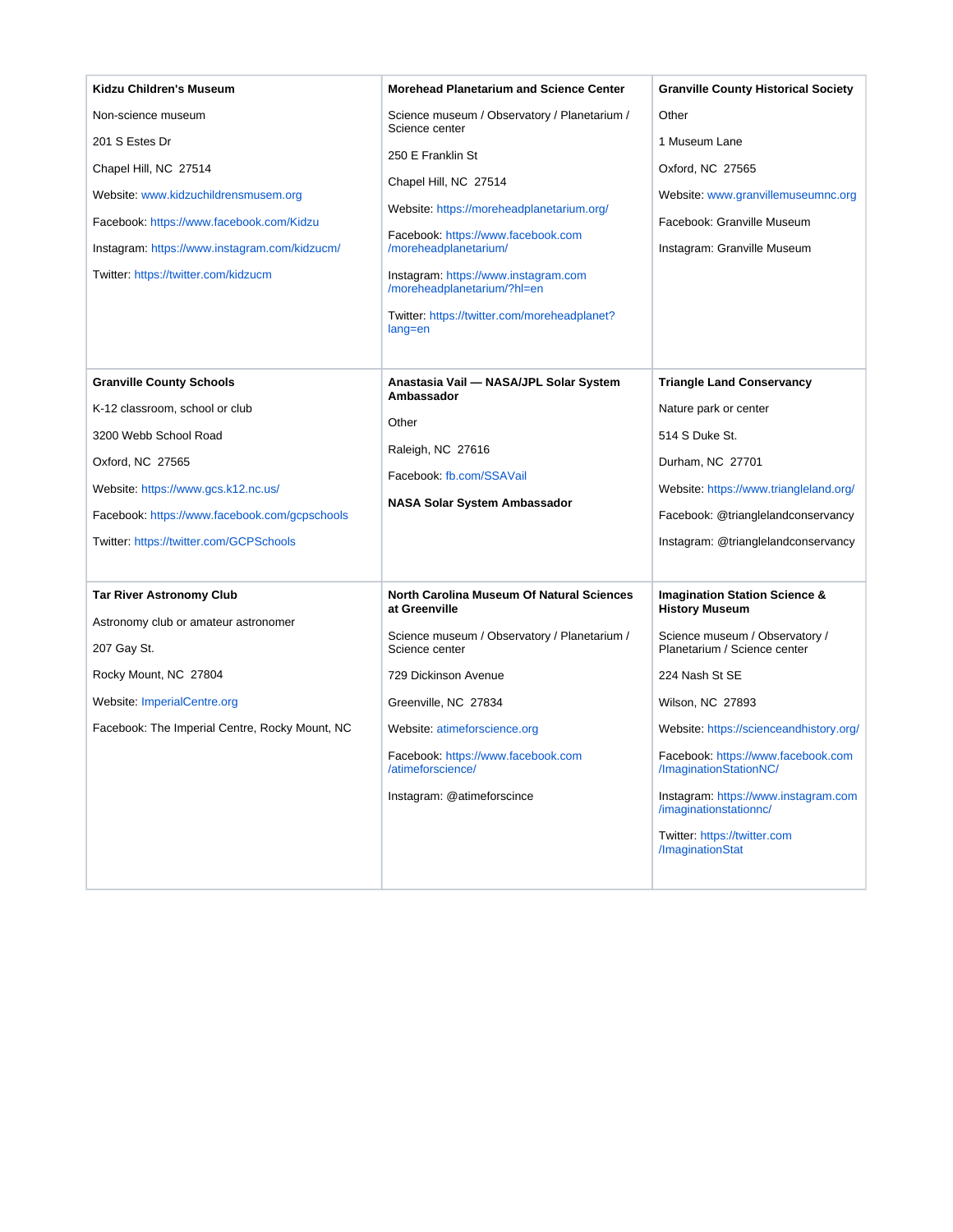**Kidzu Children's Museum**

Non-science museum

201 S Estes Dr

Chapel Hill, NC 27514

Website: www.kidzuchildrensmusem.org

Facebook: https://www.facebook.com/Kidzu

Instagram: https://www.instagram.com/kidzucm/

Twitter: https://twitter.com/kidzucm

**Morehead Planetarium and Science Center**

Science museum / Observatory / Planetarium / Science center

250 E Franklin St

Chapel Hill, NC 27514

Website: https://moreheadplanetarium.org/

Facebook: https://www.facebook.com/moreheadplanetarium/

Instagram: https://www.instagram.com/moreheadplanetarium/?hl=en

Twitter: https://twitter.com/moreheadplanet?lang=en

**Granville County Historical Society**

Other

1 Museum Lane

Oxford, NC 27565

Website: www.granvillemuseumnc.org

Facebook: Granville Museum

Instagram: Granville Museum

**Granville County Schools**

K-12 classroom, school or club

3200 Webb School Road

Oxford, NC 27565

Website: https://www.gcs.k12.nc.us/

Facebook: https://www.facebook.com/gcpschools

Twitter: https://twitter.com/GCPSchools

**Anastasia Vail — NASA/JPL Solar System Ambassador**

Other

Raleigh, NC 27616

Facebook: fb.com/SSAVail

**NASA Solar System Ambassador**

**Triangle Land Conservancy**

Nature park or center

514 S Duke St.

Durham, NC 27701

Website: https://www.triangleland.org/

Facebook: @trianglelandconservancy

Instagram: @trianglelandconservancy

**Tar River Astronomy Club**

Astronomy club or amateur astronomer

207 Gay St.

Rocky Mount, NC 27804

Website: ImperialCentre.org

Facebook: The Imperial Centre, Rocky Mount, NC

**North Carolina Museum Of Natural Sciences at Greenville**

Science museum / Observatory / Planetarium / Science center

729 Dickinson Avenue

Greenville, NC 27834

Website: atimeforscience.org

Facebook: https://www.facebook.com/atimeforscience/

Instagram: @atimeforscince

**Imagination Station Science & History Museum**

Science museum / Observatory / Planetarium / Science center

224 Nash St SE

Wilson, NC 27893

Website: https://scienceandhistory.org/

Facebook: https://www.facebook.com/ImaginationStationNC/

Instagram: https://www.instagram.com/imaginationstationnc/

Twitter: https://twitter.com/ImaginationStat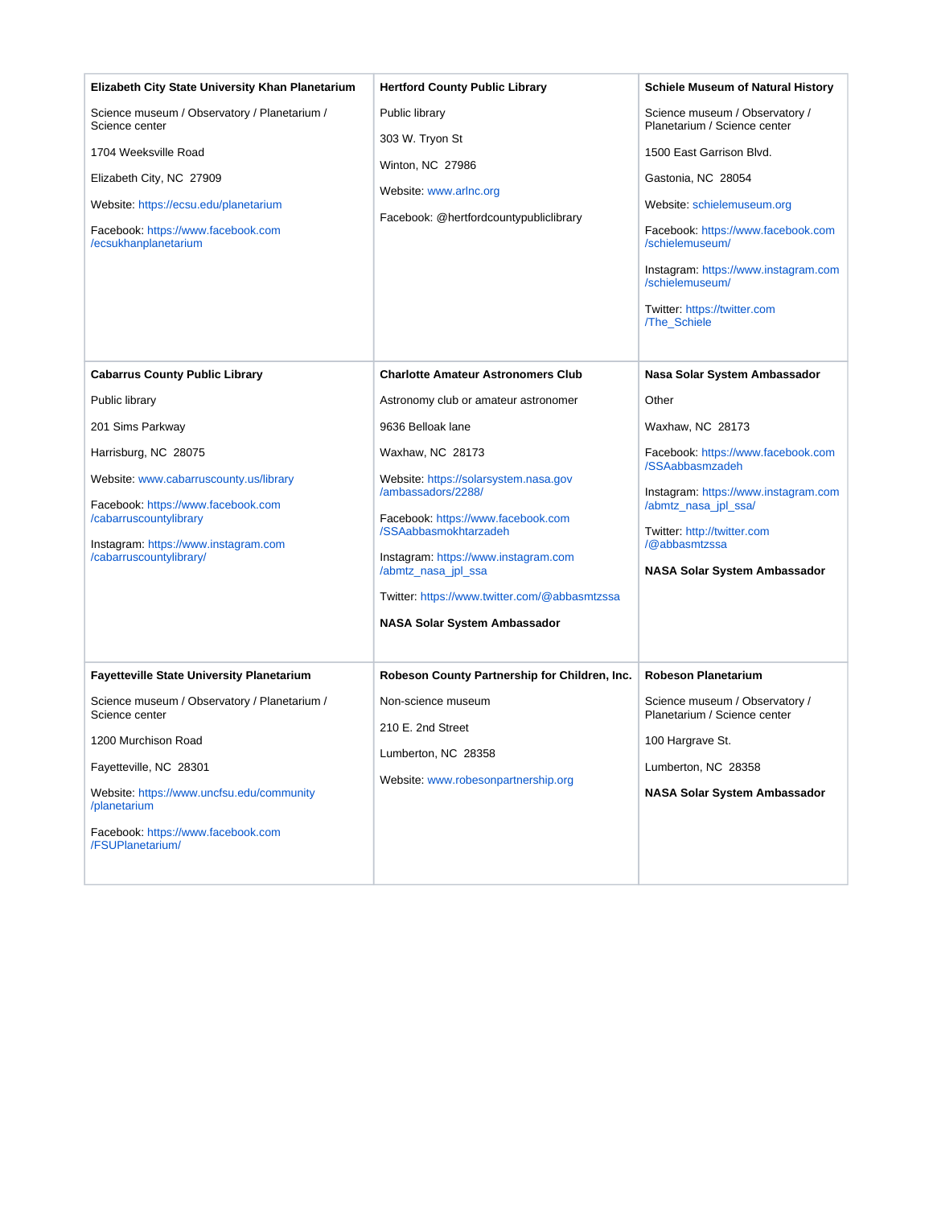**Elizabeth City State University Khan Planetarium**

Science museum / Observatory / Planetarium / Science center

1704 Weeksville Road

Elizabeth City, NC  27909

Website: https://ecsu.edu/planetarium

Facebook: https://www.facebook.com/ecsukhanplanetarium

**Hertford County Public Library**

Public library

303 W. Tryon St

Winton, NC  27986

Website: www.arlnc.org

Facebook: @hertfordcountypubliclibrary

**Schiele Museum of Natural History**

Science museum / Observatory / Planetarium / Science center

1500 East Garrison Blvd.

Gastonia, NC  28054

Website: schielemuseum.org

Facebook: https://www.facebook.com/schielemuseum/

Instagram: https://www.instagram.com/schielemuseum/

Twitter: https://twitter.com/The_Schiele

**Cabarrus County Public Library**

Public library

201 Sims Parkway

Harrisburg, NC  28075

Website: www.cabarruscounty.us/library

Facebook: https://www.facebook.com/cabarruscountylibrary

Instagram: https://www.instagram.com/cabarruscountylibrary/

**Charlotte Amateur Astronomers Club**

Astronomy club or amateur astronomer

9636 Belloak lane

Waxhaw, NC  28173

Website: https://solarsystem.nasa.gov/ambassadors/2288/

Facebook: https://www.facebook.com/SSAabbasmokhtarzadeh

Instagram: https://www.instagram.com/abmtz_nasa_jpl_ssa

Twitter: https://www.twitter.com/@abbasmtzssa

**NASA Solar System Ambassador**

**Nasa Solar System Ambassador**

Other

Waxhaw, NC  28173

Facebook: https://www.facebook.com/SSAabbasmzadeh

Instagram: https://www.instagram.com/abmtz_nasa_jpl_ssa/

Twitter: http://twitter.com/@abbasmtzssa

**NASA Solar System Ambassador**

**Fayetteville State University Planetarium**

Science museum / Observatory / Planetarium / Science center

1200 Murchison Road

Fayetteville, NC  28301

Website: https://www.uncfsu.edu/community/planetarium

Facebook: https://www.facebook.com/FSUPlanetarium/

**Robeson County Partnership for Children, Inc.**

Non-science museum

210 E. 2nd Street

Lumberton, NC  28358

Website: www.robesonpartnership.org

**Robeson Planetarium**

Science museum / Observatory / Planetarium / Science center

100 Hargrave St.

Lumberton, NC  28358

**NASA Solar System Ambassador**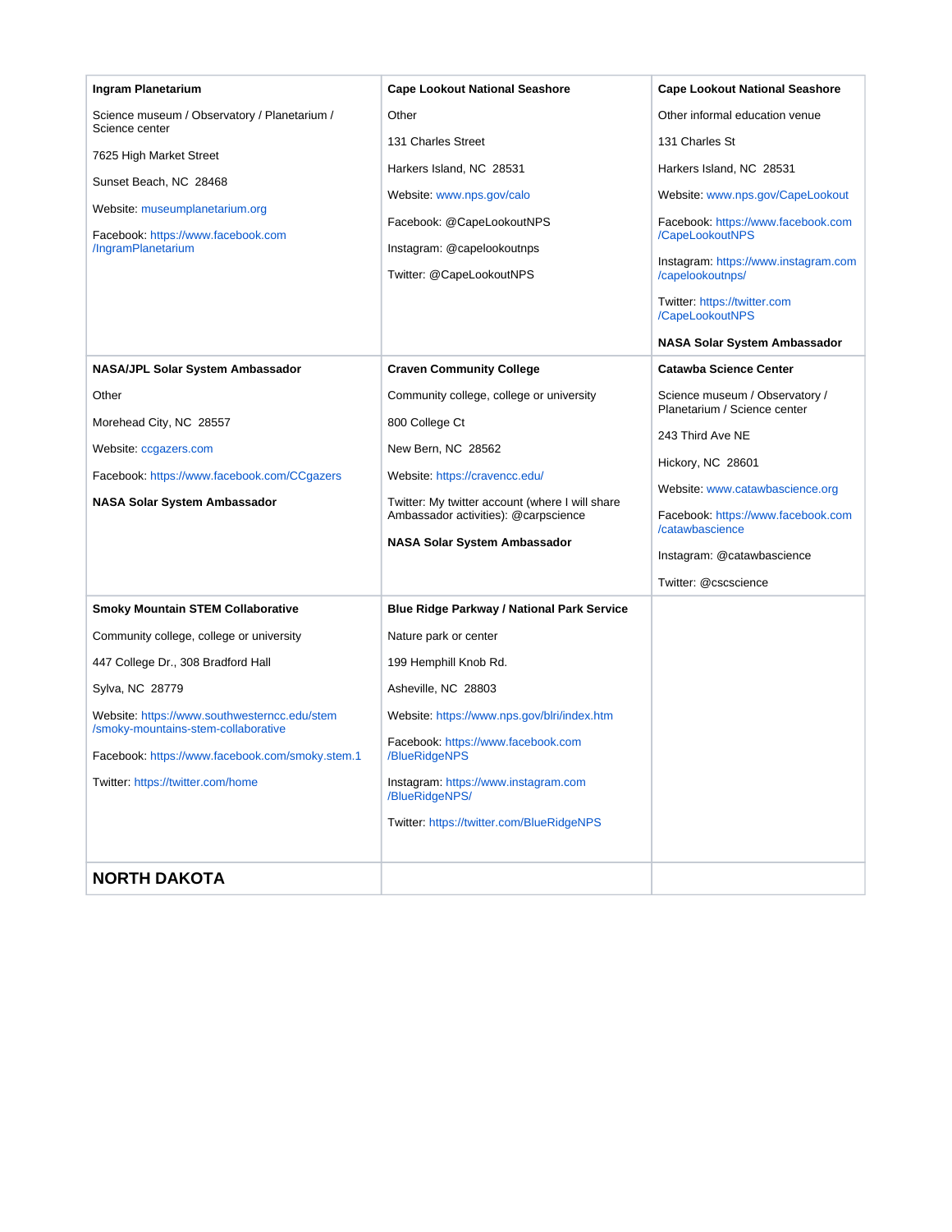| | | |
|---|---|---|
| **Ingram Planetarium**<br><br>Science museum / Observatory / Planetarium / Science center<br><br>7625 High Market Street<br><br>Sunset Beach, NC 28468<br><br>Website: museumplanetarium.org<br><br>Facebook: https://www.facebook.com/IngramPlanetarium | **Cape Lookout National Seashore**<br><br>Other<br><br>131 Charles Street<br><br>Harkers Island, NC 28531<br><br>Website: www.nps.gov/calo<br><br>Facebook: @CapeLookoutNPS<br><br>Instagram: @capelookoutnps<br><br>Twitter: @CapeLookoutNPS | **Cape Lookout National Seashore**<br><br>Other informal education venue<br><br>131 Charles St<br><br>Harkers Island, NC 28531<br><br>Website: www.nps.gov/CapeLookout<br><br>Facebook: https://www.facebook.com/CapeLookoutNPS<br><br>Instagram: https://www.instagram.com/capelookoutnps/<br><br>Twitter: https://twitter.com/CapeLookoutNPS<br><br>**NASA Solar System Ambassador** |
| **NASA/JPL Solar System Ambassador**<br><br>Other<br><br>Morehead City, NC 28557<br><br>Website: ccgazers.com<br><br>Facebook: https://www.facebook.com/CCgazers<br><br>**NASA Solar System Ambassador** | **Craven Community College**<br><br>Community college, college or university<br><br>800 College Ct<br><br>New Bern, NC 28562<br><br>Website: https://cravencc.edu/<br><br>Twitter: My twitter account (where I will share Ambassador activities): @carpscience<br><br>**NASA Solar System Ambassador** | **Catawba Science Center**<br><br>Science museum / Observatory / Planetarium / Science center<br><br>243 Third Ave NE<br><br>Hickory, NC 28601<br><br>Website: www.catawbascience.org<br><br>Facebook: https://www.facebook.com/catawbascience<br><br>Instagram: @catawbascience<br><br>Twitter: @cscscience |
| **Smoky Mountain STEM Collaborative**<br><br>Community college, college or university<br><br>447 College Dr., 308 Bradford Hall<br><br>Sylva, NC 28779<br><br>Website: https://www.southwesterncc.edu/stem/smoky-mountains-stem-collaborative<br><br>Facebook: https://www.facebook.com/smoky.stem.1<br><br>Twitter: https://twitter.com/home | **Blue Ridge Parkway / National Park Service**<br><br>Nature park or center<br><br>199 Hemphill Knob Rd.<br><br>Asheville, NC 28803<br><br>Website: https://www.nps.gov/blri/index.htm<br><br>Facebook: https://www.facebook.com/BlueRidgeNPS<br><br>Instagram: https://www.instagram.com/BlueRidgeNPS/<br><br>Twitter: https://twitter.com/BlueRidgeNPS | |
| **NORTH DAKOTA** | | |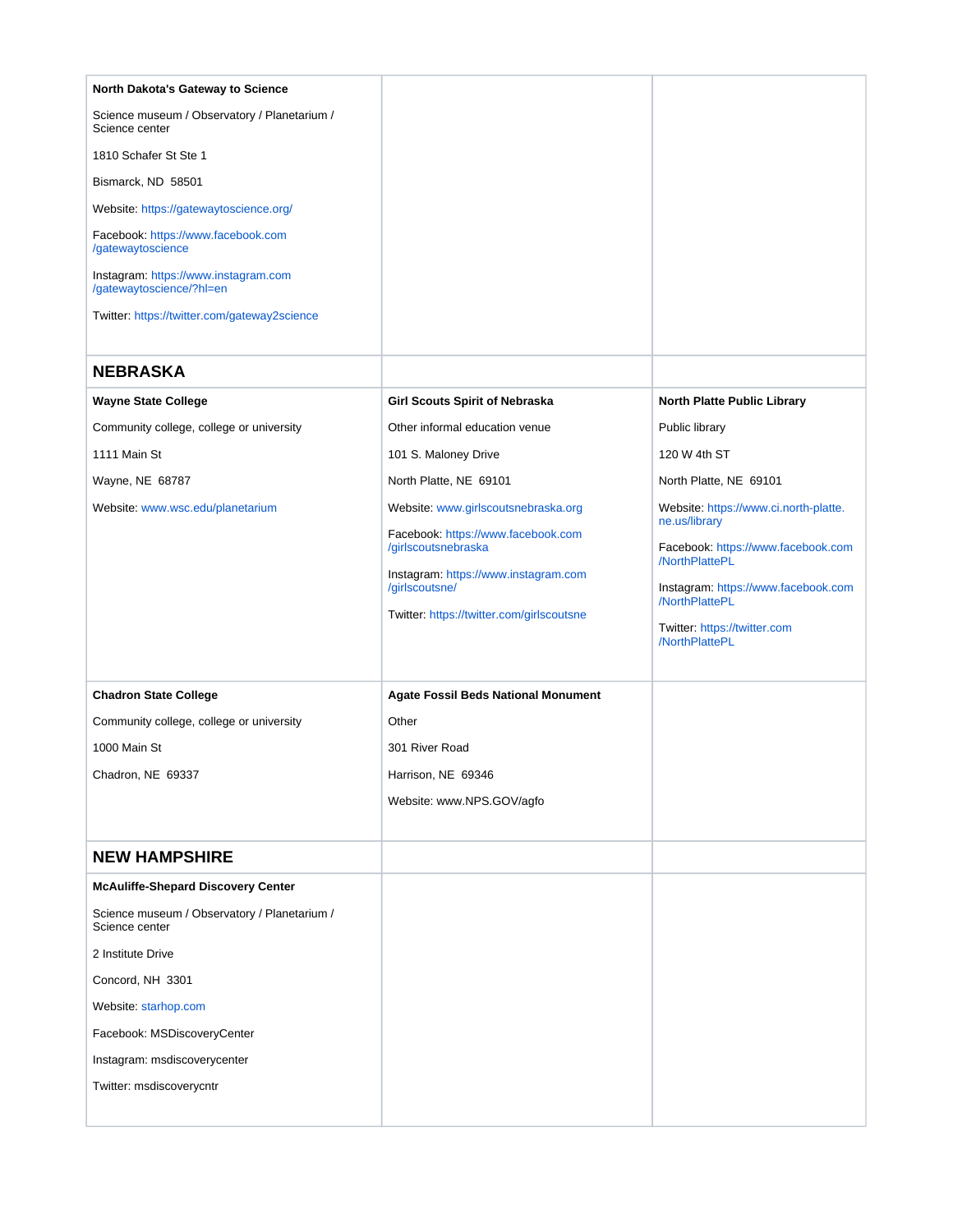**North Dakota's Gateway to Science**

Science museum / Observatory / Planetarium / Science center

1810 Schafer St Ste 1

Bismarck, ND 58501

Website: https://gatewaytoscience.org/

Facebook: https://www.facebook.com/gatewaytoscience

Instagram: https://www.instagram.com/gatewaytoscience/?hl=en

Twitter: https://twitter.com/gateway2science

## NEBRASKA

**Wayne State College**

Community college, college or university

1111 Main St

Wayne, NE 68787

Website: www.wsc.edu/planetarium

**Girl Scouts Spirit of Nebraska**

Other informal education venue

101 S. Maloney Drive

North Platte, NE 69101

Website: www.girlscoutsnebraska.org

Facebook: https://www.facebook.com/girlscoutsnebraska

Instagram: https://www.instagram.com/girlscoutsne/

Twitter: https://twitter.com/girlscoutsne

**North Platte Public Library**

Public library

120 W 4th ST

North Platte, NE 69101

Website: https://www.ci.north-platte.ne.us/library

Facebook: https://www.facebook.com/NorthPlattePL

Instagram: https://www.facebook.com/NorthPlattePL

Twitter: https://twitter.com/NorthPlattePL

**Chadron State College**

Community college, college or university

1000 Main St

Chadron, NE 69337

**Agate Fossil Beds National Monument**

Other

301 River Road

Harrison, NE 69346

Website: www.NPS.GOV/agfo

## NEW HAMPSHIRE

**McAuliffe-Shepard Discovery Center**

Science museum / Observatory / Planetarium / Science center

2 Institute Drive

Concord, NH 3301

Website: starhop.com

Facebook: MSDiscoveryCenter

Instagram: msdiscoverycenter

Twitter: msdiscoverycntr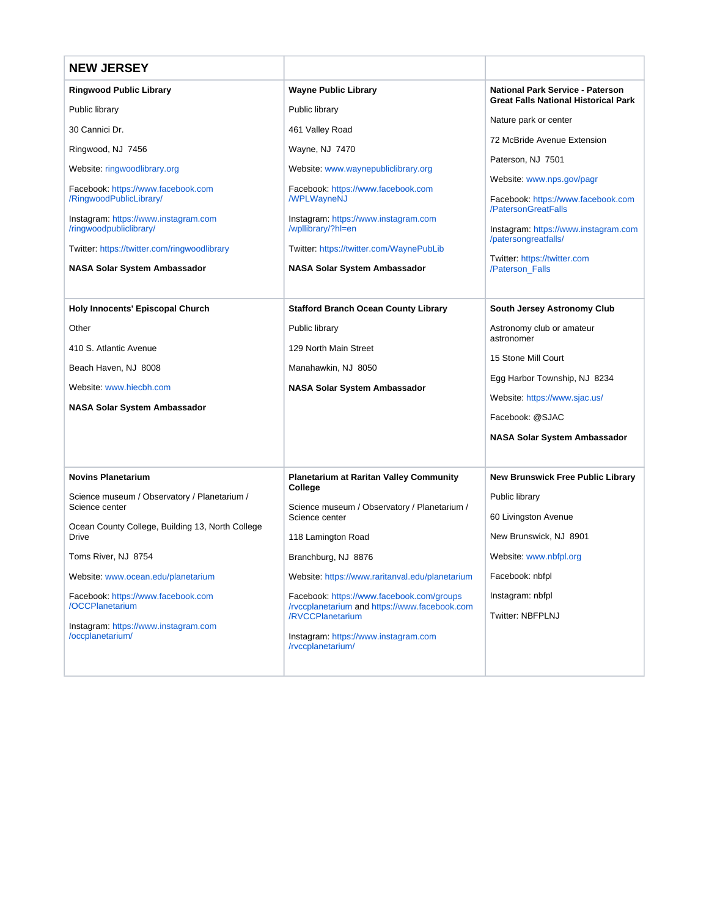| NEW JERSEY | | |
|---|---|---|
| **Ringwood Public Library**<br><br>Public library<br><br>30 Cannici Dr.<br><br>Ringwood, NJ 7456<br><br>Website: ringwoodlibrary.org<br><br>Facebook: https://www.facebook.com/RingwoodPublicLibrary/<br><br>Instagram: https://www.instagram.com/ringwoodpubliclibrary/<br><br>Twitter: https://twitter.com/ringwoodlibrary<br><br>**NASA Solar System Ambassador** | **Wayne Public Library**<br><br>Public library<br><br>461 Valley Road<br><br>Wayne, NJ 7470<br><br>Website: www.waynepubliclibrary.org<br><br>Facebook: https://www.facebook.com/WPLWayneNJ<br><br>Instagram: https://www.instagram.com/wpllibrary/?hl=en<br><br>Twitter: https://twitter.com/WaynePubLib<br><br>**NASA Solar System Ambassador** | **National Park Service - Paterson Great Falls National Historical Park**<br><br>Nature park or center<br><br>72 McBride Avenue Extension<br><br>Paterson, NJ 7501<br><br>Website: www.nps.gov/pagr<br><br>Facebook: https://www.facebook.com/PatersonGreatFalls<br><br>Instagram: https://www.instagram.com/patersongreatfalls/<br><br>Twitter: https://twitter.com/Paterson_Falls |
| **Holy Innocents' Episcopal Church**<br><br>Other<br><br>410 S. Atlantic Avenue<br><br>Beach Haven, NJ 8008<br><br>Website: www.hiecbh.com<br><br>**NASA Solar System Ambassador** | **Stafford Branch Ocean County Library**<br><br>Public library<br><br>129 North Main Street<br><br>Manahawkin, NJ 8050<br><br>**NASA Solar System Ambassador** | **South Jersey Astronomy Club**<br><br>Astronomy club or amateur astronomer<br><br>15 Stone Mill Court<br><br>Egg Harbor Township, NJ 8234<br><br>Website: https://www.sjac.us/<br><br>Facebook: @SJAC<br><br>**NASA Solar System Ambassador** |
| **Novins Planetarium**<br><br>Science museum / Observatory / Planetarium / Science center<br><br>Ocean County College, Building 13, North College Drive<br><br>Toms River, NJ 8754<br><br>Website: www.ocean.edu/planetarium<br><br>Facebook: https://www.facebook.com/OCCPlanetarium<br><br>Instagram: https://www.instagram.com/occplanetarium/ | **Planetarium at Raritan Valley Community College**<br><br>Science museum / Observatory / Planetarium / Science center<br><br>118 Lamington Road<br><br>Branchburg, NJ 8876<br><br>Website: https://www.raritanval.edu/planetarium<br><br>Facebook: https://www.facebook.com/groups/rvccplanetarium and https://www.facebook.com/RVCCPlanetarium<br><br>Instagram: https://www.instagram.com/rvccplanetarium/ | **New Brunswick Free Public Library**<br><br>Public library<br><br>60 Livingston Avenue<br><br>New Brunswick, NJ 8901<br><br>Website: www.nbfpl.org<br><br>Facebook: nbfpl<br><br>Instagram: nbfpl<br><br>Twitter: NBFPLNJ |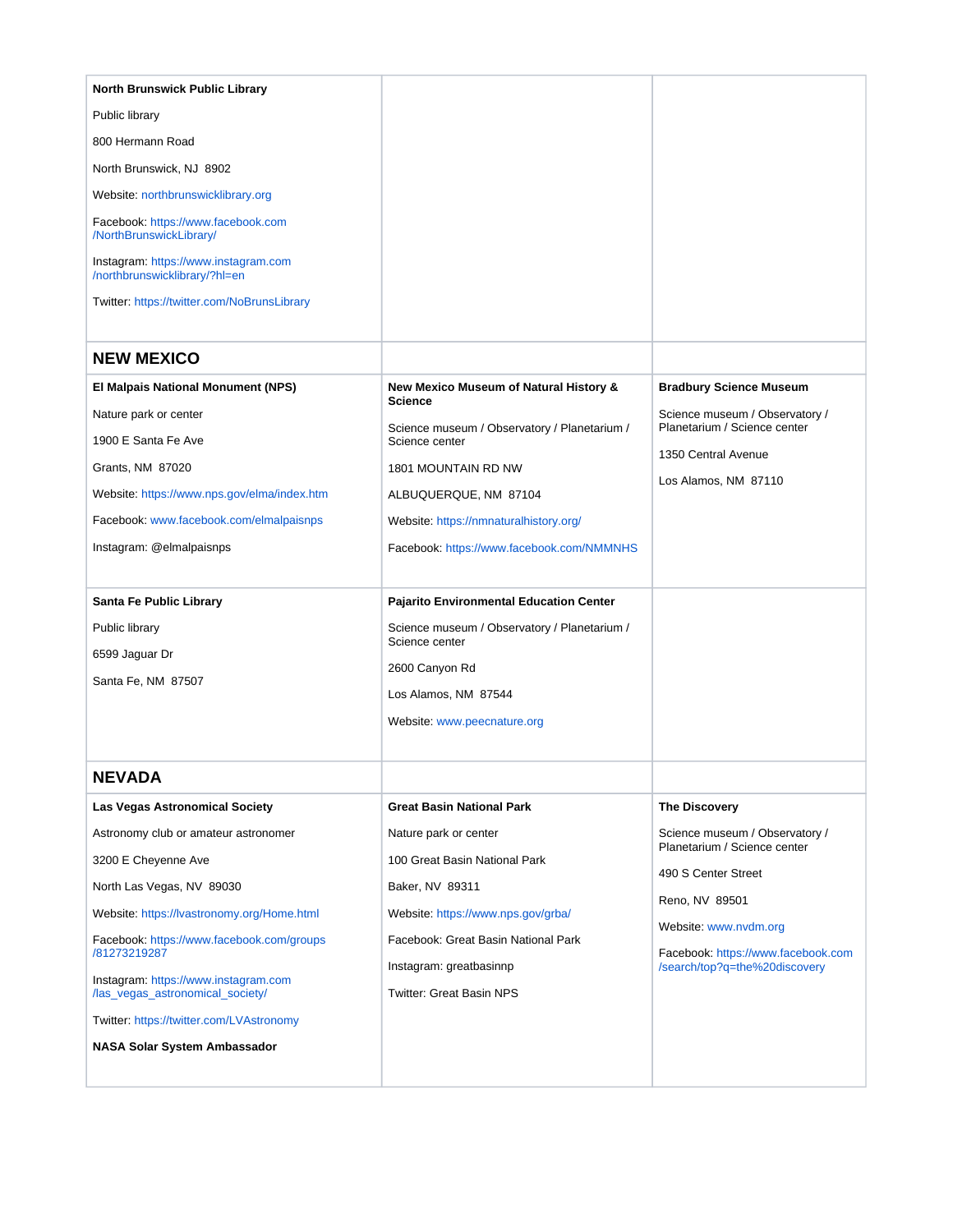| | | |
|---|---|---|
| **North Brunswick Public Library**<br><br>Public library<br><br>800 Hermann Road<br><br>North Brunswick, NJ 8902<br><br>Website: northbrunswicklibrary.org<br><br>Facebook: https://www.facebook.com/NorthBrunswickLibrary/<br><br>Instagram: https://www.instagram.com/northbrunswicklibrary/?hl=en<br><br>Twitter: https://twitter.com/NoBrunsLibrary | | |
| **NEW MEXICO** | | |
| **El Malpais National Monument (NPS)**<br><br>Nature park or center<br><br>1900 E Santa Fe Ave<br><br>Grants, NM 87020<br><br>Website: https://www.nps.gov/elma/index.htm<br><br>Facebook: www.facebook.com/elmalpaisnps<br><br>Instagram: @elmalpaisnps | **New Mexico Museum of Natural History & Science**<br><br>Science museum / Observatory / Planetarium / Science center<br><br>1801 MOUNTAIN RD NW<br><br>ALBUQUERQUE, NM 87104<br><br>Website: https://nmnaturalhistory.org/<br><br>Facebook: https://www.facebook.com/NMMNHS | **Bradbury Science Museum**<br><br>Science museum / Observatory / Planetarium / Science center<br><br>1350 Central Avenue<br><br>Los Alamos, NM 87110 |
| **Santa Fe Public Library**<br><br>Public library<br><br>6599 Jaguar Dr<br><br>Santa Fe, NM 87507 | **Pajarito Environmental Education Center**<br><br>Science museum / Observatory / Planetarium / Science center<br><br>2600 Canyon Rd<br><br>Los Alamos, NM 87544<br><br>Website: www.peecnature.org | |
| **NEVADA** | | |
| **Las Vegas Astronomical Society**<br><br>Astronomy club or amateur astronomer<br><br>3200 E Cheyenne Ave<br><br>North Las Vegas, NV 89030<br><br>Website: https://lvastronomy.org/Home.html<br><br>Facebook: https://www.facebook.com/groups/81273219287<br><br>Instagram: https://www.instagram.com/las_vegas_astronomical_society/<br><br>Twitter: https://twitter.com/LVAstronomy<br><br>**NASA Solar System Ambassador** | **Great Basin National Park**<br><br>Nature park or center<br><br>100 Great Basin National Park<br><br>Baker, NV 89311<br><br>Website: https://www.nps.gov/grba/<br><br>Facebook: Great Basin National Park<br><br>Instagram: greatbasinnp<br><br>Twitter: Great Basin NPS | **The Discovery**<br><br>Science museum / Observatory / Planetarium / Science center<br><br>490 S Center Street<br><br>Reno, NV 89501<br><br>Website: www.nvdm.org<br><br>Facebook: https://www.facebook.com/search/top?q=the%20discovery |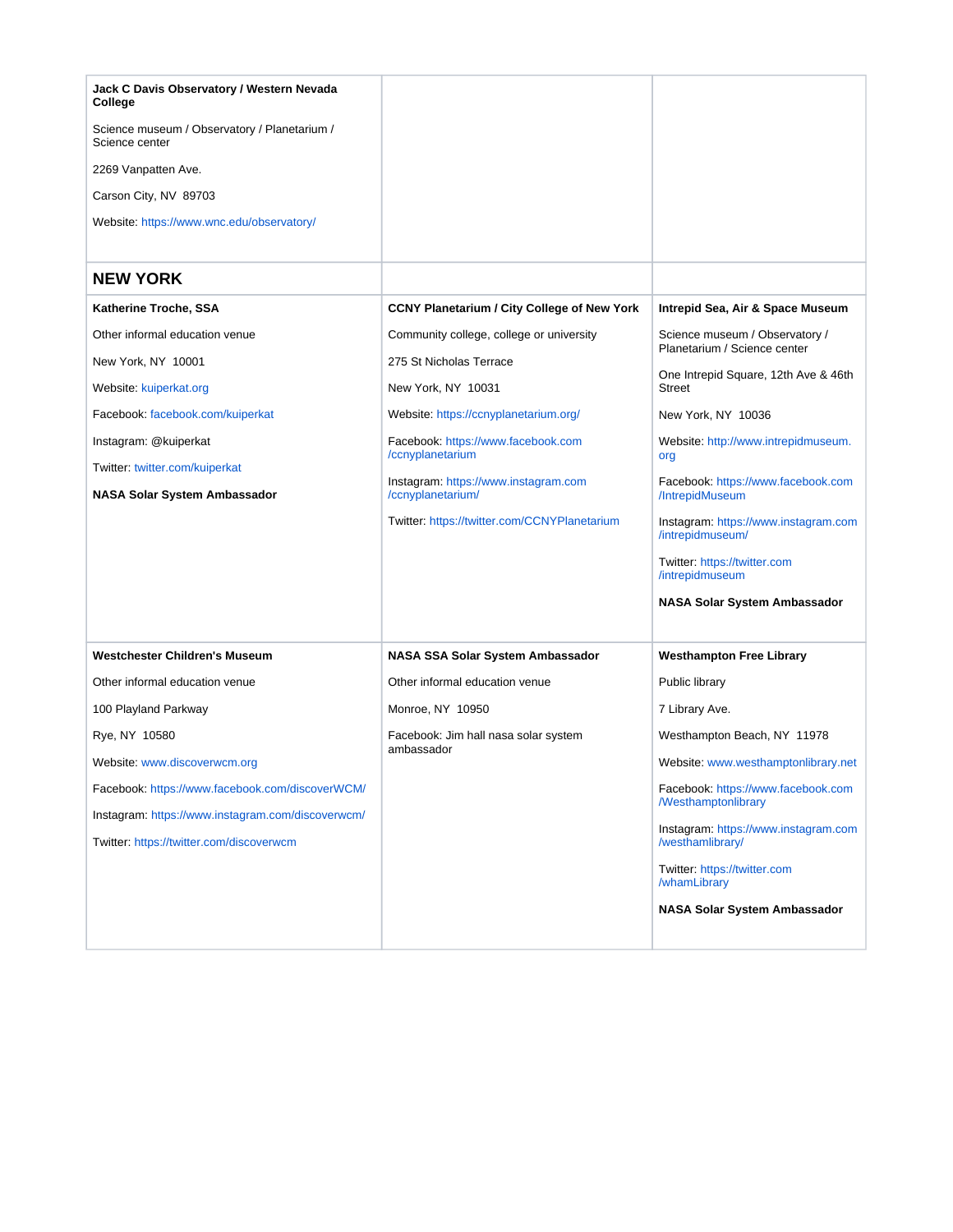**Jack C Davis Observatory / Western Nevada College**

Science museum / Observatory / Planetarium / Science center

2269 Vanpatten Ave.

Carson City, NV 89703

Website: https://www.wnc.edu/observatory/

## NEW YORK

**Katherine Troche, SSA**

Other informal education venue

New York, NY 10001

Website: kuiperkat.org

Facebook: facebook.com/kuiperkat

Instagram: @kuiperkat

Twitter: twitter.com/kuiperkat

**NASA Solar System Ambassador**

**CCNY Planetarium / City College of New York**

Community college, college or university

275 St Nicholas Terrace

New York, NY 10031

Website: https://ccnyplanetarium.org/

Facebook: https://www.facebook.com/ccnyplanetarium

Instagram: https://www.instagram.com/ccnyplanetarium/

Twitter: https://twitter.com/CCNYPlanetarium

**Intrepid Sea, Air & Space Museum**

Science museum / Observatory / Planetarium / Science center

One Intrepid Square, 12th Ave & 46th Street

New York, NY 10036

Website: http://www.intrepidmuseum.org

Facebook: https://www.facebook.com/IntrepidMuseum

Instagram: https://www.instagram.com/intrepidmuseum/

Twitter: https://twitter.com/intrepidmuseum

**NASA Solar System Ambassador**

**Westchester Children's Museum**

Other informal education venue

100 Playland Parkway

Rye, NY 10580

Website: www.discoverwcm.org

Facebook: https://www.facebook.com/discoverWCM/

Instagram: https://www.instagram.com/discoverwcm/

Twitter: https://twitter.com/discoverwcm

**NASA SSA Solar System Ambassador**

Other informal education venue

Monroe, NY 10950

Facebook: Jim hall nasa solar system ambassador

**Westhampton Free Library**

Public library

7 Library Ave.

Westhampton Beach, NY 11978

Website: www.westhamptonlibrary.net

Facebook: https://www.facebook.com/Westhamptonlibrary

Instagram: https://www.instagram.com/westhamlibrary/

Twitter: https://twitter.com/whamLibrary

**NASA Solar System Ambassador**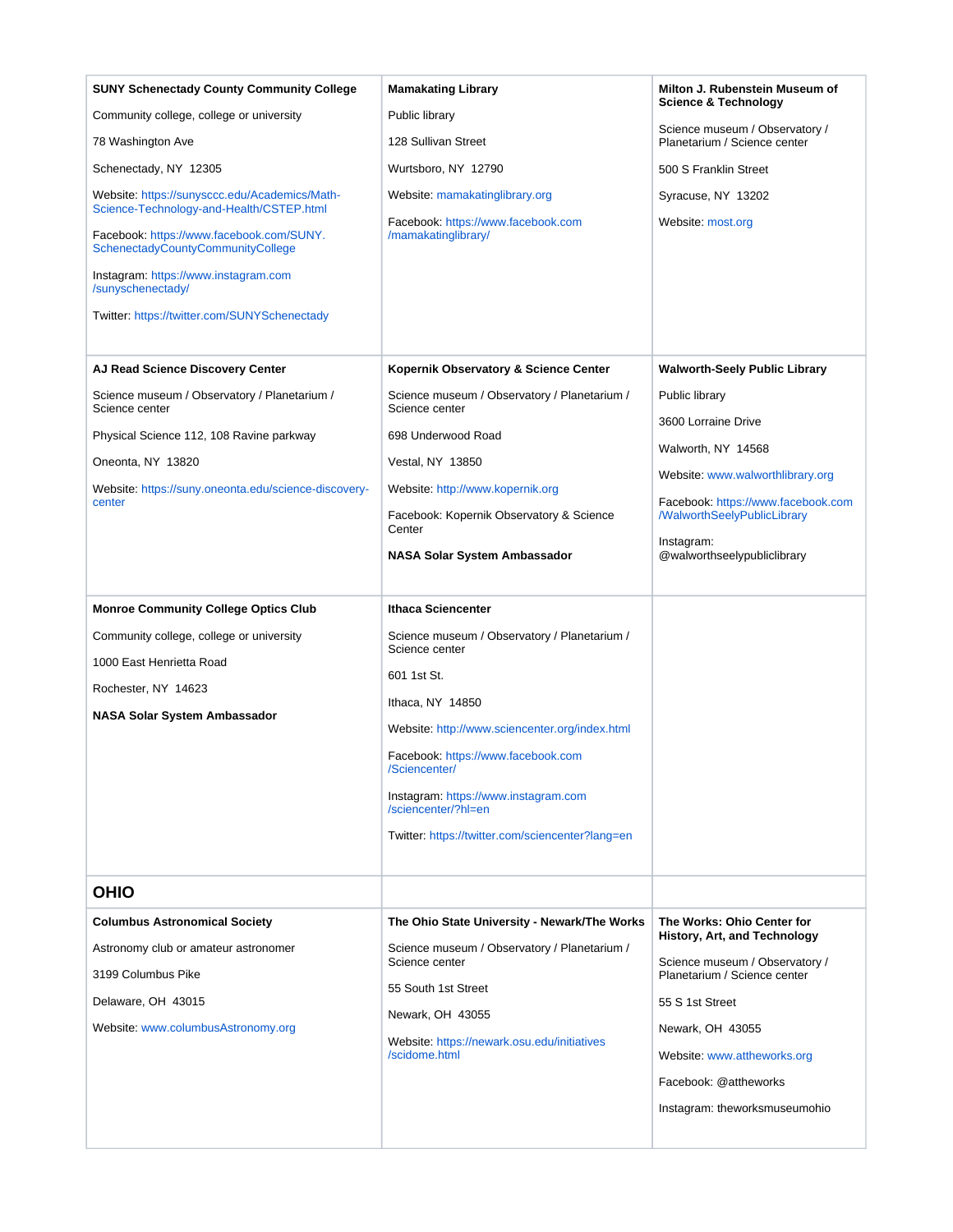**SUNY Schenectady County Community College**

Community college, college or university

78 Washington Ave

Schenectady, NY 12305

Website: https://sunysccc.edu/Academics/Math-Science-Technology-and-Health/CSTEP.html

Facebook: https://www.facebook.com/SUNY.SchenectadyCountyCommunityCollege

Instagram: https://www.instagram.com/sunyschenectady/

Twitter: https://twitter.com/SUNYSchenectady

**Mamakating Library**

Public library

128 Sullivan Street

Wurtsboro, NY 12790

Website: mamakatinglibrary.org

Facebook: https://www.facebook.com/mamakatinglibrary/

**Milton J. Rubenstein Museum of Science & Technology**

Science museum / Observatory / Planetarium / Science center

500 S Franklin Street

Syracuse, NY 13202

Website: most.org

**AJ Read Science Discovery Center**

Science museum / Observatory / Planetarium / Science center

Physical Science 112, 108 Ravine parkway

Oneonta, NY 13820

Website: https://suny.oneonta.edu/science-discovery-center

**Kopernik Observatory & Science Center**

Science museum / Observatory / Planetarium / Science center

698 Underwood Road

Vestal, NY 13850

Website: http://www.kopernik.org

Facebook: Kopernik Observatory & Science Center

**NASA Solar System Ambassador**

**Walworth-Seely Public Library**

Public library

3600 Lorraine Drive

Walworth, NY 14568

Website: www.walworthlibrary.org

Facebook: https://www.facebook.com/WalworthSeelyPublicLibrary

Instagram: @walworthseelypubliclibrary

**Monroe Community College Optics Club**

Community college, college or university

1000 East Henrietta Road

Rochester, NY 14623

**NASA Solar System Ambassador**

**Ithaca Sciencenter**

Science museum / Observatory / Planetarium / Science center

601 1st St.

Ithaca, NY 14850

Website: http://www.sciencenter.org/index.html

Facebook: https://www.facebook.com/Sciencenter/

Instagram: https://www.instagram.com/sciencenter/?hl=en

Twitter: https://twitter.com/sciencenter?lang=en

## OHIO

**Columbus Astronomical Society**

Astronomy club or amateur astronomer

3199 Columbus Pike

Delaware, OH 43015

Website: www.columbusAstronomy.org

**The Ohio State University - Newark/The Works**

Science museum / Observatory / Planetarium / Science center

55 South 1st Street

Newark, OH 43055

Website: https://newark.osu.edu/initiatives/scidome.html

**The Works: Ohio Center for History, Art, and Technology**

Science museum / Observatory / Planetarium / Science center

55 S 1st Street

Newark, OH 43055

Website: www.attheworks.org

Facebook: @attheworks

Instagram: theworksmuseumohio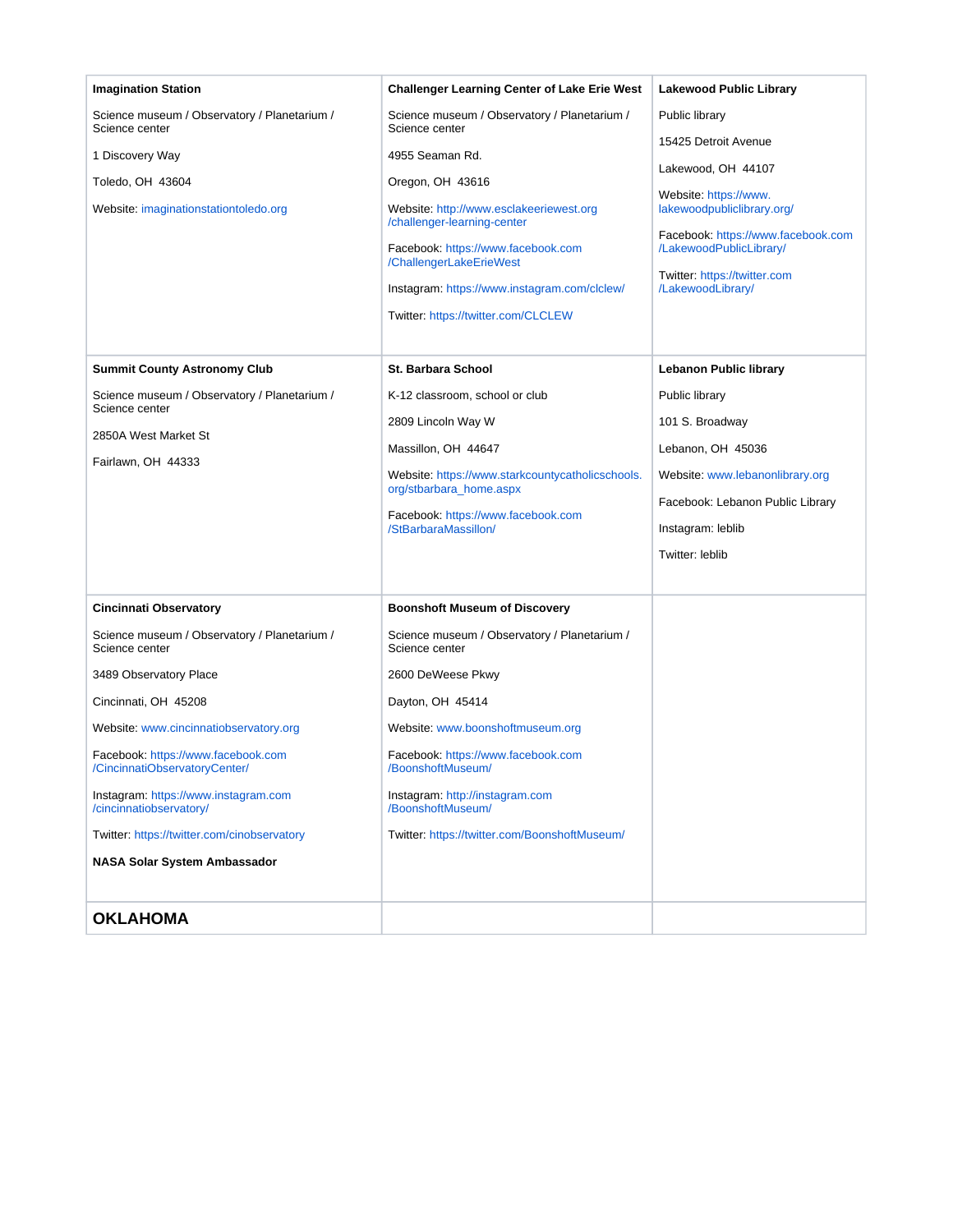| **Imagination Station**<br><br>Science museum / Observatory / Planetarium / Science center<br><br>1 Discovery Way<br><br>Toledo, OH 43604<br><br>Website: imaginationstationtoledo.org | **Challenger Learning Center of Lake Erie West**<br><br>Science museum / Observatory / Planetarium / Science center<br><br>4955 Seaman Rd.<br><br>Oregon, OH 43616<br><br>Website: http://www.esclakeeriewest.org/challenger-learning-center<br><br>Facebook: https://www.facebook.com/ChallengerLakeErieWest<br><br>Instagram: https://www.instagram.com/clclew/<br><br>Twitter: https://twitter.com/CLCLEW | **Lakewood Public Library**<br><br>Public library<br><br>15425 Detroit Avenue<br><br>Lakewood, OH 44107<br><br>Website: https://www.lakewoodpubliclibrary.org/<br><br>Facebook: https://www.facebook.com/LakewoodPublicLibrary/<br><br>Twitter: https://twitter.com/LakewoodLibrary/ |
|---|---|---|
| **Summit County Astronomy Club**<br><br>Science museum / Observatory / Planetarium / Science center<br><br>2850A West Market St<br><br>Fairlawn, OH 44333 | **St. Barbara School**<br><br>K-12 classroom, school or club<br><br>2809 Lincoln Way W<br><br>Massillon, OH 44647<br><br>Website: https://www.starkcountycatholicschools.org/stbarbara_home.aspx<br><br>Facebook: https://www.facebook.com/StBarbaraMassillon/ | **Lebanon Public library**<br><br>Public library<br><br>101 S. Broadway<br><br>Lebanon, OH 45036<br><br>Website: www.lebanonlibrary.org<br><br>Facebook: Lebanon Public Library<br><br>Instagram: leblib<br><br>Twitter: leblib |
| **Cincinnati Observatory**<br><br>Science museum / Observatory / Planetarium / Science center<br><br>3489 Observatory Place<br><br>Cincinnati, OH 45208<br><br>Website: www.cincinnatiobservatory.org<br><br>Facebook: https://www.facebook.com/CincinnatiObservatoryCenter/<br><br>Instagram: https://www.instagram.com/cincinnatiobservatory/<br><br>Twitter: https://twitter.com/cinobservatory<br><br>**NASA Solar System Ambassador** | **Boonshoft Museum of Discovery**<br><br>Science museum / Observatory / Planetarium / Science center<br><br>2600 DeWeese Pkwy<br><br>Dayton, OH 45414<br><br>Website: www.boonshoftmuseum.org<br><br>Facebook: https://www.facebook.com/BoonshoftMuseum/<br><br>Instagram: http://instagram.com/BoonshoftMuseum/<br><br>Twitter: https://twitter.com/BoonshoftMuseum/ | |
| **OKLAHOMA** | | |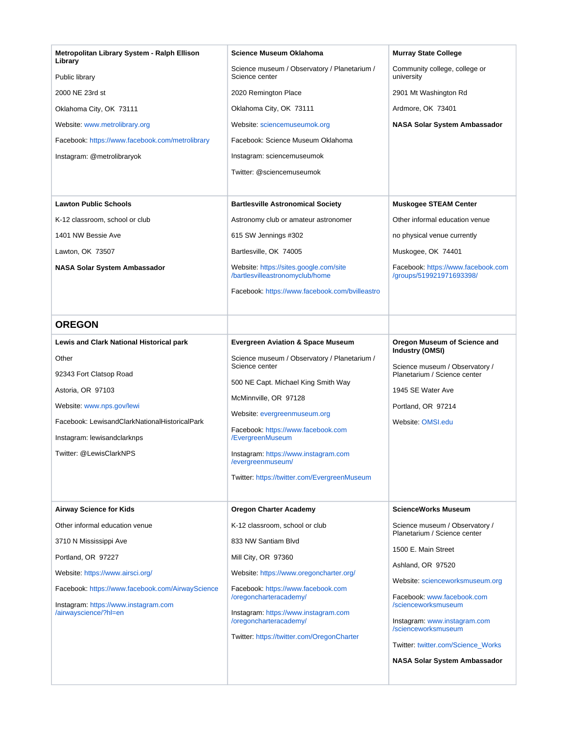**Metropolitan Library System - Ralph Ellison Library**

Public library

2000 NE 23rd st

Oklahoma City, OK 73111

Website: www.metrolibrary.org

Facebook: https://www.facebook.com/metrolibrary

Instagram: @metrolibraryok

**Science Museum Oklahoma**

Science museum / Observatory / Planetarium / Science center

2020 Remington Place

Oklahoma City, OK 73111

Website: sciencemuseumok.org

Facebook: Science Museum Oklahoma

Instagram: sciencemuseumok

Twitter: @sciencemuseumok

**Murray State College**

Community college, college or university

2901 Mt Washington Rd

Ardmore, OK 73401

**NASA Solar System Ambassador**

**Lawton Public Schools**

K-12 classroom, school or club

1401 NW Bessie Ave

Lawton, OK 73507

**NASA Solar System Ambassador**

**Bartlesville Astronomical Society**

Astronomy club or amateur astronomer

615 SW Jennings #302

Bartlesville, OK 74005

Website: https://sites.google.com/site/bartlesvilleastronomyclub/home

Facebook: https://www.facebook.com/bvilleastro

**Muskogee STEAM Center**

Other informal education venue

no physical venue currently

Muskogee, OK 74401

Facebook: https://www.facebook.com/groups/519921971693398/

## OREGON

**Lewis and Clark National Historical park**

Other

92343 Fort Clatsop Road

Astoria, OR 97103

Website: www.nps.gov/lewi

Facebook: LewisandClarkNationalHistoricalPark

Instagram: lewisandclarknps

Twitter: @LewisClarkNPS

**Evergreen Aviation & Space Museum**

Science museum / Observatory / Planetarium / Science center

500 NE Capt. Michael King Smith Way

McMinnville, OR 97128

Website: evergreenmuseum.org

Facebook: https://www.facebook.com/EvergreenMuseum

Instagram: https://www.instagram.com/evergreenmuseum/

Twitter: https://twitter.com/EvergreenMuseum

**Oregon Museum of Science and Industry (OMSI)**

Science museum / Observatory / Planetarium / Science center

1945 SE Water Ave

Portland, OR 97214

Website: OMSI.edu

**Airway Science for Kids**

Other informal education venue

3710 N Mississippi Ave

Portland, OR 97227

Website: https://www.airsci.org/

Facebook: https://www.facebook.com/AirwayScience

Instagram: https://www.instagram.com/airwayscience/?hl=en

**Oregon Charter Academy**

K-12 classroom, school or club

833 NW Santiam Blvd

Mill City, OR 97360

Website: https://www.oregoncharter.org/

Facebook: https://www.facebook.com/oregoncharteracademy/

Instagram: https://www.instagram.com/oregoncharteracademy/

Twitter: https://twitter.com/OregonCharter

**ScienceWorks Museum**

Science museum / Observatory / Planetarium / Science center

1500 E. Main Street

Ashland, OR 97520

Website: scienceworksmuseum.org

Facebook: www.facebook.com/scienceworksmuseum

Instagram: www.instagram.com/scienceworksmuseum

Twitter: twitter.com/Science_Works

**NASA Solar System Ambassador**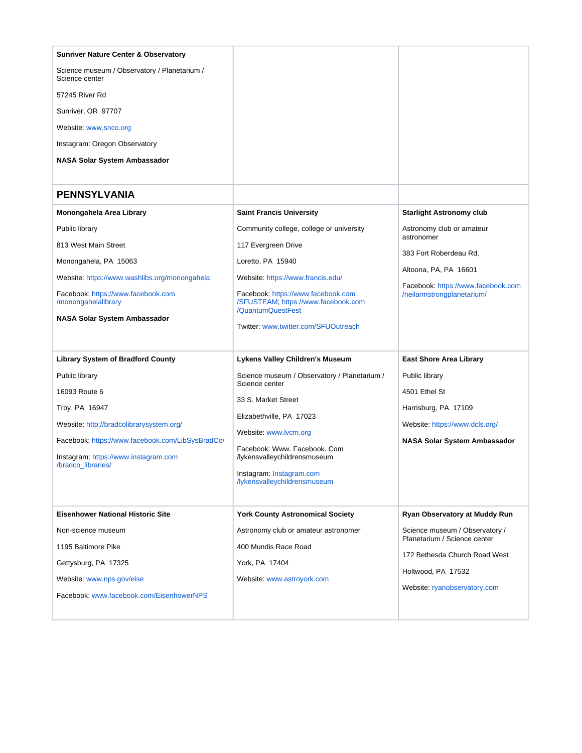**Sunriver Nature Center & Observatory**

Science museum / Observatory / Planetarium / Science center

57245 River Rd

Sunriver, OR 97707

Website: www.snco.org

Instagram: Oregon Observatory

**NASA Solar System Ambassador**

## PENNSYLVANIA

**Monongahela Area Library**

Public library

813 West Main Street

Monongahela, PA 15063

Website: https://www.washlibs.org/monongahela

Facebook: https://www.facebook.com/monongahelalibrary

**NASA Solar System Ambassador**

**Saint Francis University**

Community college, college or university

117 Evergreen Drive

Loretto, PA 15940

Website: https://www.francis.edu/

Facebook: https://www.facebook.com/SFUSTEAM; https://www.facebook.com/QuantumQuestFest

Twitter: www.twitter.com/SFUOutreach

**Starlight Astronomy club**

Astronomy club or amateur astronomer

383 Fort Roberdeau Rd,

Altoona, PA, PA 16601

Facebook: https://www.facebook.com/neilarmstrongplanetarium/

**Library System of Bradford County**

Public library

16093 Route 6

Troy, PA 16947

Website: http://bradcolibrarysystem.org/

Facebook: https://www.facebook.com/LibSysBradCo/

Instagram: https://www.instagram.com/bradco_libraries/

**Lykens Valley Children's Museum**

Science museum / Observatory / Planetarium / Science center

33 S. Market Street

Elizabethville, PA 17023

Website: www.lvcm.org

Facebook: Www. Facebook. Com /lykensvalleychildrensmuseum

Instagram: Instagram.com/lykensvalleychildrensmuseum

**East Shore Area Library**

Public library

4501 Ethel St

Harrisburg, PA 17109

Website: https://www.dcls.org/

**NASA Solar System Ambassador**

**Eisenhower National Historic Site**

Non-science museum

1195 Baltimore Pike

Gettysburg, PA 17325

Website: www.nps.gov/eise

Facebook: www.facebook.com/EisenhowerNPS

**York County Astronomical Society**

Astronomy club or amateur astronomer

400 Mundis Race Road

York, PA 17404

Website: www.astroyork.com

**Ryan Observatory at Muddy Run**

Science museum / Observatory / Planetarium / Science center

172 Bethesda Church Road West

Holtwood, PA 17532

Website: ryanobservatory.com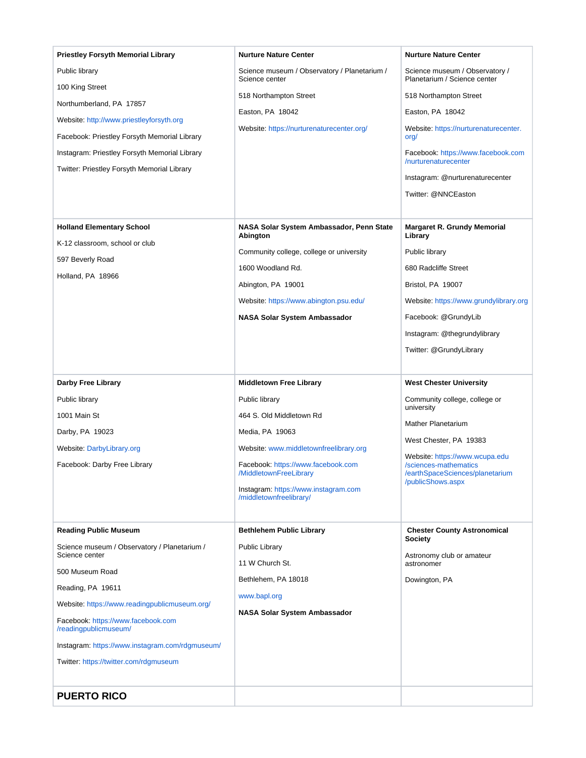| **Priestley Forsyth Memorial Library**<br><br>Public library<br><br>100 King Street<br><br>Northumberland, PA  17857<br><br>Website: http://www.priestleyforsyth.org<br><br>Facebook: Priestley Forsyth Memorial Library<br><br>Instagram: Priestley Forsyth Memorial Library<br><br>Twitter: Priestley Forsyth Memorial Library | **Nurture Nature Center**<br><br>Science museum / Observatory / Planetarium / Science center<br><br>518 Northampton Street<br><br>Easton, PA  18042<br><br>Website: https://nurturenaturecenter.org/ | **Nurture Nature Center**<br><br>Science museum / Observatory / Planetarium / Science center<br><br>518 Northampton Street<br><br>Easton, PA  18042<br><br>Website: https://nurturenaturecenter.org/<br><br>Facebook: https://www.facebook.com/nurturenaturecenter<br><br>Instagram: @nurturenaturecenter<br><br>Twitter: @NNCEaston |
|---|---|---|
| **Holland Elementary School**<br><br>K-12 classroom, school or club<br><br>597 Beverly Road<br><br>Holland, PA  18966 | **NASA Solar System Ambassador, Penn State Abington**<br><br>Community college, college or university<br><br>1600 Woodland Rd.<br><br>Abington, PA  19001<br><br>Website: https://www.abington.psu.edu/<br><br>**NASA Solar System Ambassador** | **Margaret R. Grundy Memorial Library**<br><br>Public library<br><br>680 Radcliffe Street<br><br>Bristol, PA  19007<br><br>Website: https://www.grundylibrary.org<br><br>Facebook: @GrundyLib<br><br>Instagram: @thegrundylibrary<br><br>Twitter: @GrundyLibrary |
| **Darby Free Library**<br><br>Public library<br><br>1001 Main St<br><br>Darby, PA  19023<br><br>Website: DarbyLibrary.org<br><br>Facebook: Darby Free Library | **Middletown Free Library**<br><br>Public library<br><br>464 S. Old Middletown Rd<br><br>Media, PA  19063<br><br>Website: www.middletownfreelibrary.org<br><br>Facebook: https://www.facebook.com/MiddletownFreeLibrary<br><br>Instagram: https://www.instagram.com/middletownfreelibrary/ | **West Chester University**<br><br>Community college, college or university<br><br>Mather Planetarium<br><br>West Chester, PA  19383<br><br>Website: https://www.wcupa.edu/sciences-mathematics/earthSpaceSciences/planetarium/publicShows.aspx |
| **Reading Public Museum**<br><br>Science museum / Observatory / Planetarium / Science center<br><br>500 Museum Road<br><br>Reading, PA  19611<br><br>Website: https://www.readingpublicmuseum.org/<br><br>Facebook: https://www.facebook.com/readingpublicmuseum/<br><br>Instagram: https://www.instagram.com/rdgmuseum/<br><br>Twitter: https://twitter.com/rdgmuseum | **Bethlehem Public Library**<br><br>Public Library<br><br>11 W Church St.<br><br>Bethlehem, PA 18018<br><br>www.bapl.org<br><br>**NASA Solar System Ambassador** | **Chester County Astronomical Society**<br><br>Astronomy club or amateur astronomer<br><br>Dowington, PA |
| **PUERTO RICO** | | |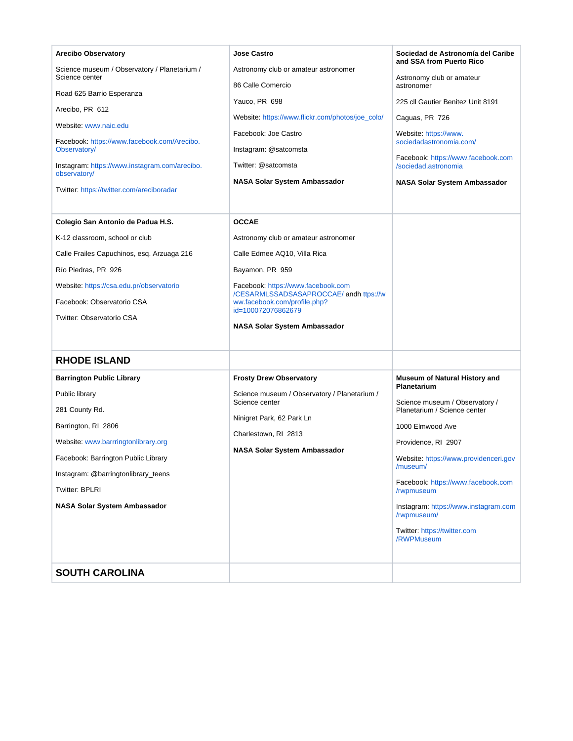**Arecibo Observatory**

Science museum / Observatory / Planetarium / Science center

Road 625 Barrio Esperanza

Arecibo, PR 612

Website: www.naic.edu

Facebook: https://www.facebook.com/Arecibo.Observatory/

Instagram: https://www.instagram.com/arecibo.observatory/

Twitter: https://twitter.com/areciboradar

**Jose Castro**

Astronomy club or amateur astronomer

86 Calle Comercio

Yauco, PR 698

Website: https://www.flickr.com/photos/joe_colo/

Facebook: Joe Castro

Instagram: @satcomsta

Twitter: @satcomsta

**NASA Solar System Ambassador**

**Sociedad de Astronomía del Caribe and SSA from Puerto Rico**

Astronomy club or amateur astronomer

225 cll Gautier Benitez Unit 8191

Caguas, PR 726

Website: https://www.sociedadastronomia.com/

Facebook: https://www.facebook.com/sociedad.astronomia

**NASA Solar System Ambassador**

**Colegio San Antonio de Padua H.S.**

K-12 classroom, school or club

Calle Frailes Capuchinos, esq. Arzuaga 216

Río Piedras, PR 926

Website: https://csa.edu.pr/observatorio

Facebook: Observatorio CSA

Twitter: Observatorio CSA

**OCCAE**

Astronomy club or amateur astronomer

Calle Edmee AQ10, Villa Rica

Bayamon, PR 959

Facebook: https://www.facebook.com/CESARMLSSADSASAPROCCAE/ andh ttps://www.facebook.com/profile.php?id=100072076862679

**NASA Solar System Ambassador**

## RHODE ISLAND

**Barrington Public Library**

Public library

281 County Rd.

Barrington, RI 2806

Website: www.barrringtonlibrary.org

Facebook: Barrington Public Library

Instagram: @barringtonlibrary_teens

Twitter: BPLRI

**NASA Solar System Ambassador**

**Frosty Drew Observatory**

Science museum / Observatory / Planetarium / Science center

Ninigret Park, 62 Park Ln

Charlestown, RI 2813

**NASA Solar System Ambassador**

**Museum of Natural History and Planetarium**

Science museum / Observatory / Planetarium / Science center

1000 Elmwood Ave

Providence, RI 2907

Website: https://www.providenceri.gov/museum/

Facebook: https://www.facebook.com/rwpmuseum

Instagram: https://www.instagram.com/rwpmuseum/

Twitter: https://twitter.com/RWPMuseum

## SOUTH CAROLINA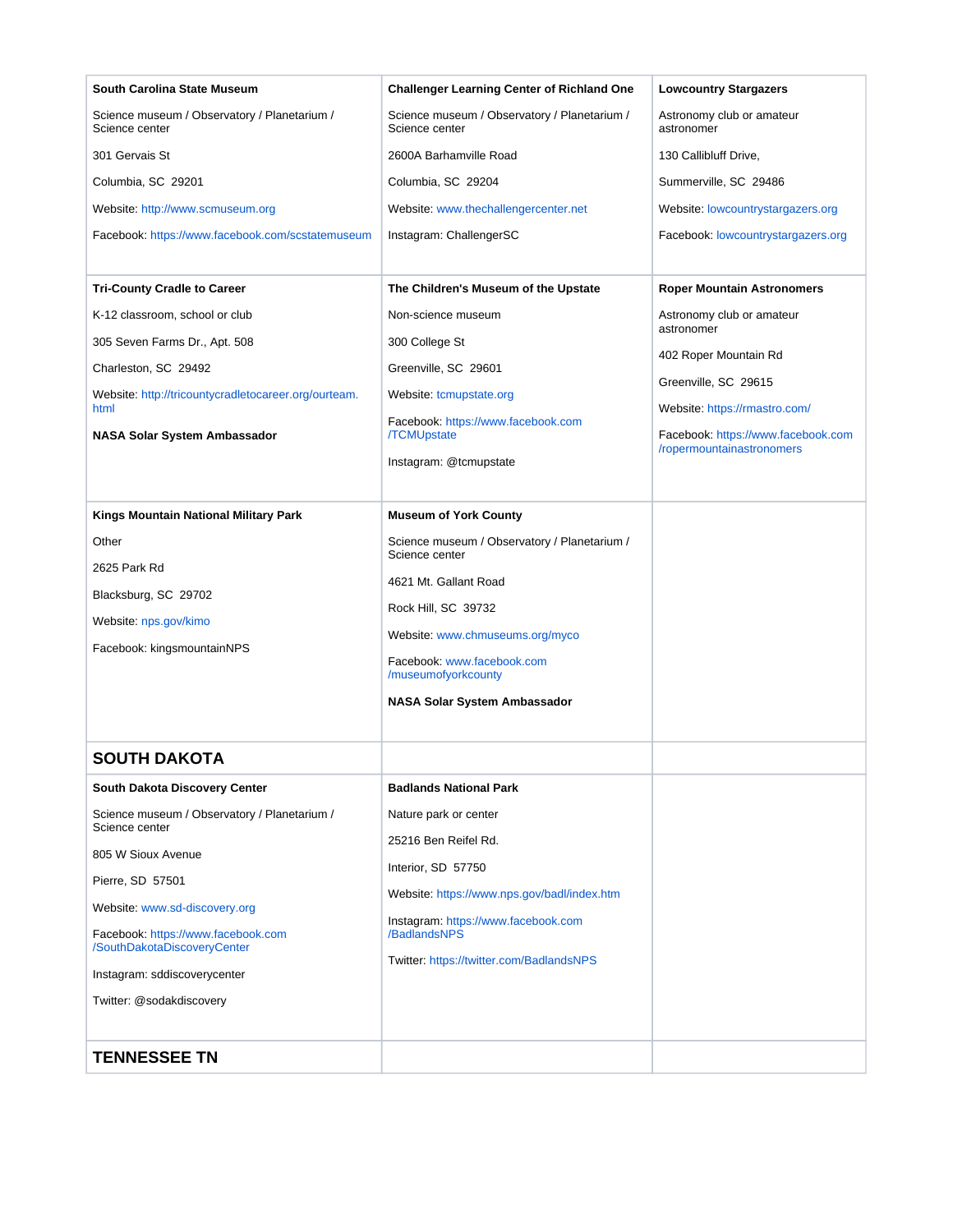**South Carolina State Museum**

Science museum / Observatory / Planetarium / Science center

301 Gervais St

Columbia, SC 29201

Website: http://www.scmuseum.org

Facebook: https://www.facebook.com/scstatemuseum

**Challenger Learning Center of Richland One**

Science museum / Observatory / Planetarium / Science center

2600A Barhamville Road

Columbia, SC 29204

Website: www.thechallengercenter.net

Instagram: ChallengerSC

**Lowcountry Stargazers**

Astronomy club or amateur astronomer

130 Callibluff Drive,

Summerville, SC 29486

Website: lowcountrystargazers.org

Facebook: lowcountrystargazers.org

**Tri-County Cradle to Career**

K-12 classroom, school or club

305 Seven Farms Dr., Apt. 508

Charleston, SC 29492

Website: http://tricountycradletocareer.org/ourteam.html

**NASA Solar System Ambassador**

**The Children's Museum of the Upstate**

Non-science museum

300 College St

Greenville, SC 29601

Website: tcmupstate.org

Facebook: https://www.facebook.com/TCMUpstate

Instagram: @tcmupstate

**Roper Mountain Astronomers**

Astronomy club or amateur astronomer

402 Roper Mountain Rd

Greenville, SC 29615

Website: https://rmastro.com/

Facebook: https://www.facebook.com/ropermountainastronomers

**Kings Mountain National Military Park**

Other

2625 Park Rd

Blacksburg, SC 29702

Website: nps.gov/kimo

Facebook: kingsmountainNPS

**Museum of York County**

Science museum / Observatory / Planetarium / Science center

4621 Mt. Gallant Road

Rock Hill, SC 39732

Website: www.chmuseums.org/myco

Facebook: www.facebook.com/museumofyorkcounty

**NASA Solar System Ambassador**

## SOUTH DAKOTA

**South Dakota Discovery Center**

Science museum / Observatory / Planetarium / Science center

805 W Sioux Avenue

Pierre, SD 57501

Website: www.sd-discovery.org

Facebook: https://www.facebook.com/SouthDakotaDiscoveryCenter

Instagram: sddiscoverycenter

Twitter: @sodakdiscovery

**Badlands National Park**

Nature park or center

25216 Ben Reifel Rd.

Interior, SD 57750

Website: https://www.nps.gov/badl/index.htm

Instagram: https://www.facebook.com/BadlandsNPS

Twitter: https://twitter.com/BadlandsNPS

## TENNESSEE TN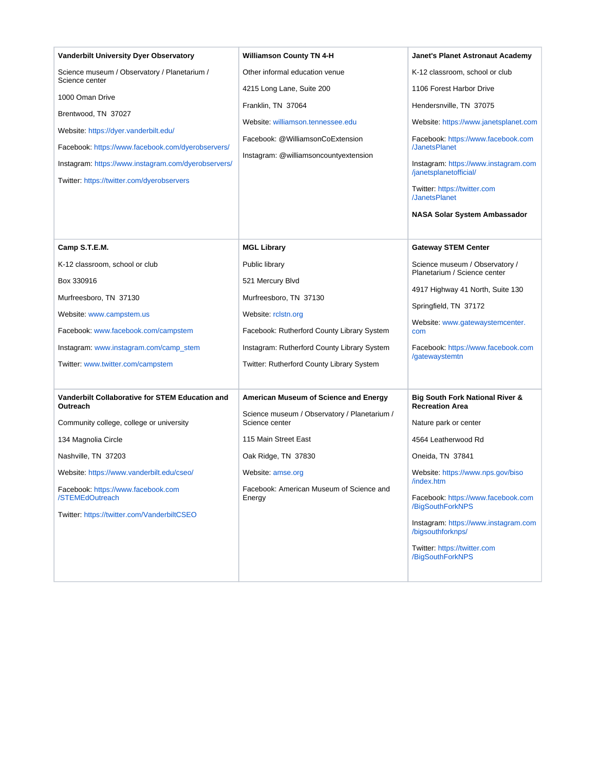| | | |
|---|---|---|
| **Vanderbilt University Dyer Observatory**<br><br>Science museum / Observatory / Planetarium / Science center<br><br>1000 Oman Drive<br><br>Brentwood, TN 37027<br><br>Website: https://dyer.vanderbilt.edu/<br><br>Facebook: https://www.facebook.com/dyerobservers/<br><br>Instagram: https://www.instagram.com/dyerobservers/<br><br>Twitter: https://twitter.com/dyerobservers | **Williamson County TN 4-H**<br><br>Other informal education venue<br><br>4215 Long Lane, Suite 200<br><br>Franklin, TN 37064<br><br>Website: williamson.tennessee.edu<br><br>Facebook: @WilliamsonCoExtension<br><br>Instagram: @williamsoncountyextension | **Janet's Planet Astronaut Academy**<br><br>K-12 classroom, school or club<br><br>1106 Forest Harbor Drive<br><br>Hendersnville, TN 37075<br><br>Website: https://www.janetsplanet.com<br><br>Facebook: https://www.facebook.com/JanetsPlanet<br><br>Instagram: https://www.instagram.com/janetsplanetofficial/<br><br>Twitter: https://twitter.com/JanetsPlanet<br><br>**NASA Solar System Ambassador** |
| **Camp S.T.E.M.**<br><br>K-12 classroom, school or club<br><br>Box 330916<br><br>Murfreesboro, TN 37130<br><br>Website: www.campstem.us<br><br>Facebook: www.facebook.com/campstem<br><br>Instagram: www.instagram.com/camp_stem<br><br>Twitter: www.twitter.com/campstem | **MGL Library**<br><br>Public library<br><br>521 Mercury Blvd<br><br>Murfreesboro, TN 37130<br><br>Website: rclstn.org<br><br>Facebook: Rutherford County Library System<br><br>Instagram: Rutherford County Library System<br><br>Twitter: Rutherford County Library System | **Gateway STEM Center**<br><br>Science museum / Observatory / Planetarium / Science center<br><br>4917 Highway 41 North, Suite 130<br><br>Springfield, TN 37172<br><br>Website: www.gatewaystemcenter.com<br><br>Facebook: https://www.facebook.com/gatewaystemtn |
| **Vanderbilt Collaborative for STEM Education and Outreach**<br><br>Community college, college or university<br><br>134 Magnolia Circle<br><br>Nashville, TN 37203<br><br>Website: https://www.vanderbilt.edu/cseo/<br><br>Facebook: https://www.facebook.com/STEMEdOutreach<br><br>Twitter: https://twitter.com/VanderbiltCSEO | **American Museum of Science and Energy**<br><br>Science museum / Observatory / Planetarium / Science center<br><br>115 Main Street East<br><br>Oak Ridge, TN 37830<br><br>Website: amse.org<br><br>Facebook: American Museum of Science and Energy | **Big South Fork National River & Recreation Area**<br><br>Nature park or center<br><br>4564 Leatherwood Rd<br><br>Oneida, TN 37841<br><br>Website: https://www.nps.gov/biso/index.htm<br><br>Facebook: https://www.facebook.com/BigSouthForkNPS<br><br>Instagram: https://www.instagram.com/bigsouthforknps/<br><br>Twitter: https://twitter.com/BigSouthForkNPS |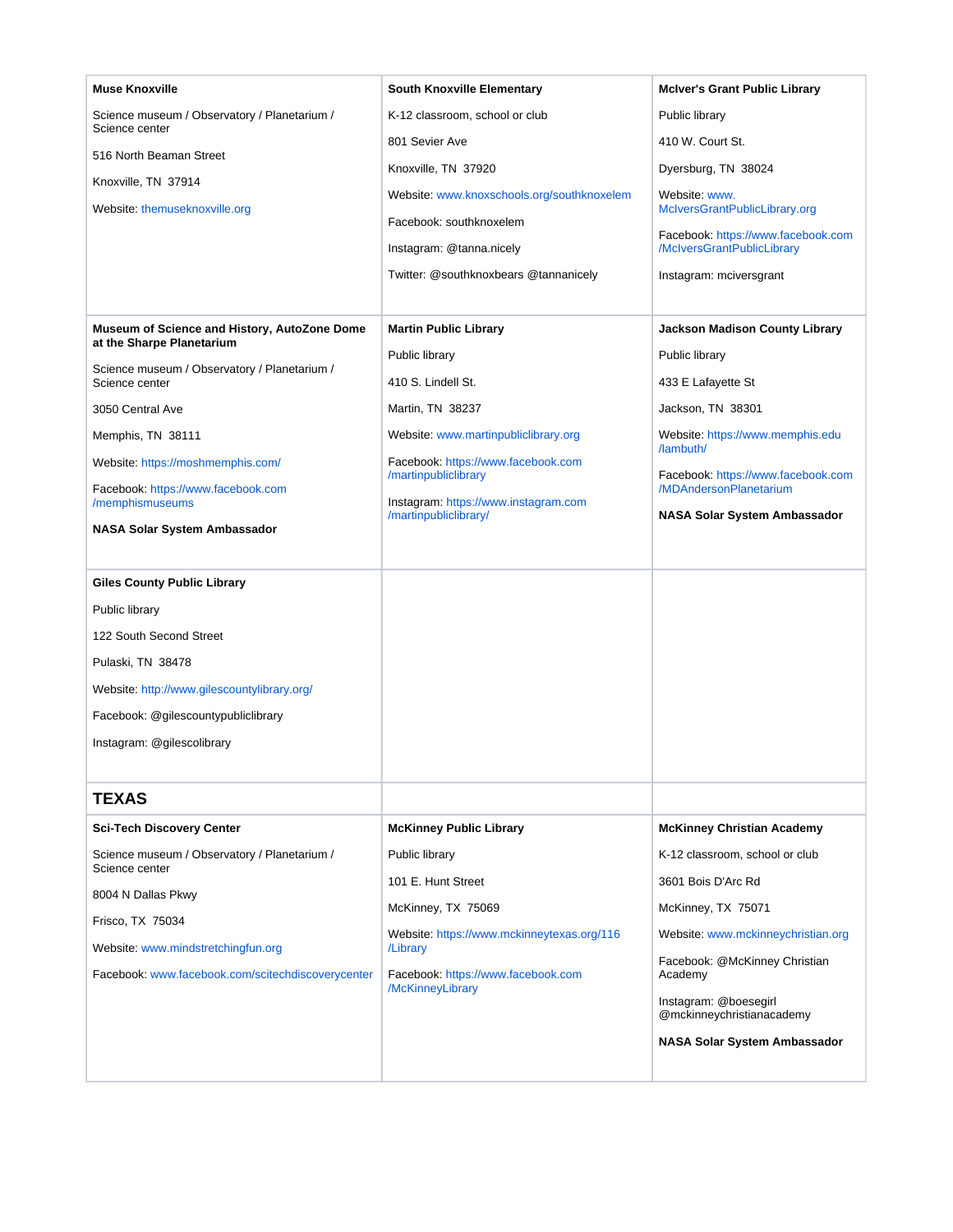| | | |
|---|---|---|
| **Muse Knoxville**<br><br>Science museum / Observatory / Planetarium / Science center<br><br>516 North Beaman Street<br><br>Knoxville, TN 37914<br><br>Website: themuseknoxville.org | **South Knoxville Elementary**<br><br>K-12 classroom, school or club<br><br>801 Sevier Ave<br><br>Knoxville, TN 37920<br><br>Website: www.knoxschools.org/southknoxelem<br><br>Facebook: southknoxelem<br><br>Instagram: @tanna.nicely<br><br>Twitter: @southknoxbears @tannanicely | **McIver's Grant Public Library**<br><br>Public library<br><br>410 W. Court St.<br><br>Dyersburg, TN 38024<br><br>Website: www.McIversGrantPublicLibrary.org<br><br>Facebook: https://www.facebook.com/McIversGrantPublicLibrary<br><br>Instagram: mciversgrant |
| **Museum of Science and History, AutoZone Dome at the Sharpe Planetarium**<br><br>Science museum / Observatory / Planetarium / Science center<br><br>3050 Central Ave<br><br>Memphis, TN 38111<br><br>Website: https://moshmemphis.com/<br><br>Facebook: https://www.facebook.com/memphismuseums<br><br>**NASA Solar System Ambassador** | **Martin Public Library**<br><br>Public library<br><br>410 S. Lindell St.<br><br>Martin, TN 38237<br><br>Website: www.martinpubliclibrary.org<br><br>Facebook: https://www.facebook.com/martinpubliclibrary<br><br>Instagram: https://www.instagram.com/martinpubliclibrary/ | **Jackson Madison County Library**<br><br>Public library<br><br>433 E Lafayette St<br><br>Jackson, TN 38301<br><br>Website: https://www.memphis.edu/lambuth/<br><br>Facebook: https://www.facebook.com/MDAndersonPlanetarium<br><br>**NASA Solar System Ambassador** |
| **Giles County Public Library**<br><br>Public library<br><br>122 South Second Street<br><br>Pulaski, TN 38478<br><br>Website: http://www.gilescountylibrary.org/<br><br>Facebook: @gilescountypubliclibrary<br><br>Instagram: @gilescolibrary | | |
| **TEXAS** | | |
| **Sci-Tech Discovery Center**<br><br>Science museum / Observatory / Planetarium / Science center<br><br>8004 N Dallas Pkwy<br><br>Frisco, TX 75034<br><br>Website: www.mindstretchingfun.org<br><br>Facebook: www.facebook.com/scitechdiscoverycenter | **McKinney Public Library**<br><br>Public library<br><br>101 E. Hunt Street<br><br>McKinney, TX 75069<br><br>Website: https://www.mckinneytexas.org/116/Library<br><br>Facebook: https://www.facebook.com/McKinneyLibrary | **McKinney Christian Academy**<br><br>K-12 classroom, school or club<br><br>3601 Bois D'Arc Rd<br><br>McKinney, TX 75071<br><br>Website: www.mckinneychristian.org<br><br>Facebook: @McKinney Christian Academy<br><br>Instagram: @boesegirl @mckinneychristianacademy<br><br>**NASA Solar System Ambassador** |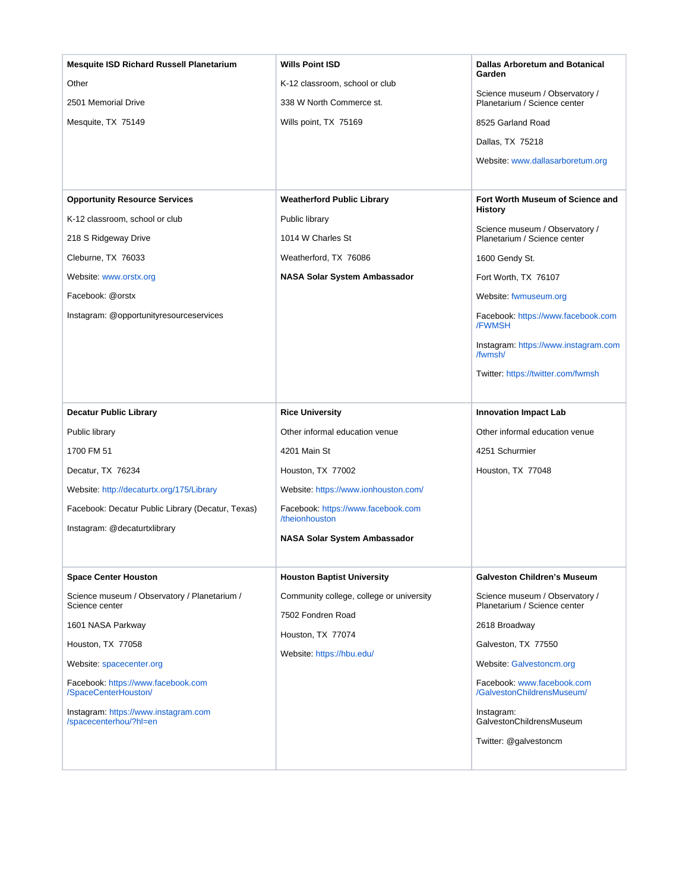| | | |
|---|---|---|
| **Mesquite ISD Richard Russell Planetarium**<br><br>Other<br><br>2501 Memorial Drive<br><br>Mesquite, TX 75149 | **Wills Point ISD**<br><br>K-12 classroom, school or club<br><br>338 W North Commerce st.<br><br>Wills point, TX 75169 | **Dallas Arboretum and Botanical Garden**<br><br>Science museum / Observatory / Planetarium / Science center<br><br>8525 Garland Road<br><br>Dallas, TX 75218<br><br>Website: www.dallasarboretum.org |
| **Opportunity Resource Services**<br><br>K-12 classroom, school or club<br><br>218 S Ridgeway Drive<br><br>Cleburne, TX 76033<br><br>Website: www.orstx.org<br><br>Facebook: @orstx<br><br>Instagram: @opportunityresourceservices | **Weatherford Public Library**<br><br>Public library<br><br>1014 W Charles St<br><br>Weatherford, TX 76086<br><br>**NASA Solar System Ambassador** | **Fort Worth Museum of Science and History**<br><br>Science museum / Observatory / Planetarium / Science center<br><br>1600 Gendy St.<br><br>Fort Worth, TX 76107<br><br>Website: fwmuseum.org<br><br>Facebook: https://www.facebook.com/FWMSH<br><br>Instagram: https://www.instagram.com/fwmsh/<br><br>Twitter: https://twitter.com/fwmsh |
| **Decatur Public Library**<br><br>Public library<br><br>1700 FM 51<br><br>Decatur, TX 76234<br><br>Website: http://decaturtx.org/175/Library<br><br>Facebook: Decatur Public Library (Decatur, Texas)<br><br>Instagram: @decaturtxlibrary | **Rice University**<br><br>Other informal education venue<br><br>4201 Main St<br><br>Houston, TX 77002<br><br>Website: https://www.ionhouston.com/<br><br>Facebook: https://www.facebook.com/theionhouston<br><br>**NASA Solar System Ambassador** | **Innovation Impact Lab**<br><br>Other informal education venue<br><br>4251 Schurmier<br><br>Houston, TX 77048 |
| **Space Center Houston**<br><br>Science museum / Observatory / Planetarium / Science center<br><br>1601 NASA Parkway<br><br>Houston, TX 77058<br><br>Website: spacecenter.org<br><br>Facebook: https://www.facebook.com/SpaceCenterHouston/<br><br>Instagram: https://www.instagram.com/spacecenterhou/?hl=en | **Houston Baptist University**<br><br>Community college, college or university<br><br>7502 Fondren Road<br><br>Houston, TX 77074<br><br>Website: https://hbu.edu/ | **Galveston Children's Museum**<br><br>Science museum / Observatory / Planetarium / Science center<br><br>2618 Broadway<br><br>Galveston, TX 77550<br><br>Website: Galvestoncm.org<br><br>Facebook: www.facebook.com/GalvestonChildrensMuseum/<br><br>Instagram: GalvestonChildrensMuseum<br><br>Twitter: @galvestoncm |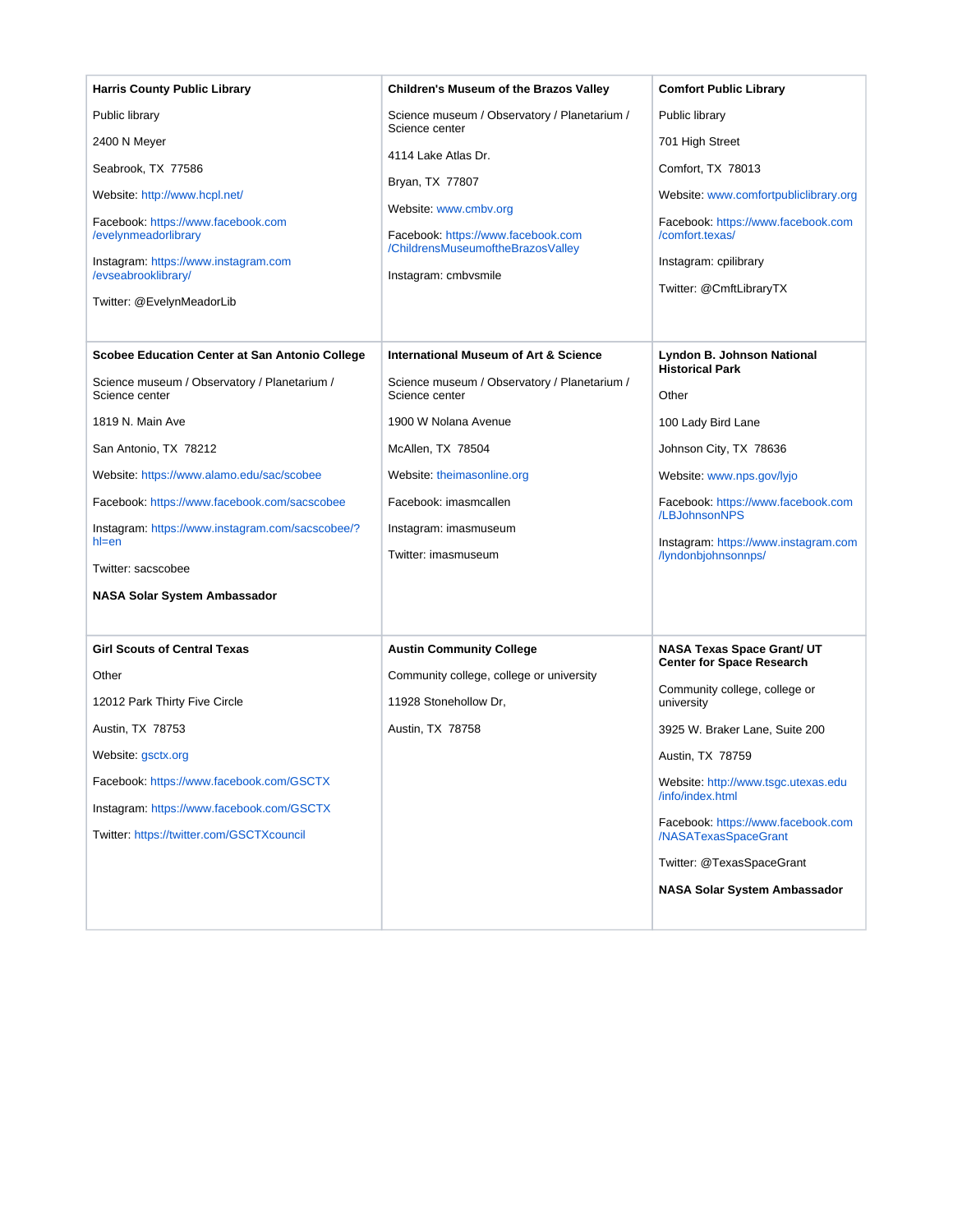**Harris County Public Library**

Public library

2400 N Meyer

Seabrook, TX 77586

Website: http://www.hcpl.net/

Facebook: https://www.facebook.com/evelynmeadorlibrary

Instagram: https://www.instagram.com/evseabrooklibrary/

Twitter: @EvelynMeadorLib

**Children's Museum of the Brazos Valley**

Science museum / Observatory / Planetarium / Science center

4114 Lake Atlas Dr.

Bryan, TX 77807

Website: www.cmbv.org

Facebook: https://www.facebook.com/ChildrensMuseumoftheBrazosValley

Instagram: cmbvsmile

**Comfort Public Library**

Public library

701 High Street

Comfort, TX 78013

Website: www.comfortpubliclibrary.org

Facebook: https://www.facebook.com/comfort.texas/

Instagram: cpilibrary

Twitter: @CmftLibraryTX

**Scobee Education Center at San Antonio College**

Science museum / Observatory / Planetarium / Science center

1819 N. Main Ave

San Antonio, TX 78212

Website: https://www.alamo.edu/sac/scobee

Facebook: https://www.facebook.com/sacscobee

Instagram: https://www.instagram.com/sacscobee/?hl=en

Twitter: sacscobee

**NASA Solar System Ambassador**

**International Museum of Art & Science**

Science museum / Observatory / Planetarium / Science center

1900 W Nolana Avenue

McAllen, TX 78504

Website: theimasonline.org

Facebook: imasmcallen

Instagram: imasmuseum

Twitter: imasmuseum

**Lyndon B. Johnson National Historical Park**

Other

100 Lady Bird Lane

Johnson City, TX 78636

Website: www.nps.gov/lyjo

Facebook: https://www.facebook.com/LBJohnsonNPS

Instagram: https://www.instagram.com/lyndonbjohnsonnps/

**Girl Scouts of Central Texas**

Other

12012 Park Thirty Five Circle

Austin, TX 78753

Website: gsctx.org

Facebook: https://www.facebook.com/GSCTX

Instagram: https://www.facebook.com/GSCTX

Twitter: https://twitter.com/GSCTXcouncil

**Austin Community College**

Community college, college or university

11928 Stonehollow Dr,

Austin, TX 78758

**NASA Texas Space Grant/ UT Center for Space Research**

Community college, college or university

3925 W. Braker Lane, Suite 200

Austin, TX 78759

Website: http://www.tsgc.utexas.edu/info/index.html

Facebook: https://www.facebook.com/NASATexasSpaceGrant

Twitter: @TexasSpaceGrant

**NASA Solar System Ambassador**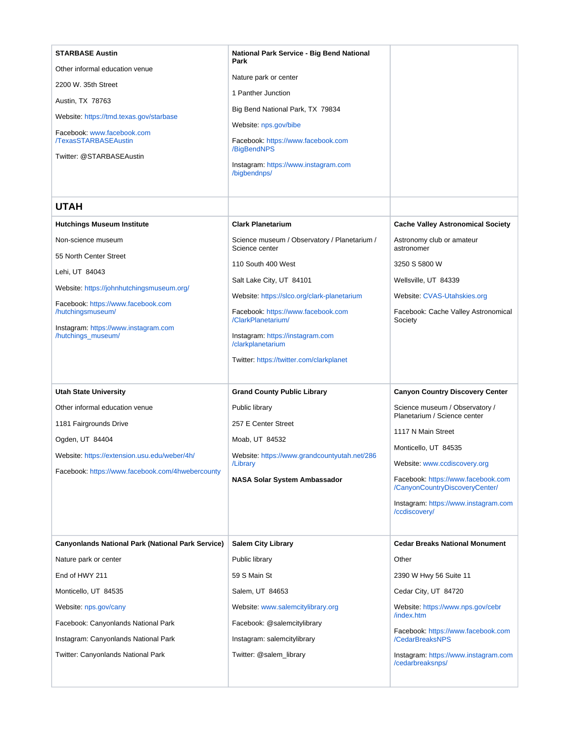**STARBASE Austin**

Other informal education venue

2200 W. 35th Street

Austin, TX 78763

Website: https://tmd.texas.gov/starbase

Facebook: www.facebook.com/TexasSTARBASEAustin

Twitter: @STARBASEAustin

**National Park Service - Big Bend National Park**

Nature park or center

1 Panther Junction

Big Bend National Park, TX 79834

Website: nps.gov/bibe

Facebook: https://www.facebook.com/BigBendNPS

Instagram: https://www.instagram.com/bigbendnps/

## UTAH

**Hutchings Museum Institute**

Non-science museum

55 North Center Street

Lehi, UT 84043

Website: https://johnhutchingsmuseum.org/

Facebook: https://www.facebook.com/hutchingsmuseum/

Instagram: https://www.instagram.com/hutchings_museum/

**Clark Planetarium**

Science museum / Observatory / Planetarium / Science center

110 South 400 West

Salt Lake City, UT 84101

Website: https://slco.org/clark-planetarium

Facebook: https://www.facebook.com/ClarkPlanetarium/

Instagram: https://instagram.com/clarkplanetarium

Twitter: https://twitter.com/clarkplanet

**Cache Valley Astronomical Society**

Astronomy club or amateur astronomer

3250 S 5800 W

Wellsville, UT 84339

Website: CVAS-Utahskies.org

Facebook: Cache Valley Astronomical Society

**Utah State University**

Other informal education venue

1181 Fairgrounds Drive

Ogden, UT 84404

Website: https://extension.usu.edu/weber/4h/

Facebook: https://www.facebook.com/4hwebercounty

**Grand County Public Library**

Public library

257 E Center Street

Moab, UT 84532

Website: https://www.grandcountyutah.net/286/Library

**NASA Solar System Ambassador**

**Canyon Country Discovery Center**

Science museum / Observatory / Planetarium / Science center

1117 N Main Street

Monticello, UT 84535

Website: www.ccdiscovery.org

Facebook: https://www.facebook.com/CanyonCountryDiscoveryCenter/

Instagram: https://www.instagram.com/ccdiscovery/

**Canyonlands National Park (National Park Service)**

Nature park or center

End of HWY 211

Monticello, UT 84535

Website: nps.gov/cany

Facebook: Canyonlands National Park

Instagram: Canyonlands National Park

Twitter: Canyonlands National Park

**Salem City Library**

Public library

59 S Main St

Salem, UT 84653

Website: www.salemcitylibrary.org

Facebook: @salemcitylibrary

Instagram: salemcitylibrary

Twitter: @salem_library

**Cedar Breaks National Monument**

Other

2390 W Hwy 56 Suite 11

Cedar City, UT 84720

Website: https://www.nps.gov/cebr/index.htm

Facebook: https://www.facebook.com/CedarBreaksNPS

Instagram: https://www.instagram.com/cedarbreaksnps/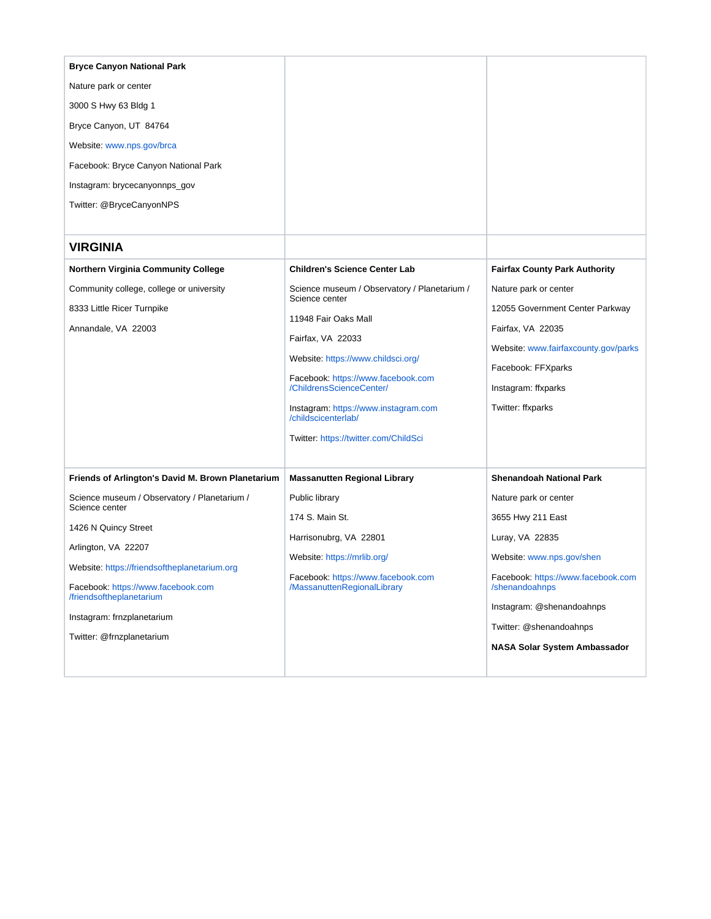**Bryce Canyon National Park**

Nature park or center

3000 S Hwy 63 Bldg 1

Bryce Canyon, UT 84764

Website: www.nps.gov/brca

Facebook: Bryce Canyon National Park

Instagram: brycecanyonnps_gov

Twitter: @BryceCanyonNPS

## VIRGINIA

**Northern Virginia Community College**

Community college, college or university

8333 Little Ricer Turnpike

Annandale, VA 22003

**Children's Science Center Lab**

Science museum / Observatory / Planetarium / Science center

11948 Fair Oaks Mall

Fairfax, VA 22033

Website: https://www.childsci.org/

Facebook: https://www.facebook.com/ChildrensScienceCenter/

Instagram: https://www.instagram.com/childscicenterlab/

Twitter: https://twitter.com/ChildSci

**Fairfax County Park Authority**

Nature park or center

12055 Government Center Parkway

Fairfax, VA 22035

Website: www.fairfaxcounty.gov/parks

Facebook: FFXparks

Instagram: ffxparks

Twitter: ffxparks

**Friends of Arlington's David M. Brown Planetarium**

Science museum / Observatory / Planetarium / Science center

1426 N Quincy Street

Arlington, VA 22207

Website: https://friendsoftheplanetarium.org

Facebook: https://www.facebook.com/friendsoftheplanetarium

Instagram: frnzplanetarium

Twitter: @frnzplanetarium

**Massanutten Regional Library**

Public library

174 S. Main St.

Harrisonubrg, VA 22801

Website: https://mrlib.org/

Facebook: https://www.facebook.com/MassanuttenRegionalLibrary

**Shenandoah National Park**

Nature park or center

3655 Hwy 211 East

Luray, VA 22835

Website: www.nps.gov/shen

Facebook: https://www.facebook.com/shenandoahnps

Instagram: @shenandoahnps

Twitter: @shenandoahnps

**NASA Solar System Ambassador**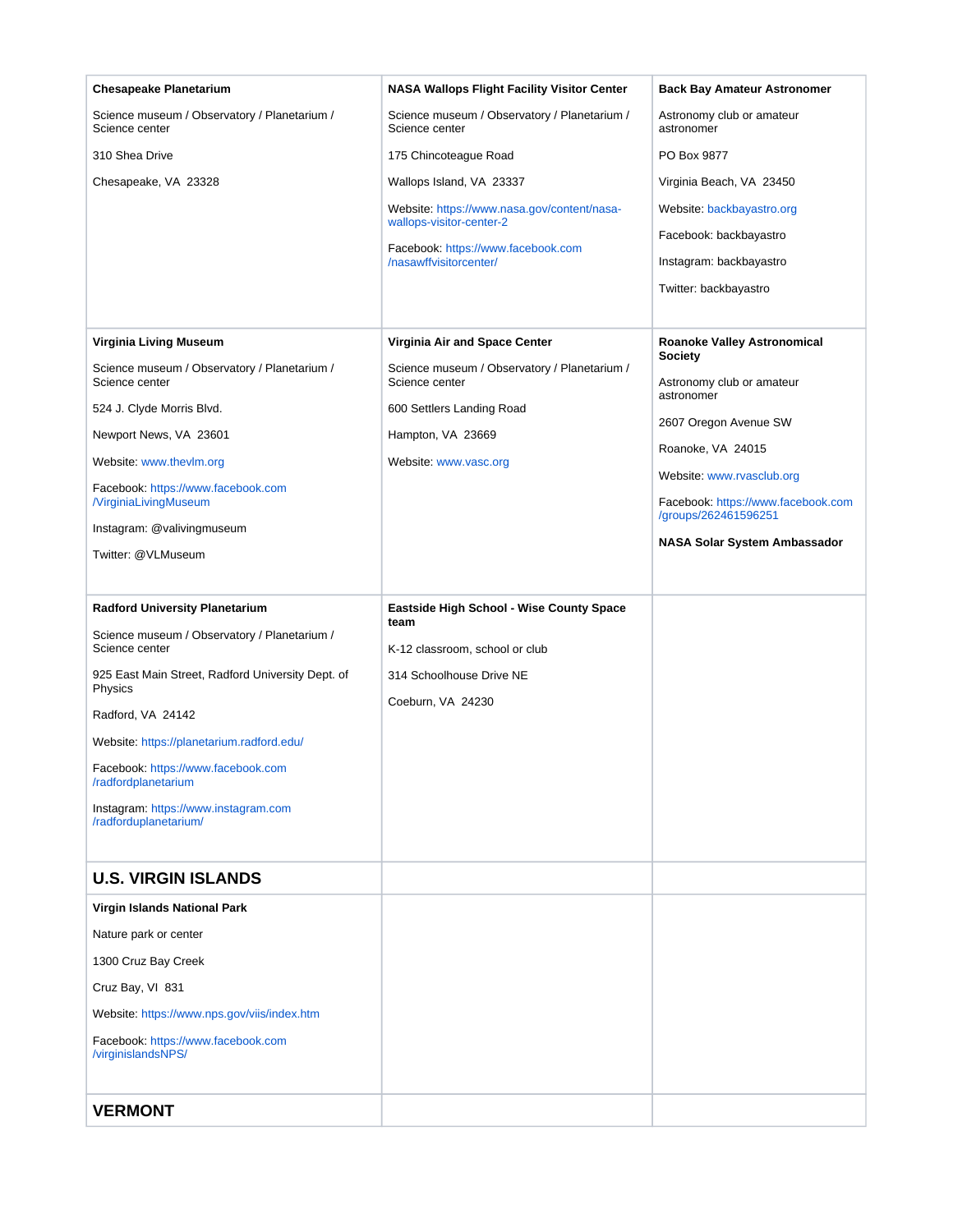| | | |
|---|---|---|
| **Chesapeake Planetarium**<br><br>Science museum / Observatory / Planetarium / Science center<br><br>310 Shea Drive<br><br>Chesapeake, VA 23328 | **NASA Wallops Flight Facility Visitor Center**<br><br>Science museum / Observatory / Planetarium / Science center<br><br>175 Chincoteague Road<br><br>Wallops Island, VA 23337<br><br>Website: https://www.nasa.gov/content/nasa-wallops-visitor-center-2<br><br>Facebook: https://www.facebook.com/nasawffvisitorcenter/ | **Back Bay Amateur Astronomer**<br><br>Astronomy club or amateur astronomer<br><br>PO Box 9877<br><br>Virginia Beach, VA 23450<br><br>Website: backbayastro.org<br><br>Facebook: backbayastro<br><br>Instagram: backbayastro<br><br>Twitter: backbayastro |
| **Virginia Living Museum**<br><br>Science museum / Observatory / Planetarium / Science center<br><br>524 J. Clyde Morris Blvd.<br><br>Newport News, VA 23601<br><br>Website: www.thevlm.org<br><br>Facebook: https://www.facebook.com/VirginiaLivingMuseum<br><br>Instagram: @valivingmuseum<br><br>Twitter: @VLMuseum | **Virginia Air and Space Center**<br><br>Science museum / Observatory / Planetarium / Science center<br><br>600 Settlers Landing Road<br><br>Hampton, VA 23669<br><br>Website: www.vasc.org | **Roanoke Valley Astronomical Society**<br><br>Astronomy club or amateur astronomer<br><br>2607 Oregon Avenue SW<br><br>Roanoke, VA 24015<br><br>Website: www.rvasclub.org<br><br>Facebook: https://www.facebook.com/groups/262461596251<br><br>**NASA Solar System Ambassador** |
| **Radford University Planetarium**<br><br>Science museum / Observatory / Planetarium / Science center<br><br>925 East Main Street, Radford University Dept. of Physics<br><br>Radford, VA 24142<br><br>Website: https://planetarium.radford.edu/<br><br>Facebook: https://www.facebook.com/radfordplanetarium<br><br>Instagram: https://www.instagram.com/radforduplanetarium/ | **Eastside High School - Wise County Space team**<br><br>K-12 classroom, school or club<br><br>314 Schoolhouse Drive NE<br><br>Coeburn, VA 24230 | |
| **U.S. VIRGIN ISLANDS** | | |
| **Virgin Islands National Park**<br><br>Nature park or center<br><br>1300 Cruz Bay Creek<br><br>Cruz Bay, VI 831<br><br>Website: https://www.nps.gov/viis/index.htm<br><br>Facebook: https://www.facebook.com/virginislandsNPS/ | | |
| **VERMONT** | | |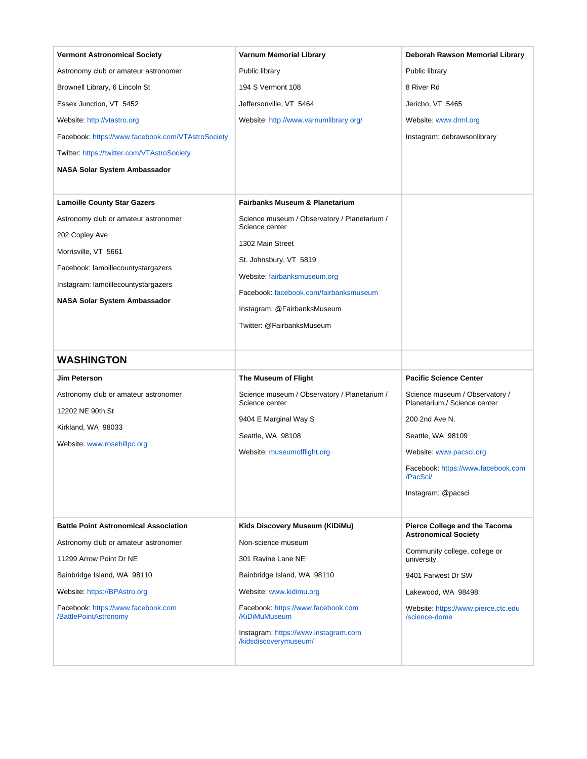**Vermont Astronomical Society**

Astronomy club or amateur astronomer

Brownell Library, 6 Lincoln St

Essex Junction, VT 5452

Website: http://vtastro.org

Facebook: https://www.facebook.com/VTAstroSociety

Twitter: https://twitter.com/VTAstroSociety

**NASA Solar System Ambassador**

**Varnum Memorial Library**

Public library

194 S Vermont 108

Jeffersonville, VT 5464

Website: http://www.varnumlibrary.org/

**Deborah Rawson Memorial Library**

Public library

8 River Rd

Jericho, VT 5465

Website: www.drml.org

Instagram: debrawsonlibrary

**Lamoille County Star Gazers**

Astronomy club or amateur astronomer

202 Copley Ave

Morrisville, VT 5661

Facebook: lamoillecountystargazers

Instagram: lamoillecountystargazers

**NASA Solar System Ambassador**

**Fairbanks Museum & Planetarium**

Science museum / Observatory / Planetarium / Science center

1302 Main Street

St. Johnsbury, VT 5819

Website: fairbanksmuseum.org

Facebook: facebook.com/fairbanksmuseum

Instagram: @FairbanksMuseum

Twitter: @FairbanksMuseum

## WASHINGTON

**Jim Peterson**

Astronomy club or amateur astronomer

12202 NE 90th St

Kirkland, WA 98033

Website: www.rosehillpc.org

**The Museum of Flight**

Science museum / Observatory / Planetarium / Science center

9404 E Marginal Way S

Seattle, WA 98108

Website: museumofflight.org

**Pacific Science Center**

Science museum / Observatory / Planetarium / Science center

200 2nd Ave N.

Seattle, WA 98109

Website: www.pacsci.org

Facebook: https://www.facebook.com/PacSci/

Instagram: @pacsci

**Battle Point Astronomical Association**

Astronomy club or amateur astronomer

11299 Arrow Point Dr NE

Bainbridge Island, WA 98110

Website: https://BPAstro.org

Facebook: https://www.facebook.com/BattlePointAstronomy

**Kids Discovery Museum (KiDiMu)**

Non-science museum

301 Ravine Lane NE

Bainbridge Island, WA 98110

Website: www.kidimu.org

Facebook: https://www.facebook.com/KiDiMuMuseum

Instagram: https://www.instagram.com/kidsdiscoverymuseum/

**Pierce College and the Tacoma Astronomical Society**

Community college, college or university

9401 Farwest Dr SW

Lakewood, WA 98498

Website: https://www.pierce.ctc.edu/science-dome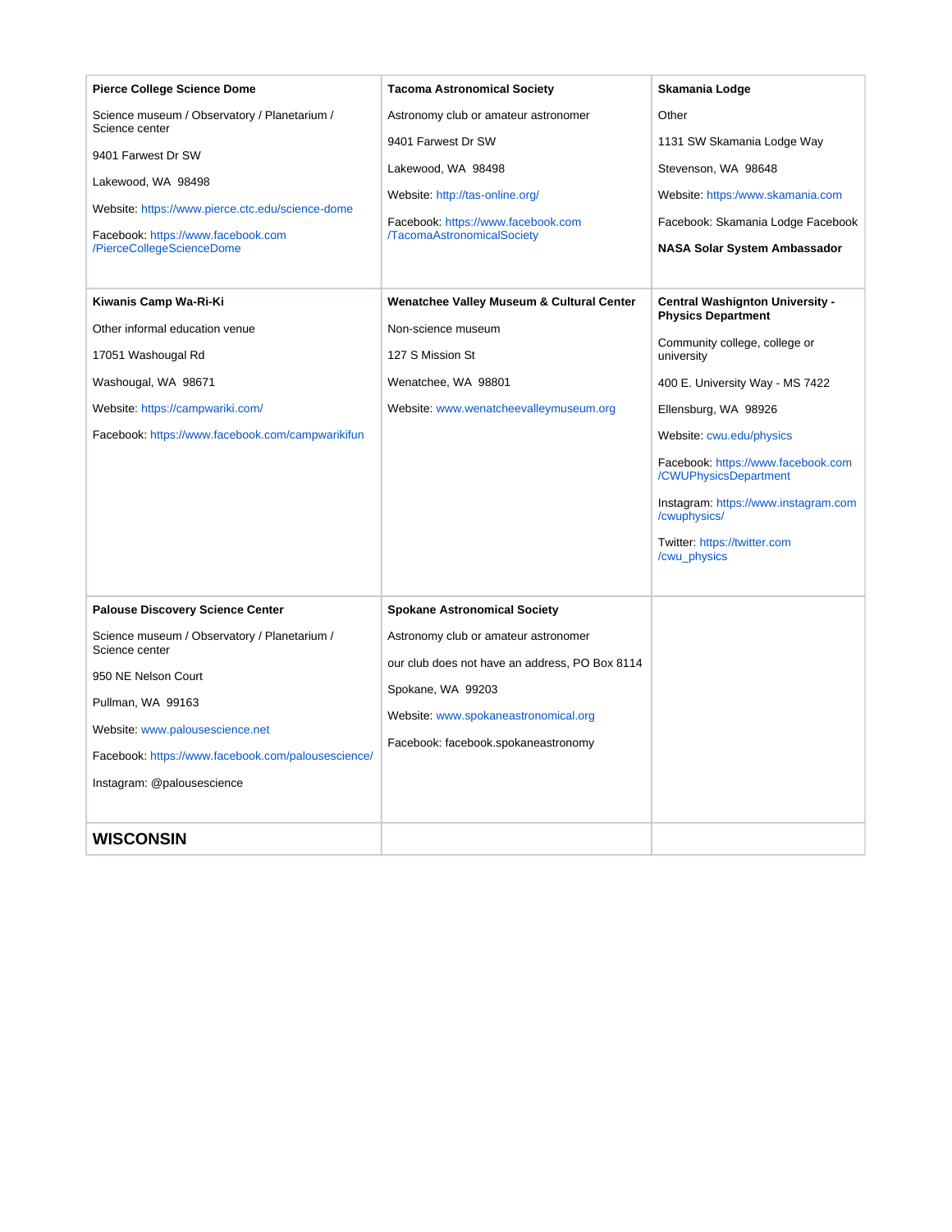| | | |
|---|---|---|
| **Pierce College Science Dome**<br><br>Science museum / Observatory / Planetarium / Science center<br><br>9401 Farwest Dr SW<br><br>Lakewood, WA 98498<br><br>Website: https://www.pierce.ctc.edu/science-dome<br><br>Facebook: https://www.facebook.com/PierceCollegeScienceDome | **Tacoma Astronomical Society**<br><br>Astronomy club or amateur astronomer<br><br>9401 Farwest Dr SW<br><br>Lakewood, WA 98498<br><br>Website: http://tas-online.org/<br><br>Facebook: https://www.facebook.com/TacomaAstronomicalSociety | **Skamania Lodge**<br><br>Other<br><br>1131 SW Skamania Lodge Way<br><br>Stevenson, WA 98648<br><br>Website: https:/www.skamania.com<br><br>Facebook: Skamania Lodge Facebook<br><br>**NASA Solar System Ambassador** |
| **Kiwanis Camp Wa-Ri-Ki**<br><br>Other informal education venue<br><br>17051 Washougal Rd<br><br>Washougal, WA 98671<br><br>Website: https://campwariki.com/<br><br>Facebook: https://www.facebook.com/campwarikifun | **Wenatchee Valley Museum & Cultural Center**<br><br>Non-science museum<br><br>127 S Mission St<br><br>Wenatchee, WA 98801<br><br>Website: www.wenatcheevalleymuseum.org | **Central Washignton University - Physics Department**<br><br>Community college, college or university<br><br>400 E. University Way - MS 7422<br><br>Ellensburg, WA 98926<br><br>Website: cwu.edu/physics<br><br>Facebook: https://www.facebook.com/CWUPhysicsDepartment<br><br>Instagram: https://www.instagram.com/cwuphysics/<br><br>Twitter: https://twitter.com/cwu_physics |
| **Palouse Discovery Science Center**<br><br>Science museum / Observatory / Planetarium / Science center<br><br>950 NE Nelson Court<br><br>Pullman, WA 99163<br><br>Website: www.palousescience.net<br><br>Facebook: https://www.facebook.com/palousescience/<br><br>Instagram: @palousescience | **Spokane Astronomical Society**<br><br>Astronomy club or amateur astronomer<br><br>our club does not have an address, PO Box 8114<br><br>Spokane, WA 99203<br><br>Website: www.spokaneastronomical.org<br><br>Facebook: facebook.spokaneastronomy | |
| **WISCONSIN** | | |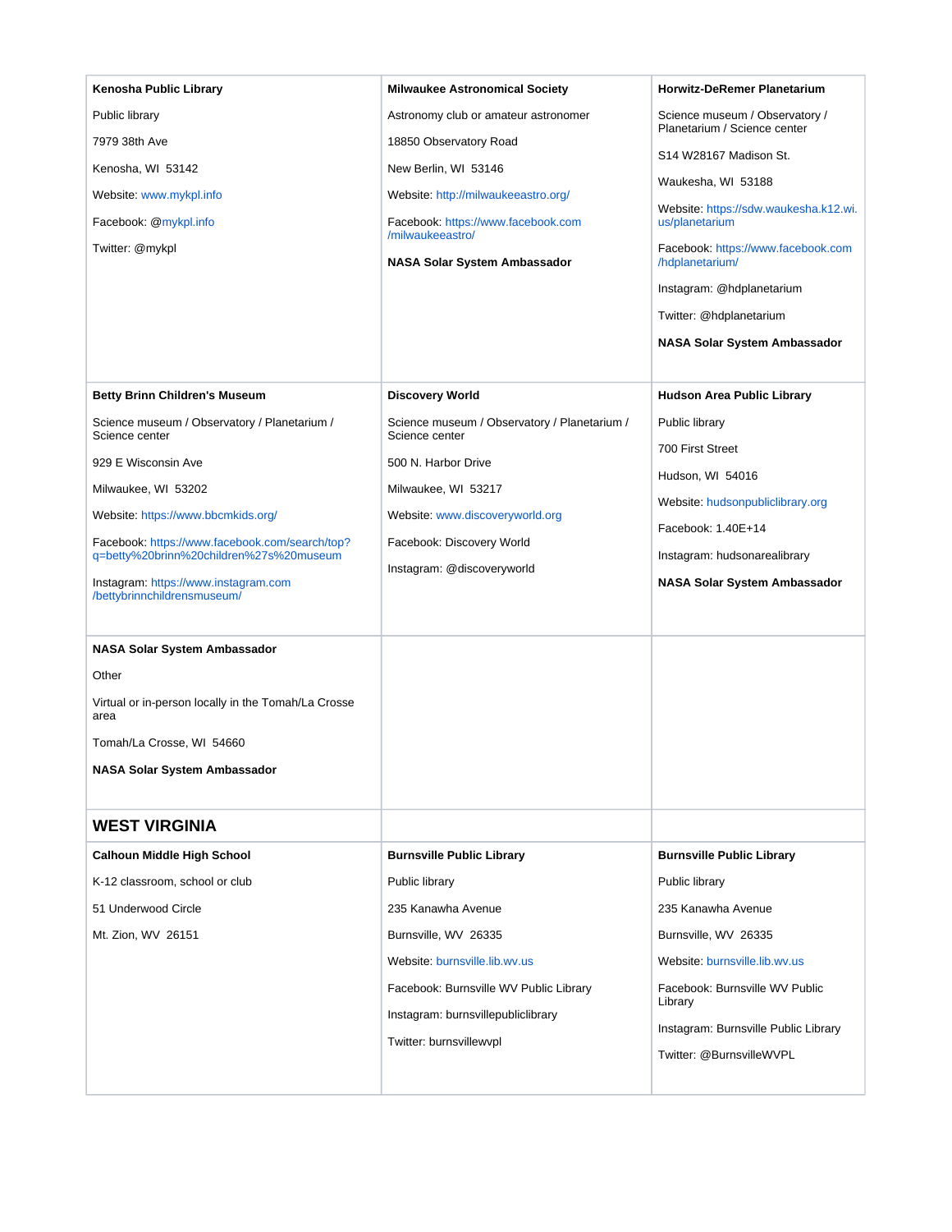**Kenosha Public Library**

Public library

7979 38th Ave

Kenosha, WI 53142

Website: www.mykpl.info

Facebook: @mykpl.info

Twitter: @mykpl

**Milwaukee Astronomical Society**

Astronomy club or amateur astronomer

18850 Observatory Road

New Berlin, WI 53146

Website: http://milwaukeeastro.org/

Facebook: https://www.facebook.com/milwaukeeastro/

**NASA Solar System Ambassador**

**Horwitz-DeRemer Planetarium**

Science museum / Observatory / Planetarium / Science center

S14 W28167 Madison St.

Waukesha, WI 53188

Website: https://sdw.waukesha.k12.wi.us/planetarium

Facebook: https://www.facebook.com/hdplanetarium/

Instagram: @hdplanetarium

Twitter: @hdplanetarium

**NASA Solar System Ambassador**

**Betty Brinn Children's Museum**

Science museum / Observatory / Planetarium / Science center

929 E Wisconsin Ave

Milwaukee, WI 53202

Website: https://www.bbcmkids.org/

Facebook: https://www.facebook.com/search/top?q=betty%20brinn%20children%27s%20museum

Instagram: https://www.instagram.com/bettybrinnchildrensmuseum/

**Discovery World**

Science museum / Observatory / Planetarium / Science center

500 N. Harbor Drive

Milwaukee, WI 53217

Website: www.discoveryworld.org

Facebook: Discovery World

Instagram: @discoveryworld

**Hudson Area Public Library**

Public library

700 First Street

Hudson, WI 54016

Website: hudsonpubliclibrary.org

Facebook: 1.40E+14

Instagram: hudsonarealibrary

**NASA Solar System Ambassador**

**NASA Solar System Ambassador**

Other

Virtual or in-person locally in the Tomah/La Crosse area

Tomah/La Crosse, WI 54660

**NASA Solar System Ambassador**

## WEST VIRGINIA

**Calhoun Middle High School**

K-12 classroom, school or club

51 Underwood Circle

Mt. Zion, WV 26151

**Burnsville Public Library**

Public library

235 Kanawha Avenue

Burnsville, WV 26335

Website: burnsville.lib.wv.us

Facebook: Burnsville WV Public Library

Instagram: burnsvillepubliclibrary

Twitter: burnsvillewvpl

**Burnsville Public Library**

Public library

235 Kanawha Avenue

Burnsville, WV 26335

Website: burnsville.lib.wv.us

Facebook: Burnsville WV Public Library

Instagram: Burnsville Public Library

Twitter: @BurnsvilleWVPL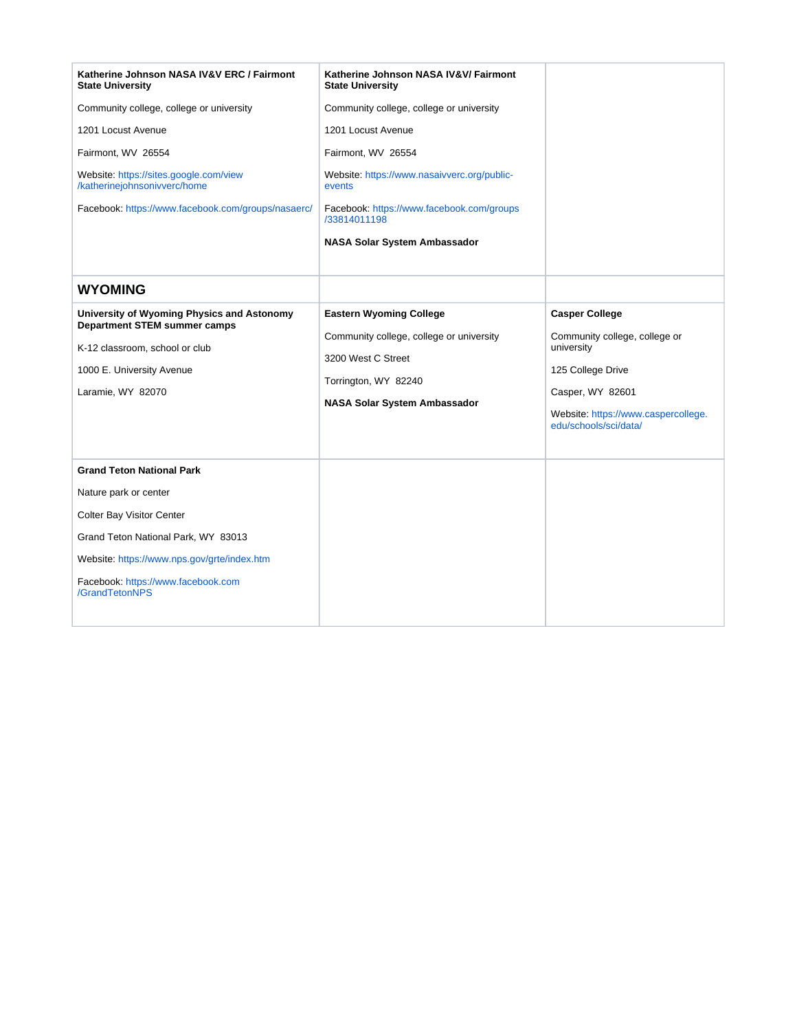| | | |
|---|---|---|
| **Katherine Johnson NASA IV&V ERC / Fairmont State University**<br><br>Community college, college or university<br><br>1201 Locust Avenue<br><br>Fairmont, WV 26554<br><br>Website: https://sites.google.com/view/katherinejohnsonivverc/home<br><br>Facebook: https://www.facebook.com/groups/nasaerc/ | **Katherine Johnson NASA IV&V/ Fairmont State University**<br><br>Community college, college or university<br><br>1201 Locust Avenue<br><br>Fairmont, WV 26554<br><br>Website: https://www.nasaivverc.org/public-events<br><br>Facebook: https://www.facebook.com/groups/33814011198<br><br>**NASA Solar System Ambassador** | |
| **WYOMING** | | |
| **University of Wyoming Physics and Astonomy Department STEM summer camps**<br><br>K-12 classroom, school or club<br><br>1000 E. University Avenue<br><br>Laramie, WY 82070 | **Eastern Wyoming College**<br><br>Community college, college or university<br><br>3200 West C Street<br><br>Torrington, WY 82240<br><br>**NASA Solar System Ambassador** | **Casper College**<br><br>Community college, college or university<br><br>125 College Drive<br><br>Casper, WY 82601<br><br>Website: https://www.caspercollege.edu/schools/sci/data/ |
| **Grand Teton National Park**<br><br>Nature park or center<br><br>Colter Bay Visitor Center<br><br>Grand Teton National Park, WY 83013<br><br>Website: https://www.nps.gov/grte/index.htm<br><br>Facebook: https://www.facebook.com/GrandTetonNPS | | |